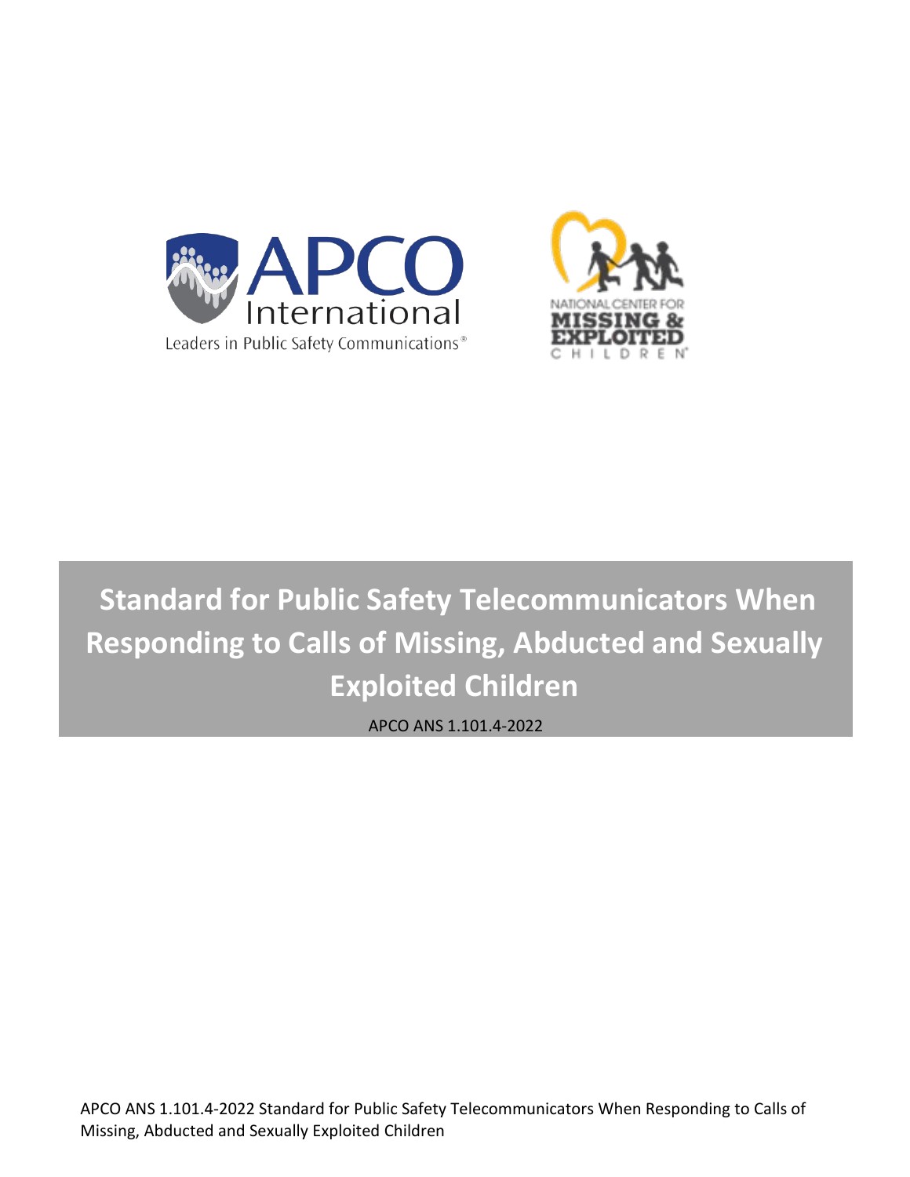APCO International

Leaders in Public Safety Communications®

NATIONAL CENTER FOR MISSING & EXPLOITED CHILDREN

# Standard for Public Safety Telecommunicators When Responding to Calls of Missing, Abducted and Sexually Exploited Children

APCO ANS 1.101.4-2022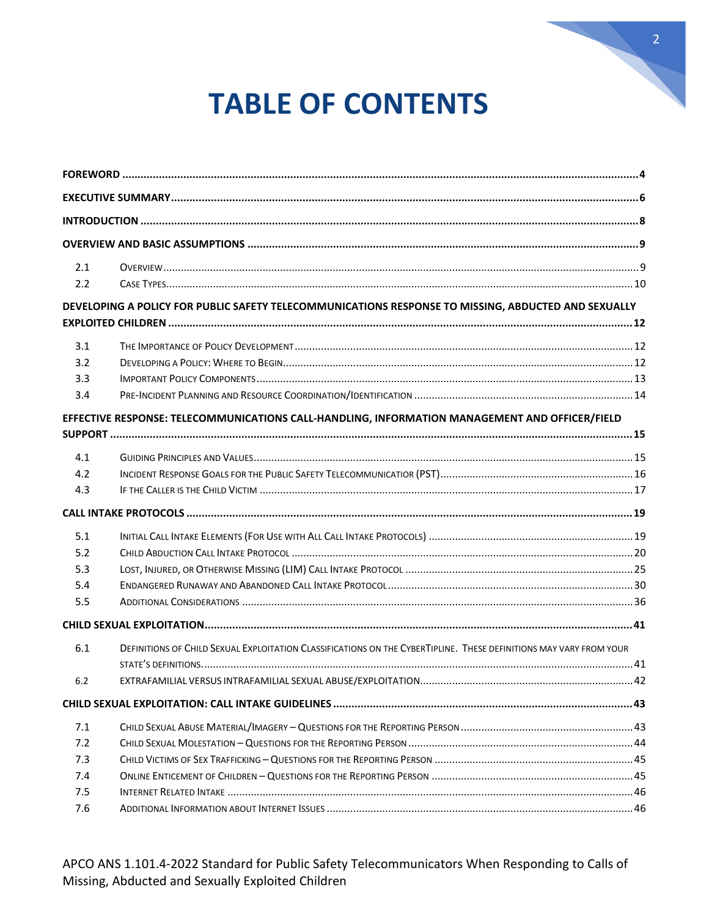# TABLE OF CONTENTS

**FOREWORD** .......... **4**

**EXECUTIVE SUMMARY** .......... **6**

**INTRODUCTION** .......... **8**

**OVERVIEW AND BASIC ASSUMPTIONS** .......... **9**

- 2.1 Overview .......... 9
- 2.2 Case Types .......... 10

**DEVELOPING A POLICY FOR PUBLIC SAFETY TELECOMMUNICATIONS RESPONSE TO MISSING, ABDUCTED AND SEXUALLY EXPLOITED CHILDREN** .......... **12**

- 3.1 The Importance of Policy Development .......... 12
- 3.2 Developing a Policy: Where to Begin .......... 12
- 3.3 Important Policy Components .......... 13
- 3.4 Pre-Incident Planning and Resource Coordination/Identification .......... 14

**EFFECTIVE RESPONSE: TELECOMMUNICATIONS CALL-HANDLING, INFORMATION MANAGEMENT AND OFFICER/FIELD SUPPORT** .......... **15**

- 4.1 Guiding Principles and Values .......... 15
- 4.2 Incident Response Goals for the Public Safety Telecommunicator (PST) .......... 16
- 4.3 If the Caller is the Child Victim .......... 17

**CALL INTAKE PROTOCOLS** .......... **19**

- 5.1 Initial Call Intake Elements (For Use with All Call Intake Protocols) .......... 19
- 5.2 Child Abduction Call Intake Protocol .......... 20
- 5.3 Lost, Injured, or Otherwise Missing (LIM) Call Intake Protocol .......... 25
- 5.4 Endangered Runaway and Abandoned Call Intake Protocol .......... 30
- 5.5 Additional Considerations .......... 36

**CHILD SEXUAL EXPLOITATION** .......... **41**

- 6.1 Definitions of Child Sexual Exploitation Classifications on the CyberTipline. These definitions may vary from your state's definitions. .......... 41
- 6.2 Extrafamilial versus Intrafamilial Sexual Abuse/Exploitation .......... 42

**CHILD SEXUAL EXPLOITATION: CALL INTAKE GUIDELINES** .......... **43**

- 7.1 Child Sexual Abuse Material/Imagery – Questions for the Reporting Person .......... 43
- 7.2 Child Sexual Molestation – Questions for the Reporting Person .......... 44
- 7.3 Child Victims of Sex Trafficking – Questions for the Reporting Person .......... 45
- 7.4 Online Enticement of Children – Questions for the Reporting Person .......... 45
- 7.5 Internet Related Intake .......... 46
- 7.6 Additional Information about Internet Issues .......... 46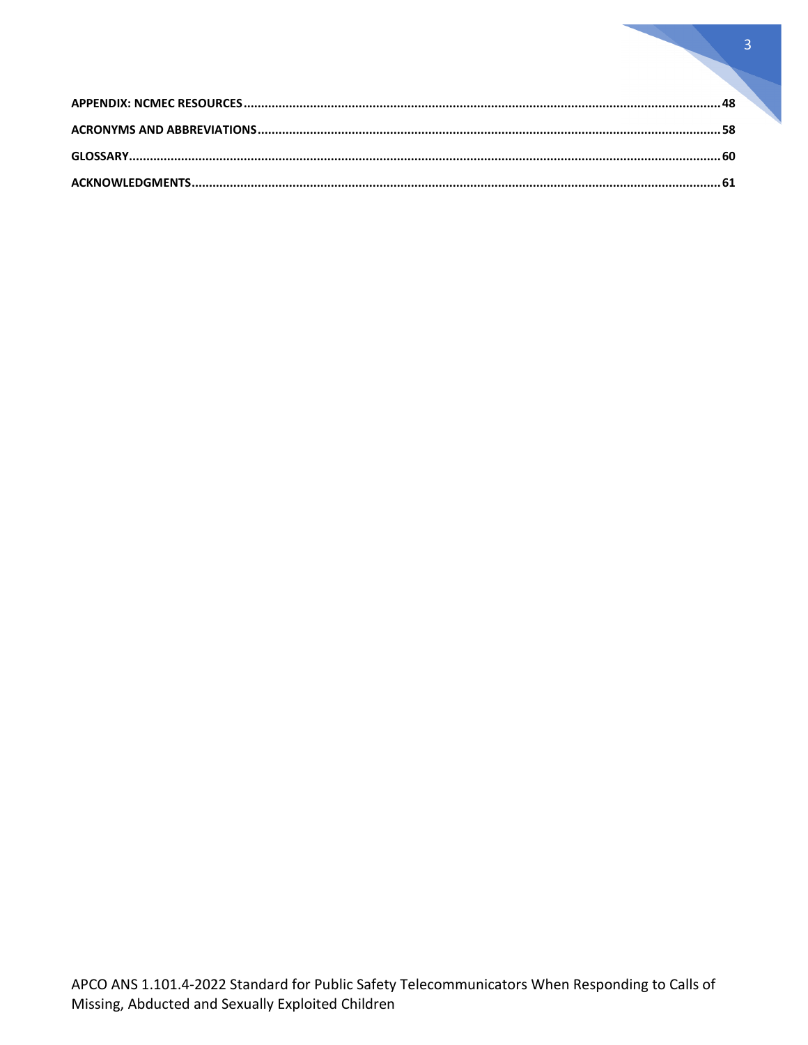**APPENDIX: NCMEC RESOURCES** .......... **48**

**ACRONYMS AND ABBREVIATIONS** .......... **58**

**GLOSSARY** .......... **60**

**ACKNOWLEDGMENTS** .......... **61**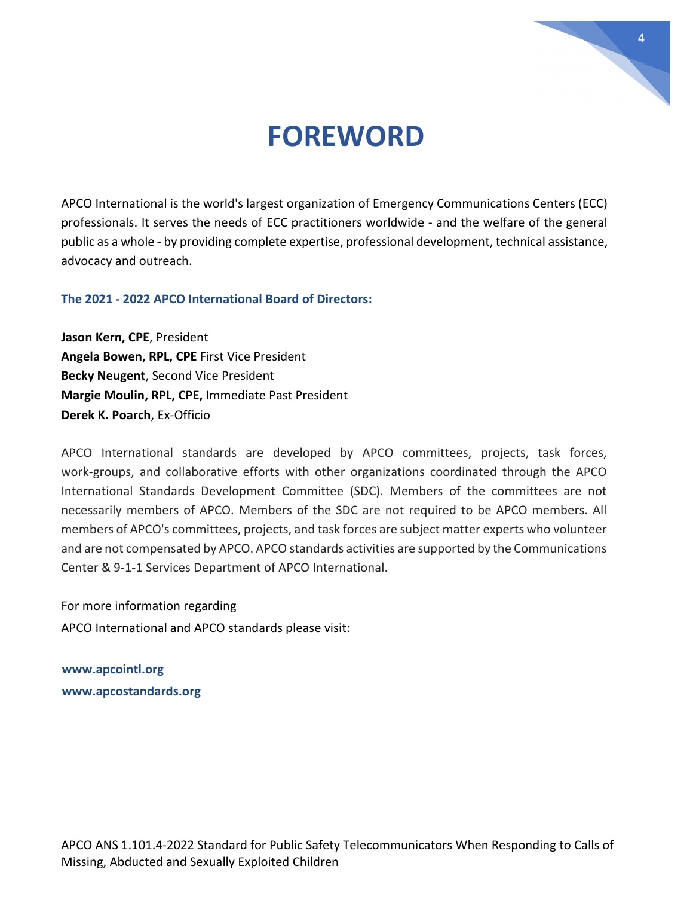# FOREWORD

APCO International is the world's largest organization of Emergency Communications Centers (ECC) professionals. It serves the needs of ECC practitioners worldwide - and the welfare of the general public as a whole - by providing complete expertise, professional development, technical assistance, advocacy and outreach.

### The 2021 - 2022 APCO International Board of Directors:

**Jason Kern, CPE**, President
**Angela Bowen, RPL, CPE** First Vice President
**Becky Neugent**, Second Vice President
**Margie Moulin, RPL, CPE,** Immediate Past President
**Derek K. Poarch**, Ex-Officio

APCO International standards are developed by APCO committees, projects, task forces, work-groups, and collaborative efforts with other organizations coordinated through the APCO International Standards Development Committee (SDC). Members of the committees are not necessarily members of APCO. Members of the SDC are not required to be APCO members. All members of APCO's committees, projects, and task forces are subject matter experts who volunteer and are not compensated by APCO. APCO standards activities are supported by the Communications Center & 9-1-1 Services Department of APCO International.

For more information regarding
APCO International and APCO standards please visit:

**www.apcointl.org**
**www.apcostandards.org**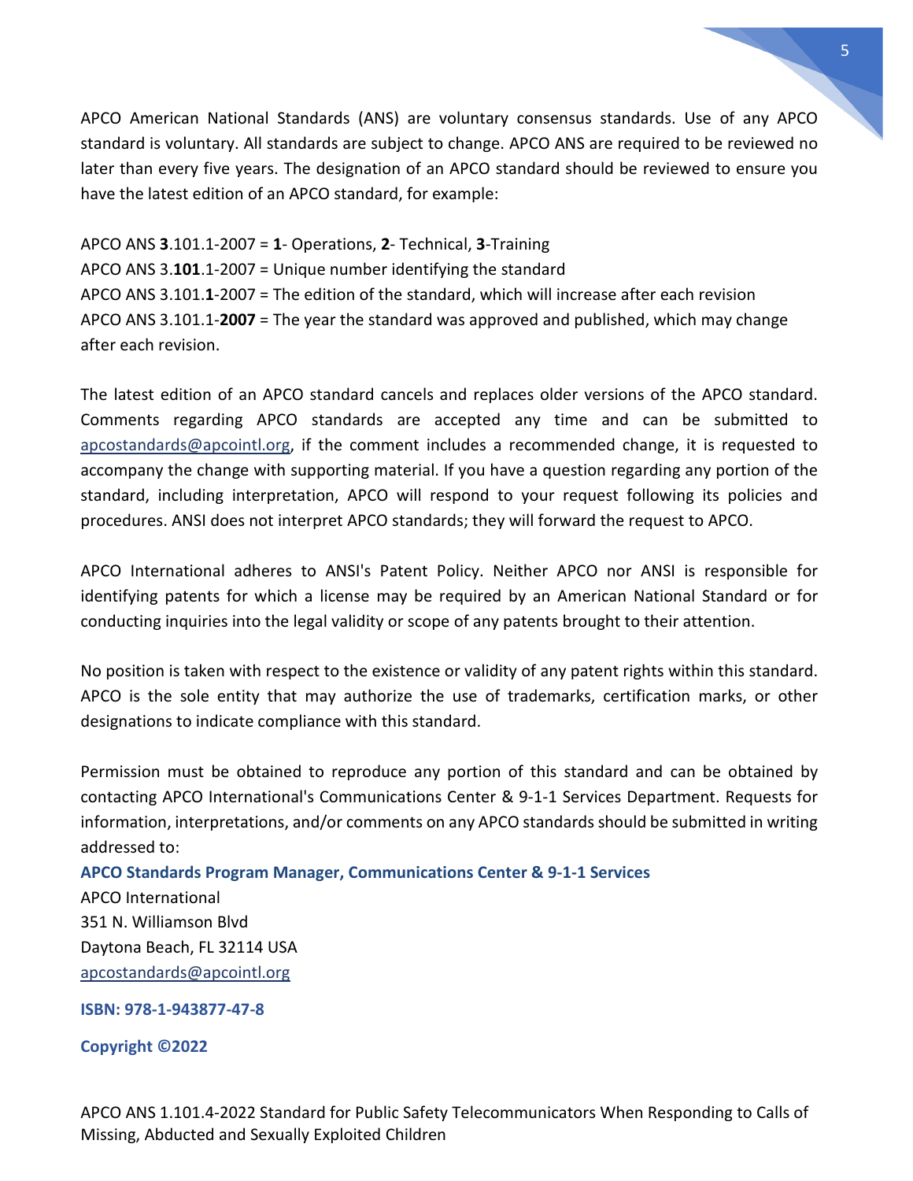APCO American National Standards (ANS) are voluntary consensus standards. Use of any APCO standard is voluntary. All standards are subject to change. APCO ANS are required to be reviewed no later than every five years. The designation of an APCO standard should be reviewed to ensure you have the latest edition of an APCO standard, for example:

APCO ANS **3**.101.1-2007 = **1**- Operations, **2**- Technical, **3**-Training
APCO ANS 3.**101**.1-2007 = Unique number identifying the standard
APCO ANS 3.101.**1**-2007 = The edition of the standard, which will increase after each revision
APCO ANS 3.101.1-**2007** = The year the standard was approved and published, which may change after each revision.

The latest edition of an APCO standard cancels and replaces older versions of the APCO standard. Comments regarding APCO standards are accepted any time and can be submitted to apcostandards@apcointl.org, if the comment includes a recommended change, it is requested to accompany the change with supporting material. If you have a question regarding any portion of the standard, including interpretation, APCO will respond to your request following its policies and procedures. ANSI does not interpret APCO standards; they will forward the request to APCO.

APCO International adheres to ANSI's Patent Policy. Neither APCO nor ANSI is responsible for identifying patents for which a license may be required by an American National Standard or for conducting inquiries into the legal validity or scope of any patents brought to their attention.

No position is taken with respect to the existence or validity of any patent rights within this standard. APCO is the sole entity that may authorize the use of trademarks, certification marks, or other designations to indicate compliance with this standard.

Permission must be obtained to reproduce any portion of this standard and can be obtained by contacting APCO International's Communications Center & 9-1-1 Services Department. Requests for information, interpretations, and/or comments on any APCO standards should be submitted in writing addressed to:

**APCO Standards Program Manager, Communications Center & 9-1-1 Services**
APCO International
351 N. Williamson Blvd
Daytona Beach, FL 32114 USA
apcostandards@apcointl.org

**ISBN: 978-1-943877-47-8**

**Copyright ©2022**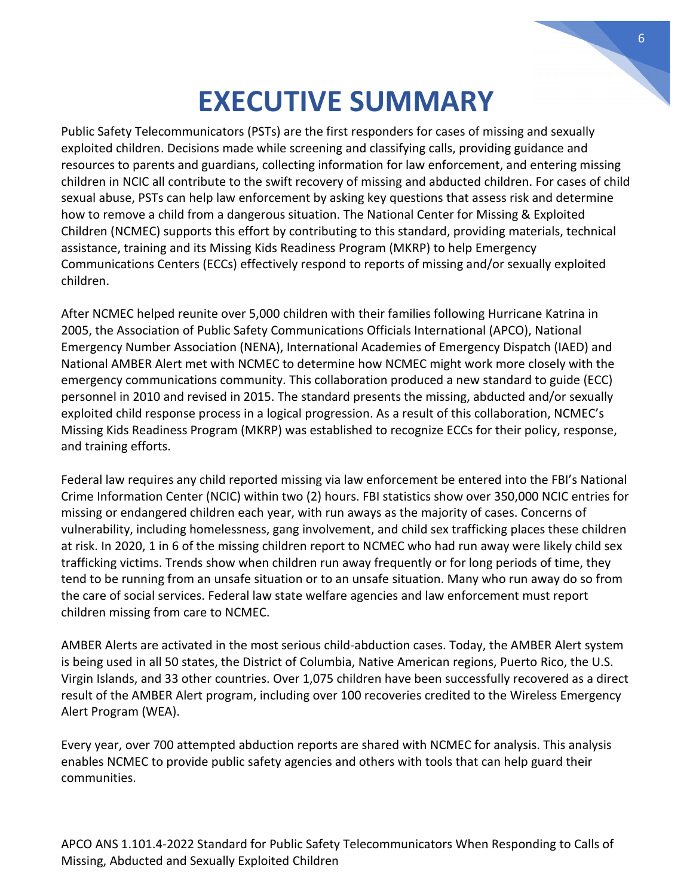# EXECUTIVE SUMMARY

Public Safety Telecommunicators (PSTs) are the first responders for cases of missing and sexually exploited children. Decisions made while screening and classifying calls, providing guidance and resources to parents and guardians, collecting information for law enforcement, and entering missing children in NCIC all contribute to the swift recovery of missing and abducted children. For cases of child sexual abuse, PSTs can help law enforcement by asking key questions that assess risk and determine how to remove a child from a dangerous situation. The National Center for Missing & Exploited Children (NCMEC) supports this effort by contributing to this standard, providing materials, technical assistance, training and its Missing Kids Readiness Program (MKRP) to help Emergency Communications Centers (ECCs) effectively respond to reports of missing and/or sexually exploited children.

After NCMEC helped reunite over 5,000 children with their families following Hurricane Katrina in 2005, the Association of Public Safety Communications Officials International (APCO), National Emergency Number Association (NENA), International Academies of Emergency Dispatch (IAED) and National AMBER Alert met with NCMEC to determine how NCMEC might work more closely with the emergency communications community. This collaboration produced a new standard to guide (ECC) personnel in 2010 and revised in 2015. The standard presents the missing, abducted and/or sexually exploited child response process in a logical progression. As a result of this collaboration, NCMEC's Missing Kids Readiness Program (MKRP) was established to recognize ECCs for their policy, response, and training efforts.

Federal law requires any child reported missing via law enforcement be entered into the FBI's National Crime Information Center (NCIC) within two (2) hours. FBI statistics show over 350,000 NCIC entries for missing or endangered children each year, with run aways as the majority of cases. Concerns of vulnerability, including homelessness, gang involvement, and child sex trafficking places these children at risk. In 2020, 1 in 6 of the missing children report to NCMEC who had run away were likely child sex trafficking victims. Trends show when children run away frequently or for long periods of time, they tend to be running from an unsafe situation or to an unsafe situation. Many who run away do so from the care of social services. Federal law state welfare agencies and law enforcement must report children missing from care to NCMEC.

AMBER Alerts are activated in the most serious child-abduction cases. Today, the AMBER Alert system is being used in all 50 states, the District of Columbia, Native American regions, Puerto Rico, the U.S. Virgin Islands, and 33 other countries. Over 1,075 children have been successfully recovered as a direct result of the AMBER Alert program, including over 100 recoveries credited to the Wireless Emergency Alert Program (WEA).

Every year, over 700 attempted abduction reports are shared with NCMEC for analysis. This analysis enables NCMEC to provide public safety agencies and others with tools that can help guard their communities.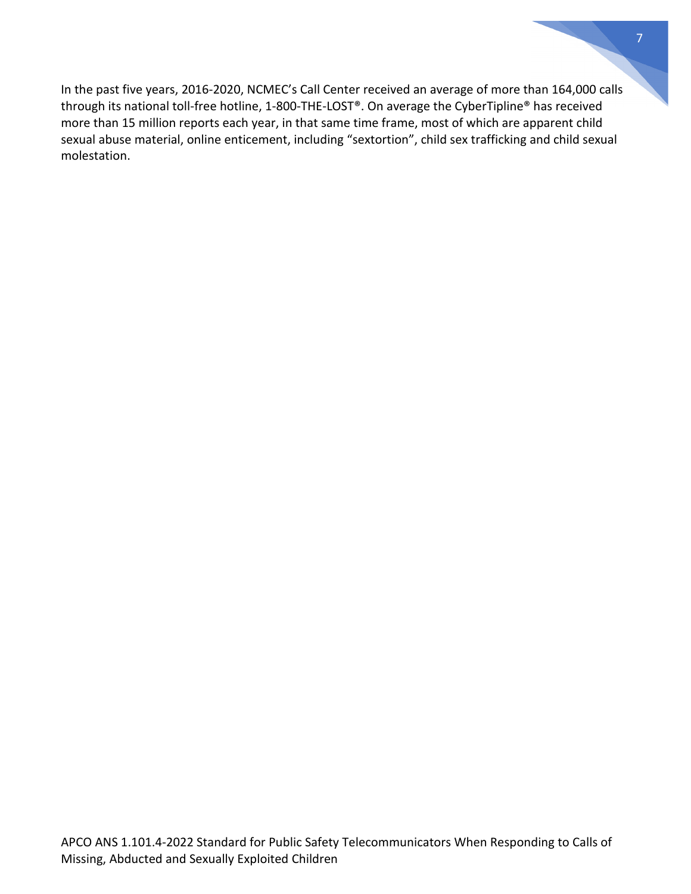In the past five years, 2016-2020, NCMEC's Call Center received an average of more than 164,000 calls through its national toll-free hotline, 1-800-THE-LOST®. On average the CyberTipline® has received more than 15 million reports each year, in that same time frame, most of which are apparent child sexual abuse material, online enticement, including "sextortion", child sex trafficking and child sexual molestation.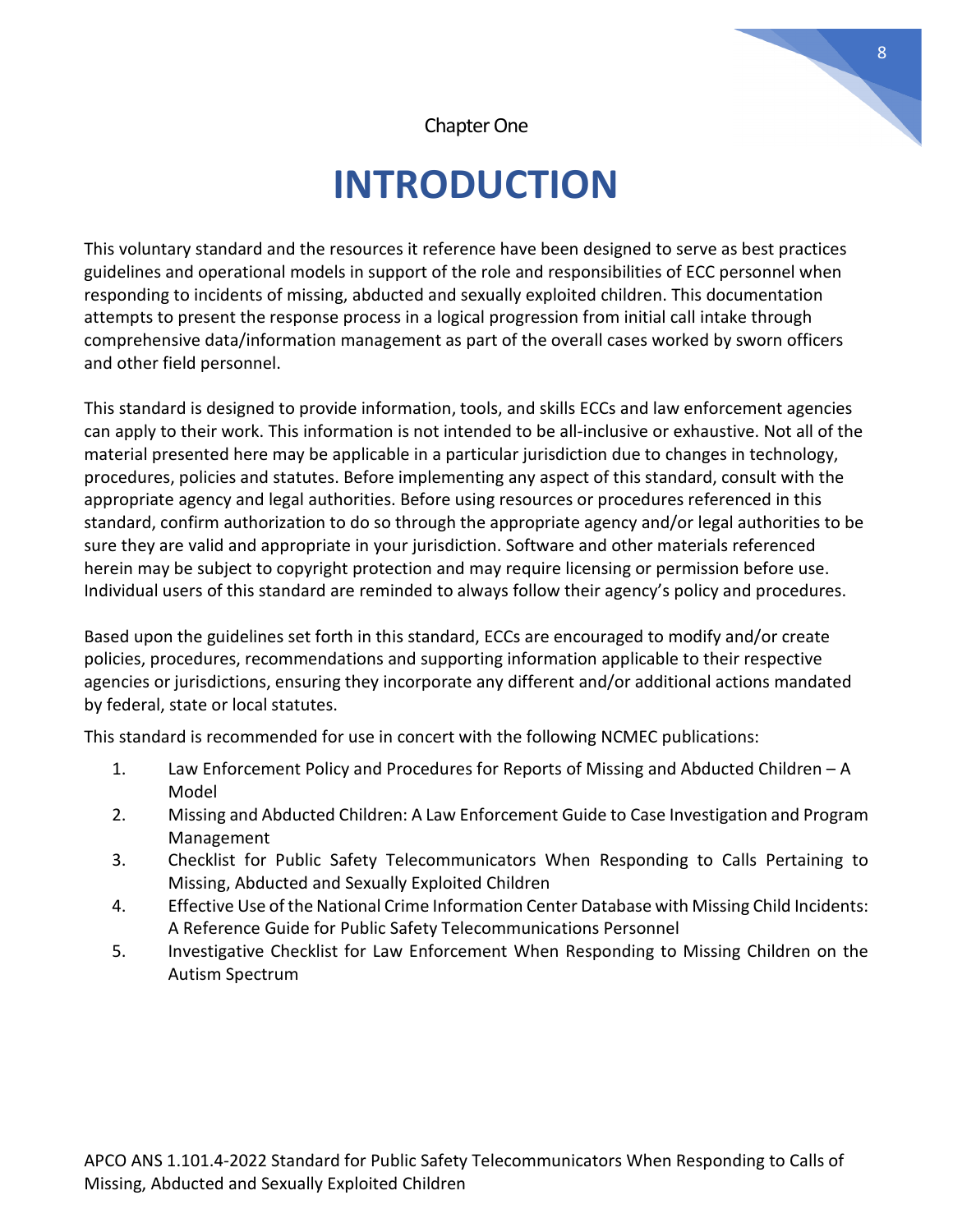Chapter One

# INTRODUCTION

This voluntary standard and the resources it reference have been designed to serve as best practices guidelines and operational models in support of the role and responsibilities of ECC personnel when responding to incidents of missing, abducted and sexually exploited children. This documentation attempts to present the response process in a logical progression from initial call intake through comprehensive data/information management as part of the overall cases worked by sworn officers and other field personnel.

This standard is designed to provide information, tools, and skills ECCs and law enforcement agencies can apply to their work. This information is not intended to be all-inclusive or exhaustive. Not all of the material presented here may be applicable in a particular jurisdiction due to changes in technology, procedures, policies and statutes. Before implementing any aspect of this standard, consult with the appropriate agency and legal authorities. Before using resources or procedures referenced in this standard, confirm authorization to do so through the appropriate agency and/or legal authorities to be sure they are valid and appropriate in your jurisdiction. Software and other materials referenced herein may be subject to copyright protection and may require licensing or permission before use. Individual users of this standard are reminded to always follow their agency's policy and procedures.

Based upon the guidelines set forth in this standard, ECCs are encouraged to modify and/or create policies, procedures, recommendations and supporting information applicable to their respective agencies or jurisdictions, ensuring they incorporate any different and/or additional actions mandated by federal, state or local statutes.

This standard is recommended for use in concert with the following NCMEC publications:

1. Law Enforcement Policy and Procedures for Reports of Missing and Abducted Children – A Model
2. Missing and Abducted Children: A Law Enforcement Guide to Case Investigation and Program Management
3. Checklist for Public Safety Telecommunicators When Responding to Calls Pertaining to Missing, Abducted and Sexually Exploited Children
4. Effective Use of the National Crime Information Center Database with Missing Child Incidents: A Reference Guide for Public Safety Telecommunications Personnel
5. Investigative Checklist for Law Enforcement When Responding to Missing Children on the Autism Spectrum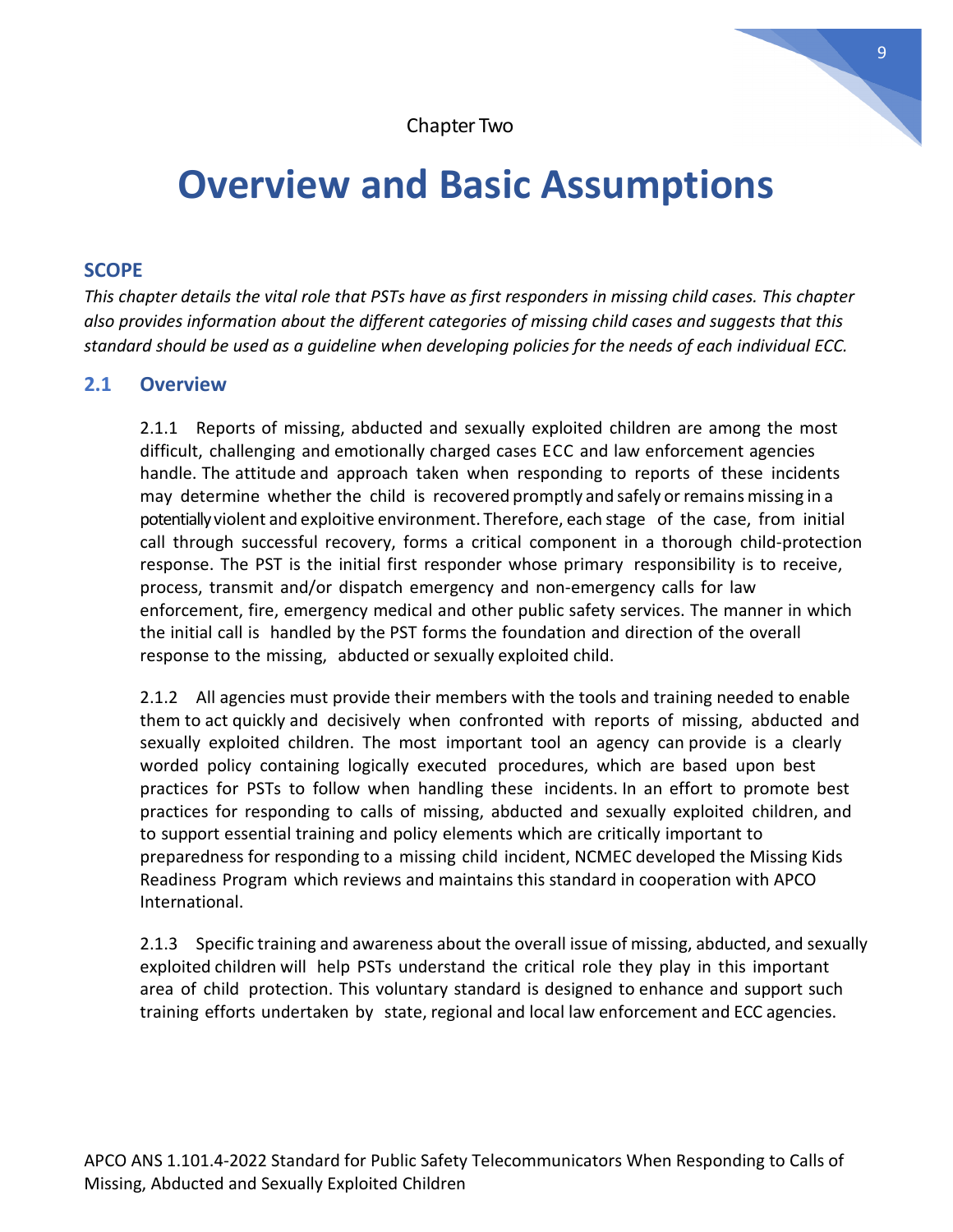Chapter Two

# Overview and Basic Assumptions

## SCOPE

*This chapter details the vital role that PSTs have as first responders in missing child cases. This chapter also provides information about the different categories of missing child cases and suggests that this standard should be used as a guideline when developing policies for the needs of each individual ECC.*

## 2.1 Overview

2.1.1 Reports of missing, abducted and sexually exploited children are among the most difficult, challenging and emotionally charged cases ECC and law enforcement agencies handle. The attitude and approach taken when responding to reports of these incidents may determine whether the child is recovered promptly and safely or remains missing in a potentially violent and exploitive environment. Therefore, each stage of the case, from initial call through successful recovery, forms a critical component in a thorough child-protection response. The PST is the initial first responder whose primary responsibility is to receive, process, transmit and/or dispatch emergency and non-emergency calls for law enforcement, fire, emergency medical and other public safety services. The manner in which the initial call is handled by the PST forms the foundation and direction of the overall response to the missing, abducted or sexually exploited child.

2.1.2 All agencies must provide their members with the tools and training needed to enable them to act quickly and decisively when confronted with reports of missing, abducted and sexually exploited children. The most important tool an agency can provide is a clearly worded policy containing logically executed procedures, which are based upon best practices for PSTs to follow when handling these incidents. In an effort to promote best practices for responding to calls of missing, abducted and sexually exploited children, and to support essential training and policy elements which are critically important to preparedness for responding to a missing child incident, NCMEC developed the Missing Kids Readiness Program which reviews and maintains this standard in cooperation with APCO International.

2.1.3 Specific training and awareness about the overall issue of missing, abducted, and sexually exploited children will help PSTs understand the critical role they play in this important area of child protection. This voluntary standard is designed to enhance and support such training efforts undertaken by state, regional and local law enforcement and ECC agencies.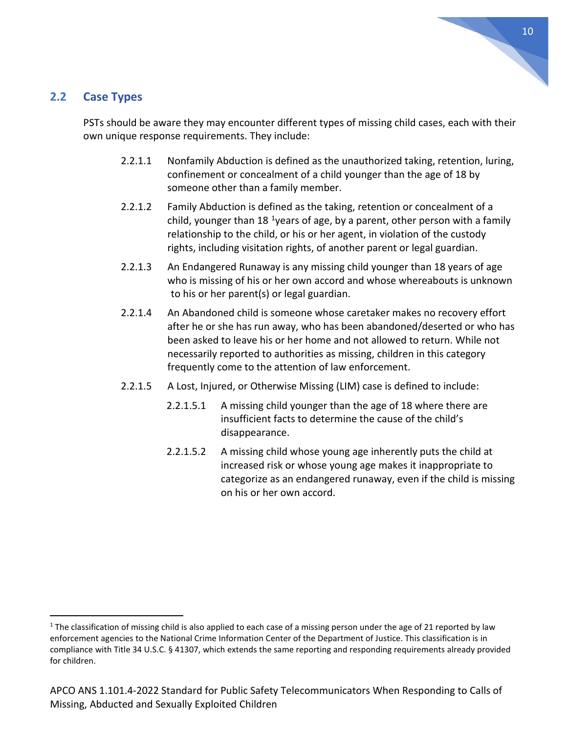## 2.2 Case Types

PSTs should be aware they may encounter different types of missing child cases, each with their own unique response requirements. They include:

2.2.1.1 Nonfamily Abduction is defined as the unauthorized taking, retention, luring, confinement or concealment of a child younger than the age of 18 by someone other than a family member.

2.2.1.2 Family Abduction is defined as the taking, retention or concealment of a child, younger than 18 [1]years of age, by a parent, other person with a family relationship to the child, or his or her agent, in violation of the custody rights, including visitation rights, of another parent or legal guardian.

2.2.1.3 An Endangered Runaway is any missing child younger than 18 years of age who is missing of his or her own accord and whose whereabouts is unknown to his or her parent(s) or legal guardian.

2.2.1.4 An Abandoned child is someone whose caretaker makes no recovery effort after he or she has run away, who has been abandoned/deserted or who has been asked to leave his or her home and not allowed to return. While not necessarily reported to authorities as missing, children in this category frequently come to the attention of law enforcement.

2.2.1.5 A Lost, Injured, or Otherwise Missing (LIM) case is defined to include:

2.2.1.5.1 A missing child younger than the age of 18 where there are insufficient facts to determine the cause of the child's disappearance.

2.2.1.5.2 A missing child whose young age inherently puts the child at increased risk or whose young age makes it inappropriate to categorize as an endangered runaway, even if the child is missing on his or her own accord.

---

[1] The classification of missing child is also applied to each case of a missing person under the age of 21 reported by law enforcement agencies to the National Crime Information Center of the Department of Justice. This classification is in compliance with Title 34 U.S.C. § 41307, which extends the same reporting and responding requirements already provided for children.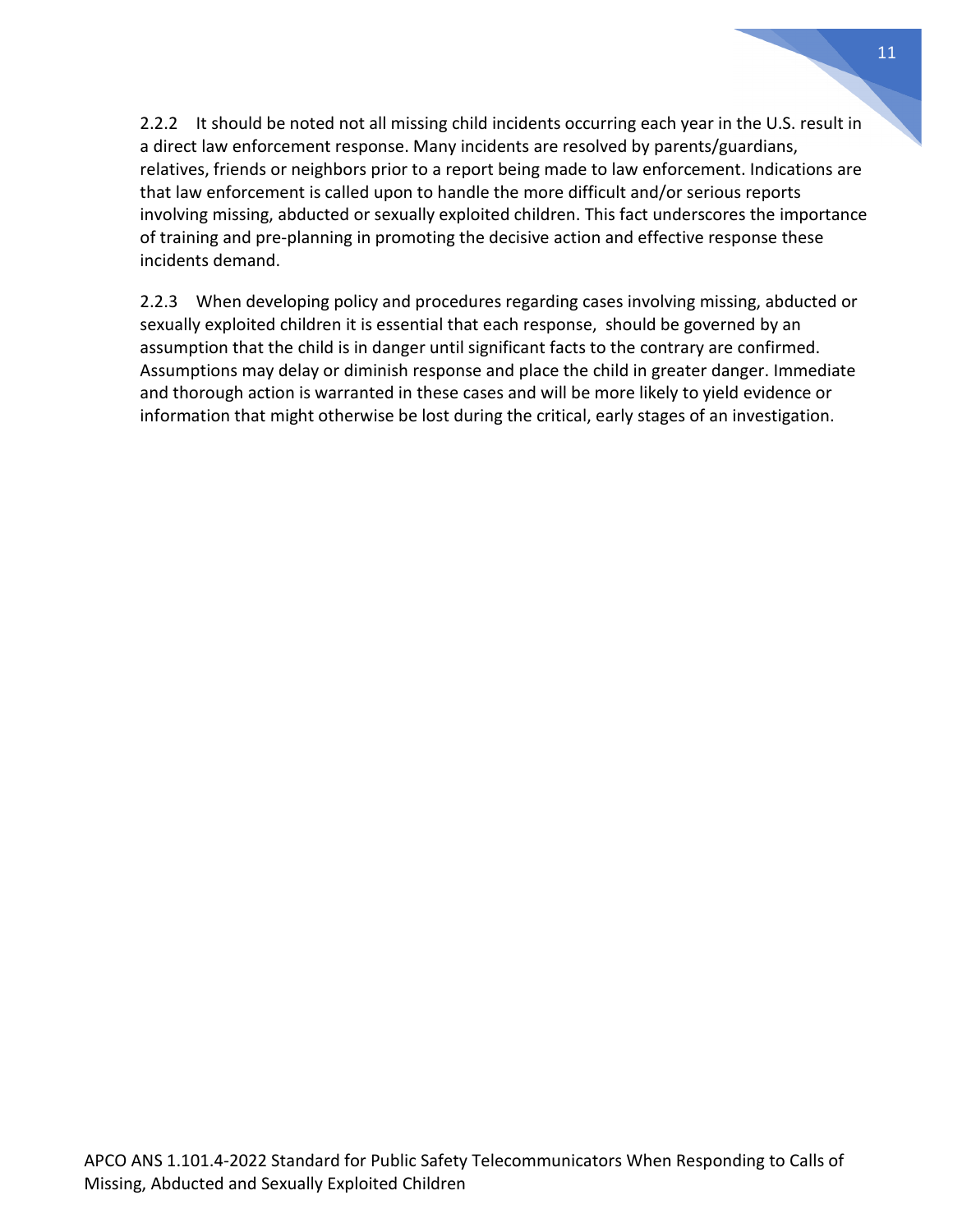2.2.2 It should be noted not all missing child incidents occurring each year in the U.S. result in a direct law enforcement response. Many incidents are resolved by parents/guardians, relatives, friends or neighbors prior to a report being made to law enforcement. Indications are that law enforcement is called upon to handle the more difficult and/or serious reports involving missing, abducted or sexually exploited children. This fact underscores the importance of training and pre-planning in promoting the decisive action and effective response these incidents demand.

2.2.3 When developing policy and procedures regarding cases involving missing, abducted or sexually exploited children it is essential that each response, should be governed by an assumption that the child is in danger until significant facts to the contrary are confirmed. Assumptions may delay or diminish response and place the child in greater danger. Immediate and thorough action is warranted in these cases and will be more likely to yield evidence or information that might otherwise be lost during the critical, early stages of an investigation.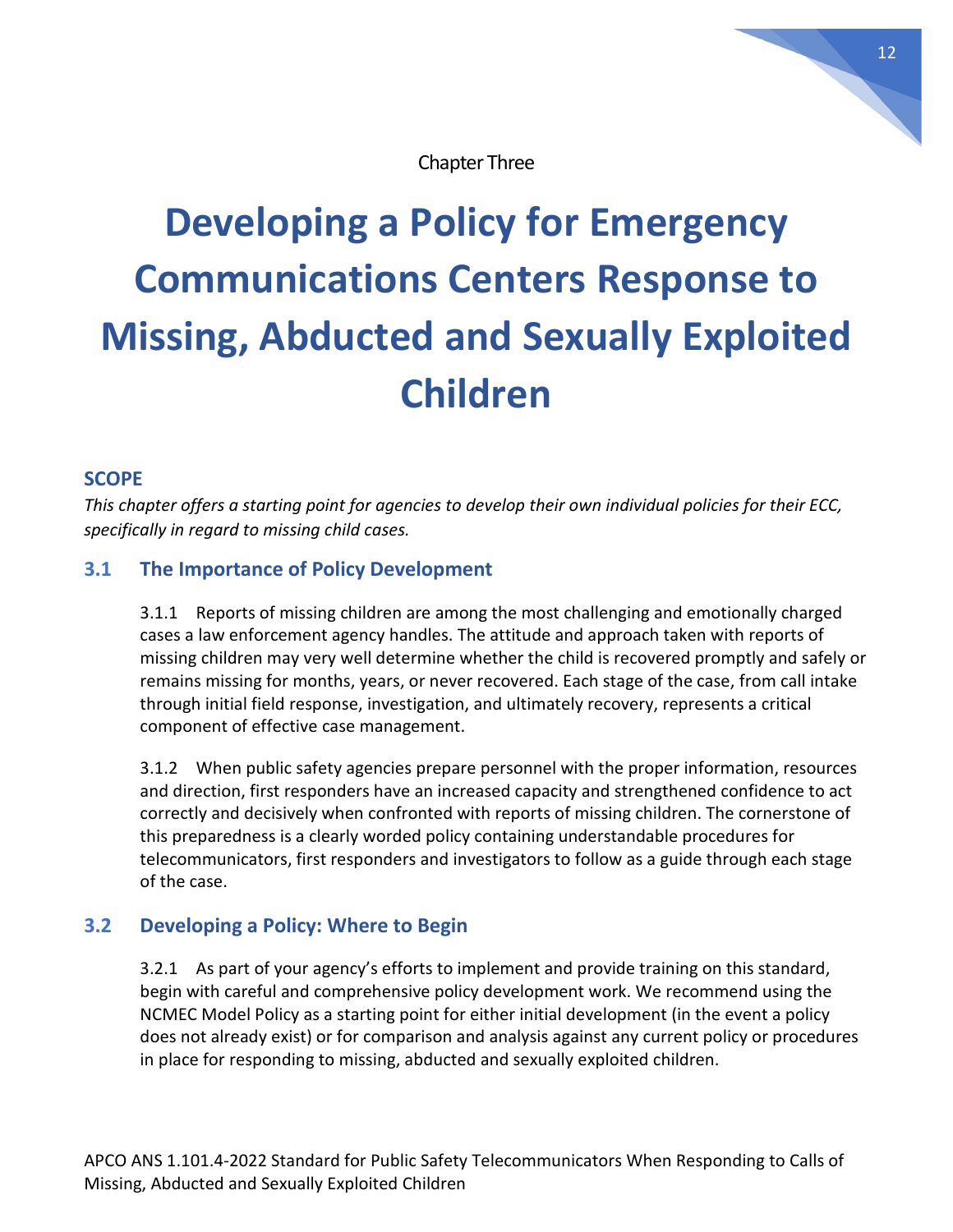Chapter Three

# Developing a Policy for Emergency Communications Centers Response to Missing, Abducted and Sexually Exploited Children

## SCOPE

*This chapter offers a starting point for agencies to develop their own individual policies for their ECC, specifically in regard to missing child cases.*

## 3.1 The Importance of Policy Development

3.1.1 Reports of missing children are among the most challenging and emotionally charged cases a law enforcement agency handles. The attitude and approach taken with reports of missing children may very well determine whether the child is recovered promptly and safely or remains missing for months, years, or never recovered. Each stage of the case, from call intake through initial field response, investigation, and ultimately recovery, represents a critical component of effective case management.

3.1.2 When public safety agencies prepare personnel with the proper information, resources and direction, first responders have an increased capacity and strengthened confidence to act correctly and decisively when confronted with reports of missing children. The cornerstone of this preparedness is a clearly worded policy containing understandable procedures for telecommunicators, first responders and investigators to follow as a guide through each stage of the case.

## 3.2 Developing a Policy: Where to Begin

3.2.1 As part of your agency's efforts to implement and provide training on this standard, begin with careful and comprehensive policy development work. We recommend using the NCMEC Model Policy as a starting point for either initial development (in the event a policy does not already exist) or for comparison and analysis against any current policy or procedures in place for responding to missing, abducted and sexually exploited children.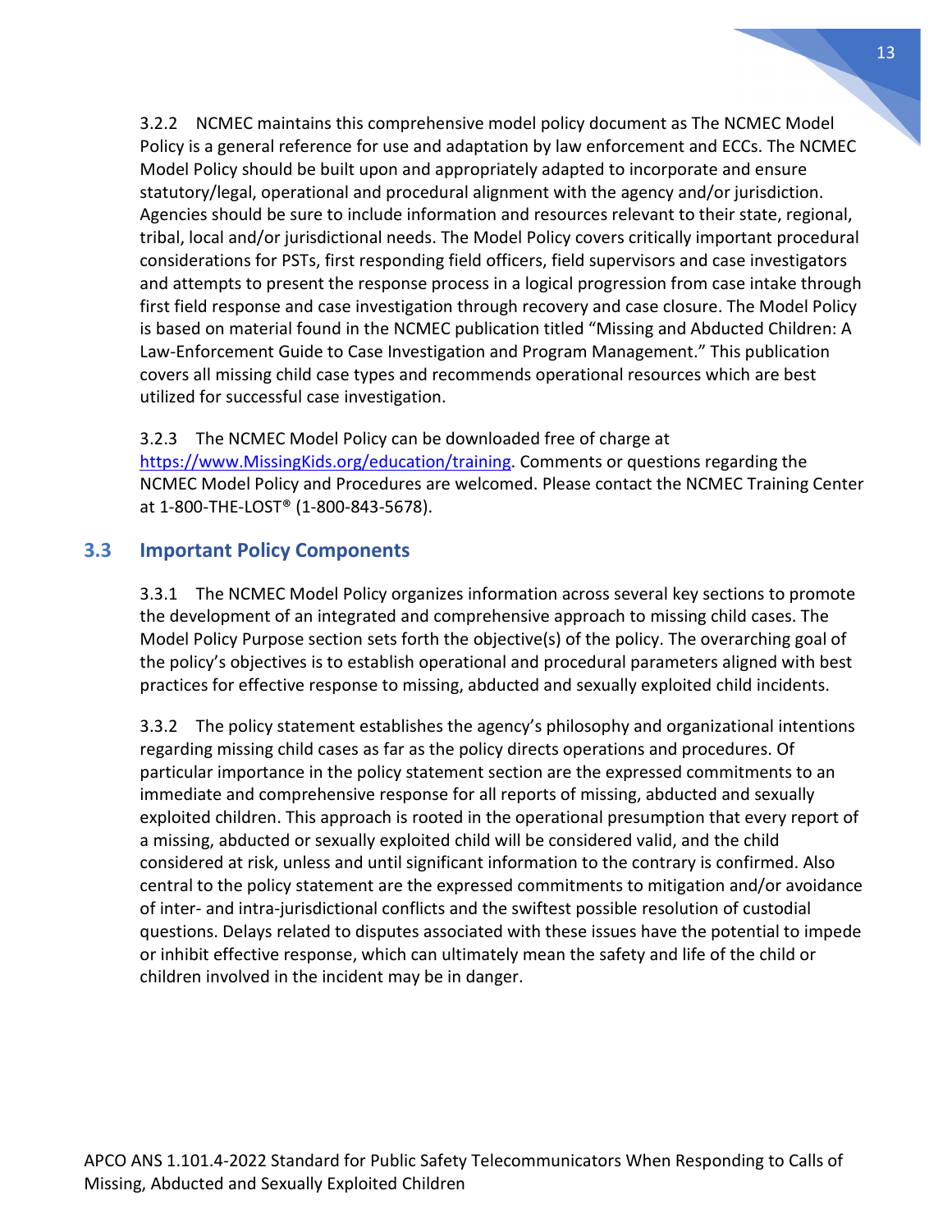3.2.2 NCMEC maintains this comprehensive model policy document as The NCMEC Model Policy is a general reference for use and adaptation by law enforcement and ECCs. The NCMEC Model Policy should be built upon and appropriately adapted to incorporate and ensure statutory/legal, operational and procedural alignment with the agency and/or jurisdiction. Agencies should be sure to include information and resources relevant to their state, regional, tribal, local and/or jurisdictional needs. The Model Policy covers critically important procedural considerations for PSTs, first responding field officers, field supervisors and case investigators and attempts to present the response process in a logical progression from case intake through first field response and case investigation through recovery and case closure. The Model Policy is based on material found in the NCMEC publication titled "Missing and Abducted Children: A Law-Enforcement Guide to Case Investigation and Program Management." This publication covers all missing child case types and recommends operational resources which are best utilized for successful case investigation.

3.2.3 The NCMEC Model Policy can be downloaded free of charge at https://www.MissingKids.org/education/training. Comments or questions regarding the NCMEC Model Policy and Procedures are welcomed. Please contact the NCMEC Training Center at 1-800-THE-LOST® (1-800-843-5678).

## 3.3 Important Policy Components

3.3.1 The NCMEC Model Policy organizes information across several key sections to promote the development of an integrated and comprehensive approach to missing child cases. The Model Policy Purpose section sets forth the objective(s) of the policy. The overarching goal of the policy's objectives is to establish operational and procedural parameters aligned with best practices for effective response to missing, abducted and sexually exploited child incidents.

3.3.2 The policy statement establishes the agency's philosophy and organizational intentions regarding missing child cases as far as the policy directs operations and procedures. Of particular importance in the policy statement section are the expressed commitments to an immediate and comprehensive response for all reports of missing, abducted and sexually exploited children. This approach is rooted in the operational presumption that every report of a missing, abducted or sexually exploited child will be considered valid, and the child considered at risk, unless and until significant information to the contrary is confirmed. Also central to the policy statement are the expressed commitments to mitigation and/or avoidance of inter- and intra-jurisdictional conflicts and the swiftest possible resolution of custodial questions. Delays related to disputes associated with these issues have the potential to impede or inhibit effective response, which can ultimately mean the safety and life of the child or children involved in the incident may be in danger.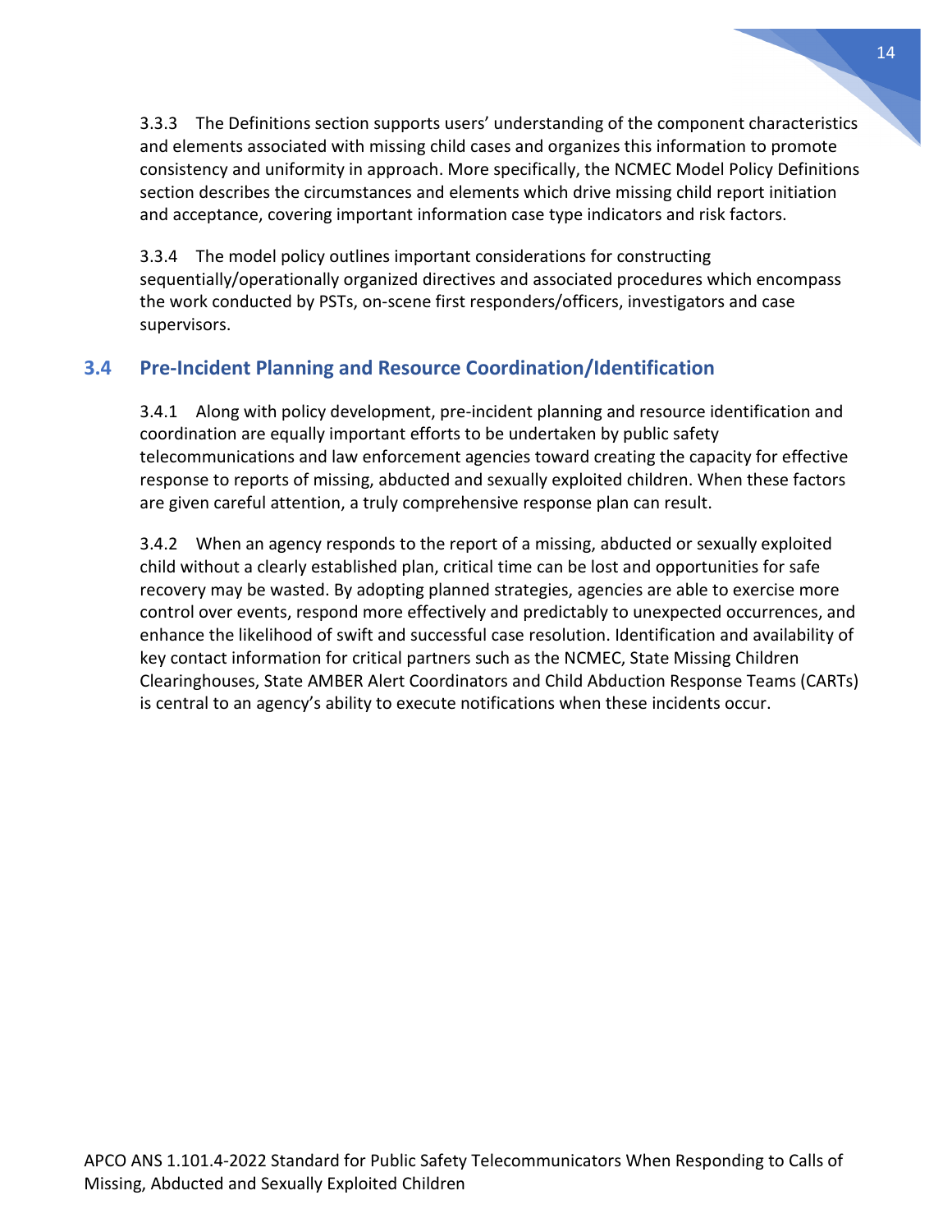3.3.3 The Definitions section supports users' understanding of the component characteristics and elements associated with missing child cases and organizes this information to promote consistency and uniformity in approach. More specifically, the NCMEC Model Policy Definitions section describes the circumstances and elements which drive missing child report initiation and acceptance, covering important information case type indicators and risk factors.

3.3.4 The model policy outlines important considerations for constructing sequentially/operationally organized directives and associated procedures which encompass the work conducted by PSTs, on-scene first responders/officers, investigators and case supervisors.

## 3.4 Pre-Incident Planning and Resource Coordination/Identification

3.4.1 Along with policy development, pre-incident planning and resource identification and coordination are equally important efforts to be undertaken by public safety telecommunications and law enforcement agencies toward creating the capacity for effective response to reports of missing, abducted and sexually exploited children. When these factors are given careful attention, a truly comprehensive response plan can result.

3.4.2 When an agency responds to the report of a missing, abducted or sexually exploited child without a clearly established plan, critical time can be lost and opportunities for safe recovery may be wasted. By adopting planned strategies, agencies are able to exercise more control over events, respond more effectively and predictably to unexpected occurrences, and enhance the likelihood of swift and successful case resolution. Identification and availability of key contact information for critical partners such as the NCMEC, State Missing Children Clearinghouses, State AMBER Alert Coordinators and Child Abduction Response Teams (CARTs) is central to an agency's ability to execute notifications when these incidents occur.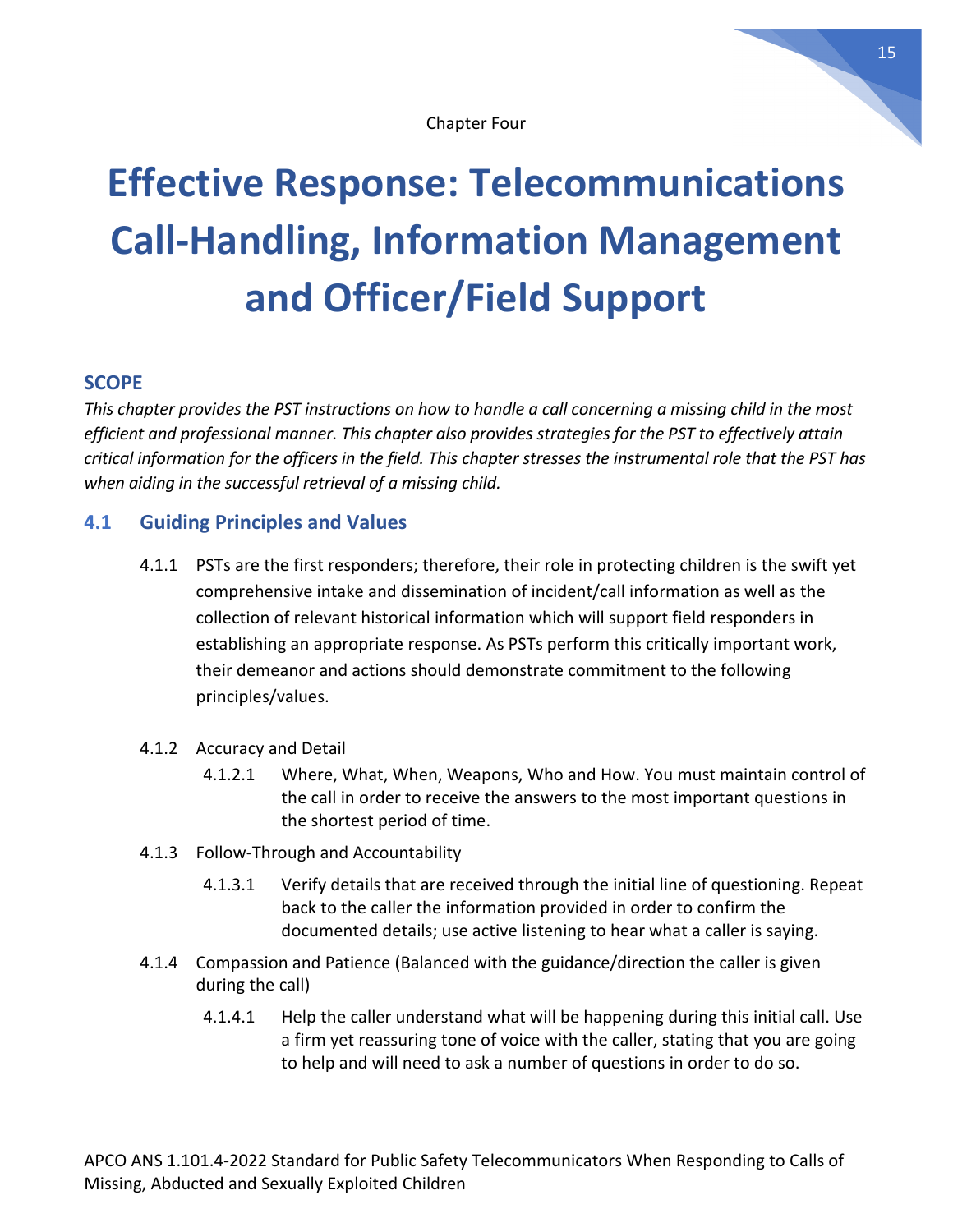Chapter Four

# Effective Response: Telecommunications Call-Handling, Information Management and Officer/Field Support

## SCOPE

*This chapter provides the PST instructions on how to handle a call concerning a missing child in the most efficient and professional manner. This chapter also provides strategies for the PST to effectively attain critical information for the officers in the field. This chapter stresses the instrumental role that the PST has when aiding in the successful retrieval of a missing child.*

## 4.1 Guiding Principles and Values

4.1.1 PSTs are the first responders; therefore, their role in protecting children is the swift yet comprehensive intake and dissemination of incident/call information as well as the collection of relevant historical information which will support field responders in establishing an appropriate response. As PSTs perform this critically important work, their demeanor and actions should demonstrate commitment to the following principles/values.

4.1.2 Accuracy and Detail

4.1.2.1 Where, What, When, Weapons, Who and How. You must maintain control of the call in order to receive the answers to the most important questions in the shortest period of time.

4.1.3 Follow-Through and Accountability

4.1.3.1 Verify details that are received through the initial line of questioning. Repeat back to the caller the information provided in order to confirm the documented details; use active listening to hear what a caller is saying.

4.1.4 Compassion and Patience (Balanced with the guidance/direction the caller is given during the call)

4.1.4.1 Help the caller understand what will be happening during this initial call. Use a firm yet reassuring tone of voice with the caller, stating that you are going to help and will need to ask a number of questions in order to do so.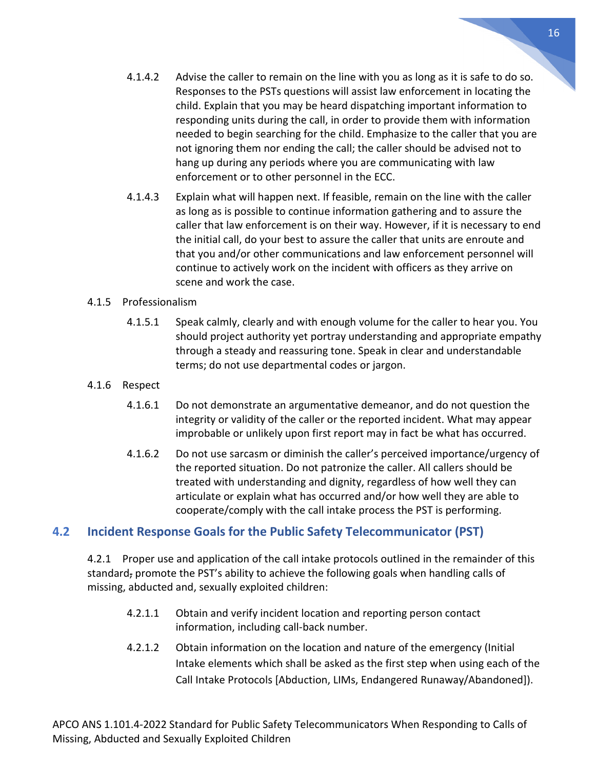4.1.4.2 Advise the caller to remain on the line with you as long as it is safe to do so. Responses to the PSTs questions will assist law enforcement in locating the child. Explain that you may be heard dispatching important information to responding units during the call, in order to provide them with information needed to begin searching for the child. Emphasize to the caller that you are not ignoring them nor ending the call; the caller should be advised not to hang up during any periods where you are communicating with law enforcement or to other personnel in the ECC.

4.1.4.3 Explain what will happen next. If feasible, remain on the line with the caller as long as is possible to continue information gathering and to assure the caller that law enforcement is on their way. However, if it is necessary to end the initial call, do your best to assure the caller that units are enroute and that you and/or other communications and law enforcement personnel will continue to actively work on the incident with officers as they arrive on scene and work the case.

4.1.5 Professionalism

4.1.5.1 Speak calmly, clearly and with enough volume for the caller to hear you. You should project authority yet portray understanding and appropriate empathy through a steady and reassuring tone. Speak in clear and understandable terms; do not use departmental codes or jargon.

4.1.6 Respect

4.1.6.1 Do not demonstrate an argumentative demeanor, and do not question the integrity or validity of the caller or the reported incident. What may appear improbable or unlikely upon first report may in fact be what has occurred.

4.1.6.2 Do not use sarcasm or diminish the caller's perceived importance/urgency of the reported situation. Do not patronize the caller. All callers should be treated with understanding and dignity, regardless of how well they can articulate or explain what has occurred and/or how well they are able to cooperate/comply with the call intake process the PST is performing.

## 4.2 Incident Response Goals for the Public Safety Telecommunicator (PST)

4.2.1 Proper use and application of the call intake protocols outlined in the remainder of this standard, promote the PST's ability to achieve the following goals when handling calls of missing, abducted and, sexually exploited children:

4.2.1.1 Obtain and verify incident location and reporting person contact information, including call-back number.

4.2.1.2 Obtain information on the location and nature of the emergency (Initial Intake elements which shall be asked as the first step when using each of the Call Intake Protocols [Abduction, LIMs, Endangered Runaway/Abandoned]).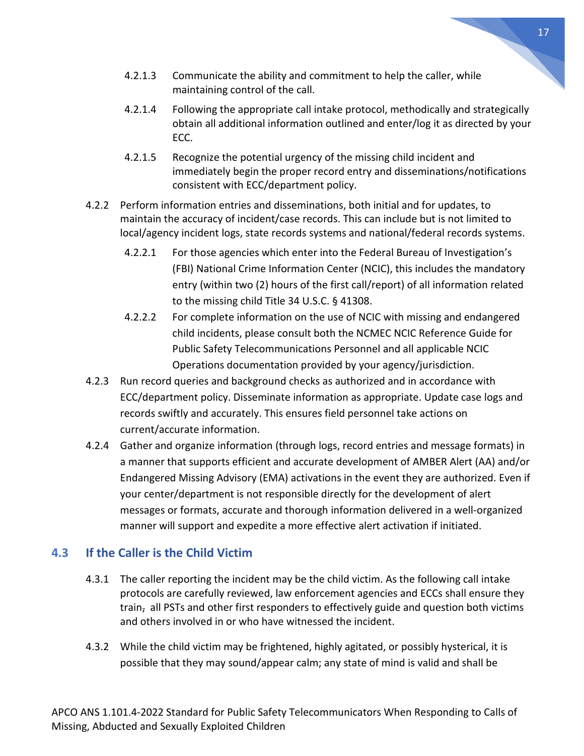4.2.1.3 Communicate the ability and commitment to help the caller, while maintaining control of the call.

4.2.1.4 Following the appropriate call intake protocol, methodically and strategically obtain all additional information outlined and enter/log it as directed by your ECC.

4.2.1.5 Recognize the potential urgency of the missing child incident and immediately begin the proper record entry and disseminations/notifications consistent with ECC/department policy.

4.2.2 Perform information entries and disseminations, both initial and for updates, to maintain the accuracy of incident/case records. This can include but is not limited to local/agency incident logs, state records systems and national/federal records systems.

4.2.2.1 For those agencies which enter into the Federal Bureau of Investigation's (FBI) National Crime Information Center (NCIC), this includes the mandatory entry (within two (2) hours of the first call/report) of all information related to the missing child Title 34 U.S.C. § 41308.

4.2.2.2 For complete information on the use of NCIC with missing and endangered child incidents, please consult both the NCMEC NCIC Reference Guide for Public Safety Telecommunications Personnel and all applicable NCIC Operations documentation provided by your agency/jurisdiction.

4.2.3 Run record queries and background checks as authorized and in accordance with ECC/department policy. Disseminate information as appropriate. Update case logs and records swiftly and accurately. This ensures field personnel take actions on current/accurate information.

4.2.4 Gather and organize information (through logs, record entries and message formats) in a manner that supports efficient and accurate development of AMBER Alert (AA) and/or Endangered Missing Advisory (EMA) activations in the event they are authorized. Even if your center/department is not responsible directly for the development of alert messages or formats, accurate and thorough information delivered in a well-organized manner will support and expedite a more effective alert activation if initiated.

## 4.3 If the Caller is the Child Victim

4.3.1 The caller reporting the incident may be the child victim. As the following call intake protocols are carefully reviewed, law enforcement agencies and ECCs shall ensure they train, all PSTs and other first responders to effectively guide and question both victims and others involved in or who have witnessed the incident.

4.3.2 While the child victim may be frightened, highly agitated, or possibly hysterical, it is possible that they may sound/appear calm; any state of mind is valid and shall be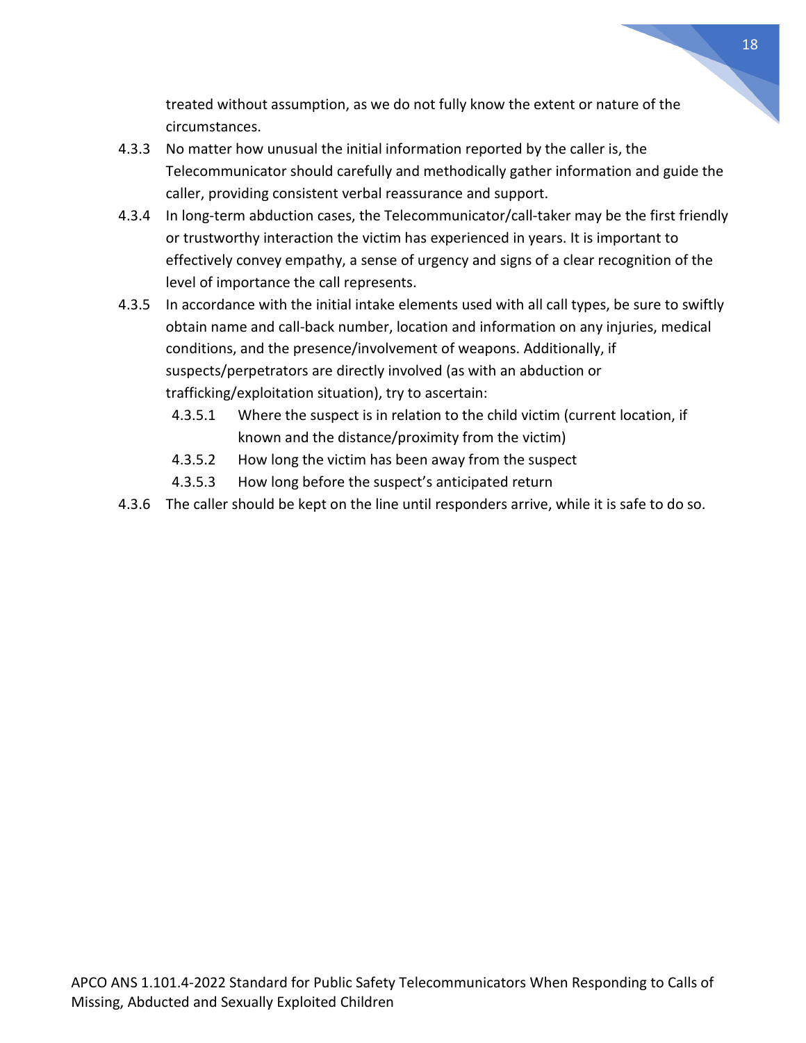treated without assumption, as we do not fully know the extent or nature of the circumstances.

4.3.3 No matter how unusual the initial information reported by the caller is, the Telecommunicator should carefully and methodically gather information and guide the caller, providing consistent verbal reassurance and support.

4.3.4 In long-term abduction cases, the Telecommunicator/call-taker may be the first friendly or trustworthy interaction the victim has experienced in years. It is important to effectively convey empathy, a sense of urgency and signs of a clear recognition of the level of importance the call represents.

4.3.5 In accordance with the initial intake elements used with all call types, be sure to swiftly obtain name and call-back number, location and information on any injuries, medical conditions, and the presence/involvement of weapons. Additionally, if suspects/perpetrators are directly involved (as with an abduction or trafficking/exploitation situation), try to ascertain:

- 4.3.5.1 Where the suspect is in relation to the child victim (current location, if known and the distance/proximity from the victim)
- 4.3.5.2 How long the victim has been away from the suspect
- 4.3.5.3 How long before the suspect's anticipated return

4.3.6 The caller should be kept on the line until responders arrive, while it is safe to do so.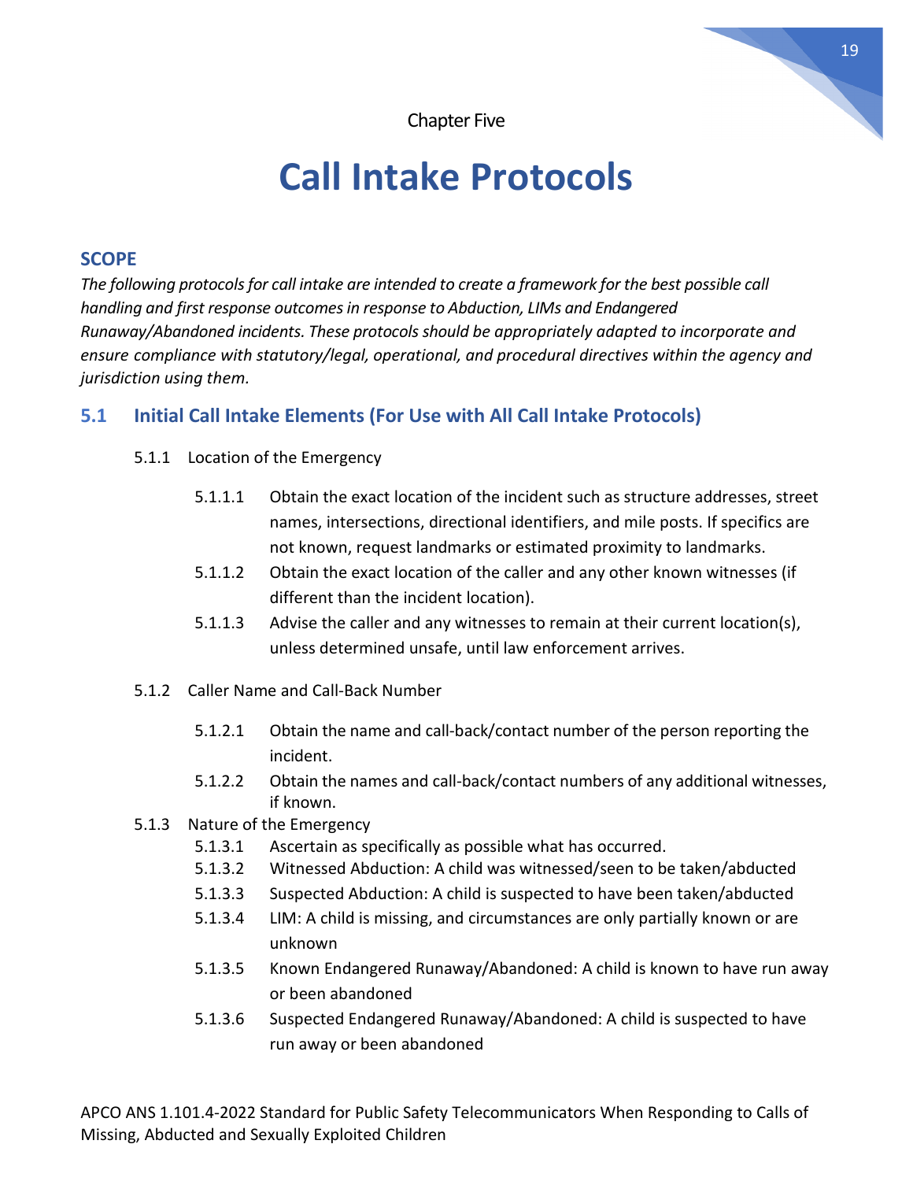Chapter Five

# Call Intake Protocols

## SCOPE

*The following protocols for call intake are intended to create a framework for the best possible call handling and first response outcomes in response to Abduction, LIMs and Endangered Runaway/Abandoned incidents. These protocols should be appropriately adapted to incorporate and ensure compliance with statutory/legal, operational, and procedural directives within the agency and jurisdiction using them.*

## 5.1 Initial Call Intake Elements (For Use with All Call Intake Protocols)

5.1.1 Location of the Emergency

- 5.1.1.1 Obtain the exact location of the incident such as structure addresses, street names, intersections, directional identifiers, and mile posts. If specifics are not known, request landmarks or estimated proximity to landmarks.
- 5.1.1.2 Obtain the exact location of the caller and any other known witnesses (if different than the incident location).
- 5.1.1.3 Advise the caller and any witnesses to remain at their current location(s), unless determined unsafe, until law enforcement arrives.

5.1.2 Caller Name and Call-Back Number

- 5.1.2.1 Obtain the name and call-back/contact number of the person reporting the incident.
- 5.1.2.2 Obtain the names and call-back/contact numbers of any additional witnesses, if known.

5.1.3 Nature of the Emergency

- 5.1.3.1 Ascertain as specifically as possible what has occurred.
- 5.1.3.2 Witnessed Abduction: A child was witnessed/seen to be taken/abducted
- 5.1.3.3 Suspected Abduction: A child is suspected to have been taken/abducted
- 5.1.3.4 LIM: A child is missing, and circumstances are only partially known or are unknown
- 5.1.3.5 Known Endangered Runaway/Abandoned: A child is known to have run away or been abandoned
- 5.1.3.6 Suspected Endangered Runaway/Abandoned: A child is suspected to have run away or been abandoned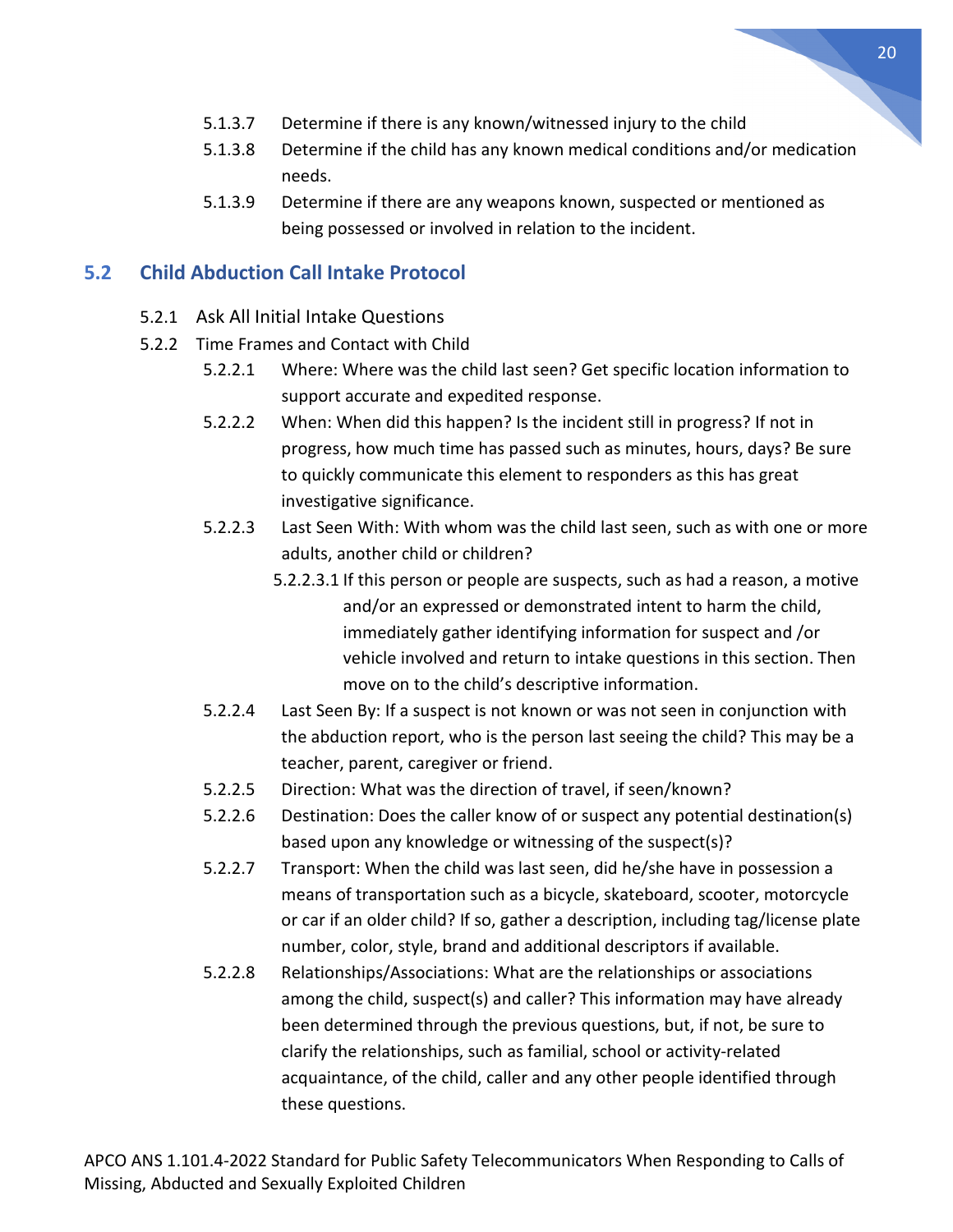5.1.3.7 Determine if there is any known/witnessed injury to the child

5.1.3.8 Determine if the child has any known medical conditions and/or medication needs.

5.1.3.9 Determine if there are any weapons known, suspected or mentioned as being possessed or involved in relation to the incident.

## 5.2 Child Abduction Call Intake Protocol

5.2.1 Ask All Initial Intake Questions

5.2.2 Time Frames and Contact with Child

5.2.2.1 Where: Where was the child last seen? Get specific location information to support accurate and expedited response.

5.2.2.2 When: When did this happen? Is the incident still in progress? If not in progress, how much time has passed such as minutes, hours, days? Be sure to quickly communicate this element to responders as this has great investigative significance.

5.2.2.3 Last Seen With: With whom was the child last seen, such as with one or more adults, another child or children?

5.2.2.3.1 If this person or people are suspects, such as had a reason, a motive and/or an expressed or demonstrated intent to harm the child, immediately gather identifying information for suspect and /or vehicle involved and return to intake questions in this section. Then move on to the child's descriptive information.

5.2.2.4 Last Seen By: If a suspect is not known or was not seen in conjunction with the abduction report, who is the person last seeing the child? This may be a teacher, parent, caregiver or friend.

5.2.2.5 Direction: What was the direction of travel, if seen/known?

5.2.2.6 Destination: Does the caller know of or suspect any potential destination(s) based upon any knowledge or witnessing of the suspect(s)?

5.2.2.7 Transport: When the child was last seen, did he/she have in possession a means of transportation such as a bicycle, skateboard, scooter, motorcycle or car if an older child? If so, gather a description, including tag/license plate number, color, style, brand and additional descriptors if available.

5.2.2.8 Relationships/Associations: What are the relationships or associations among the child, suspect(s) and caller? This information may have already been determined through the previous questions, but, if not, be sure to clarify the relationships, such as familial, school or activity-related acquaintance, of the child, caller and any other people identified through these questions.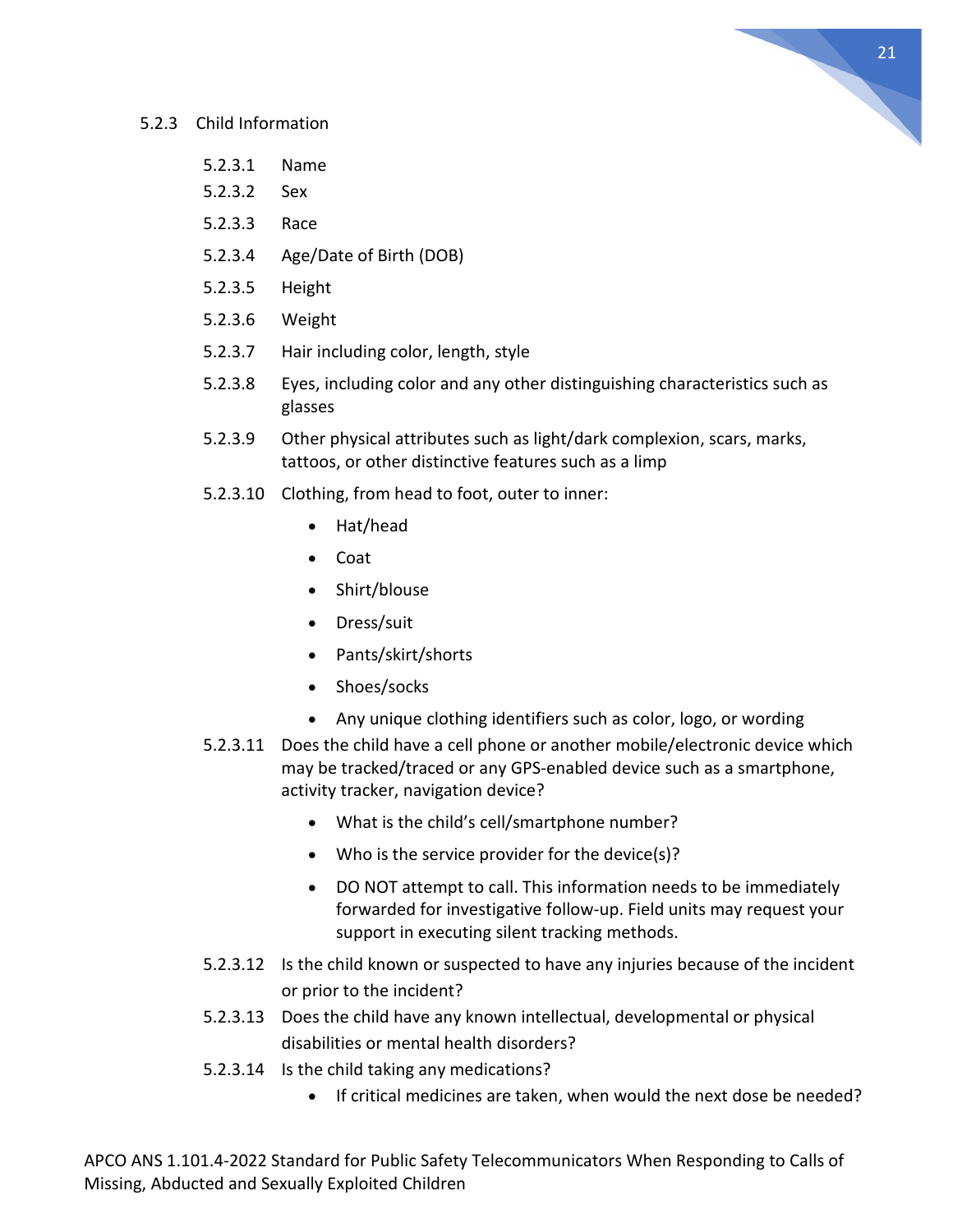### 5.2.3 Child Information

5.2.3.1 Name

5.2.3.2 Sex

5.2.3.3 Race

5.2.3.4 Age/Date of Birth (DOB)

5.2.3.5 Height

5.2.3.6 Weight

5.2.3.7 Hair including color, length, style

5.2.3.8 Eyes, including color and any other distinguishing characteristics such as glasses

5.2.3.9 Other physical attributes such as light/dark complexion, scars, marks, tattoos, or other distinctive features such as a limp

5.2.3.10 Clothing, from head to foot, outer to inner:

- Hat/head
- Coat
- Shirt/blouse
- Dress/suit
- Pants/skirt/shorts
- Shoes/socks
- Any unique clothing identifiers such as color, logo, or wording

5.2.3.11 Does the child have a cell phone or another mobile/electronic device which may be tracked/traced or any GPS-enabled device such as a smartphone, activity tracker, navigation device?

- What is the child's cell/smartphone number?
- Who is the service provider for the device(s)?
- DO NOT attempt to call. This information needs to be immediately forwarded for investigative follow-up. Field units may request your support in executing silent tracking methods.

5.2.3.12 Is the child known or suspected to have any injuries because of the incident or prior to the incident?

5.2.3.13 Does the child have any known intellectual, developmental or physical disabilities or mental health disorders?

5.2.3.14 Is the child taking any medications?

- If critical medicines are taken, when would the next dose be needed?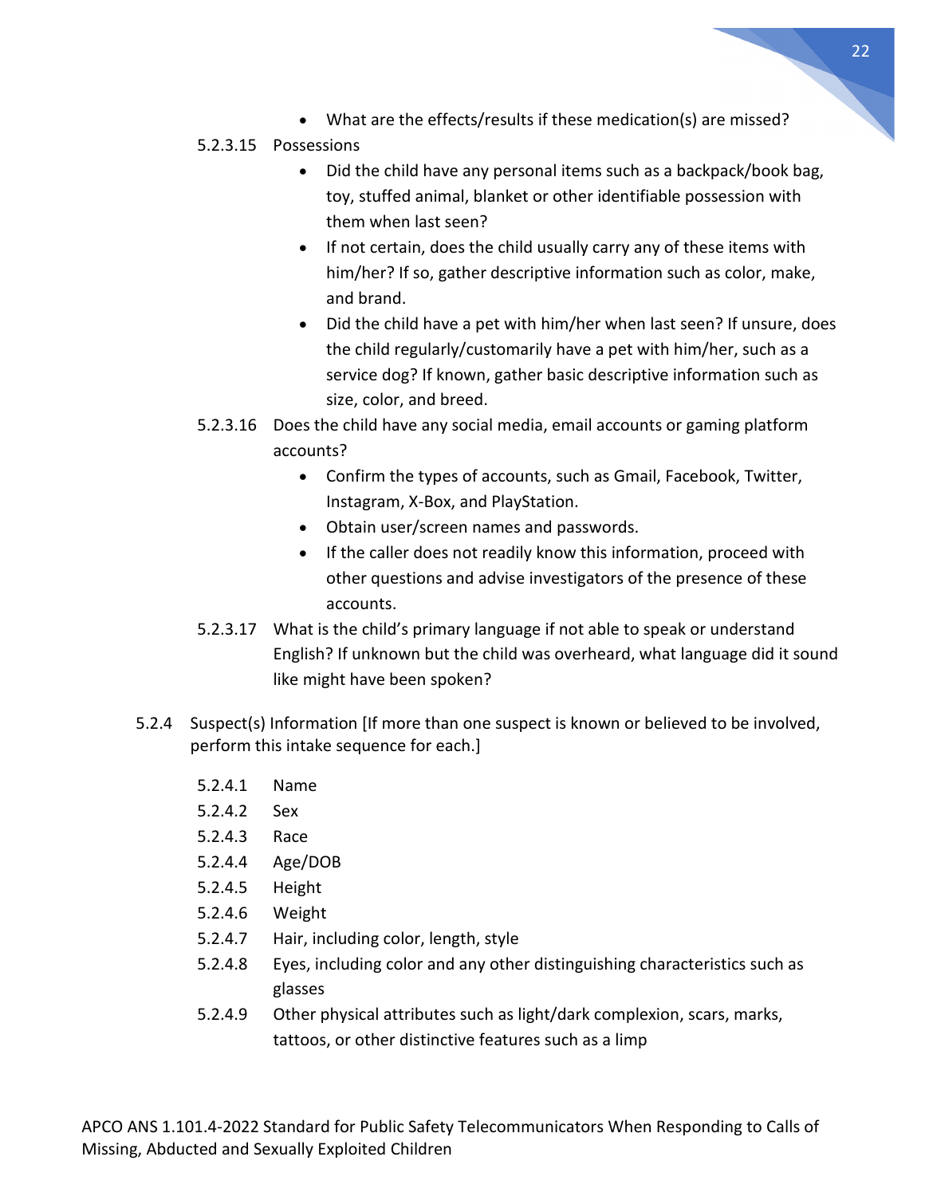- What are the effects/results if these medication(s) are missed?

5.2.3.15 Possessions

- Did the child have any personal items such as a backpack/book bag, toy, stuffed animal, blanket or other identifiable possession with them when last seen?
- If not certain, does the child usually carry any of these items with him/her? If so, gather descriptive information such as color, make, and brand.
- Did the child have a pet with him/her when last seen? If unsure, does the child regularly/customarily have a pet with him/her, such as a service dog? If known, gather basic descriptive information such as size, color, and breed.

5.2.3.16 Does the child have any social media, email accounts or gaming platform accounts?

- Confirm the types of accounts, such as Gmail, Facebook, Twitter, Instagram, X-Box, and PlayStation.
- Obtain user/screen names and passwords.
- If the caller does not readily know this information, proceed with other questions and advise investigators of the presence of these accounts.

5.2.3.17 What is the child's primary language if not able to speak or understand English? If unknown but the child was overheard, what language did it sound like might have been spoken?

5.2.4 Suspect(s) Information [If more than one suspect is known or believed to be involved, perform this intake sequence for each.]

5.2.4.1 Name

5.2.4.2 Sex

5.2.4.3 Race

5.2.4.4 Age/DOB

5.2.4.5 Height

5.2.4.6 Weight

5.2.4.7 Hair, including color, length, style

5.2.4.8 Eyes, including color and any other distinguishing characteristics such as glasses

5.2.4.9 Other physical attributes such as light/dark complexion, scars, marks, tattoos, or other distinctive features such as a limp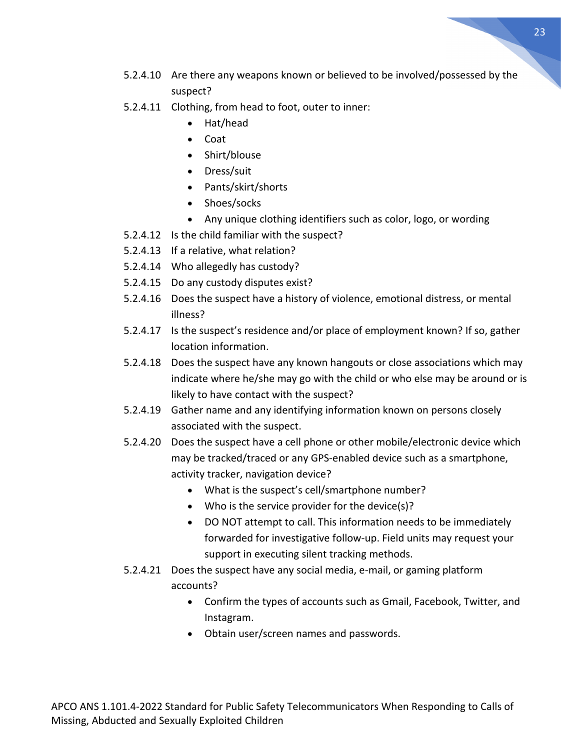5.2.4.10 Are there any weapons known or believed to be involved/possessed by the suspect?

5.2.4.11 Clothing, from head to foot, outer to inner:

- Hat/head
- Coat
- Shirt/blouse
- Dress/suit
- Pants/skirt/shorts
- Shoes/socks
- Any unique clothing identifiers such as color, logo, or wording

5.2.4.12 Is the child familiar with the suspect?

5.2.4.13 If a relative, what relation?

5.2.4.14 Who allegedly has custody?

5.2.4.15 Do any custody disputes exist?

5.2.4.16 Does the suspect have a history of violence, emotional distress, or mental illness?

5.2.4.17 Is the suspect's residence and/or place of employment known? If so, gather location information.

5.2.4.18 Does the suspect have any known hangouts or close associations which may indicate where he/she may go with the child or who else may be around or is likely to have contact with the suspect?

5.2.4.19 Gather name and any identifying information known on persons closely associated with the suspect.

5.2.4.20 Does the suspect have a cell phone or other mobile/electronic device which may be tracked/traced or any GPS-enabled device such as a smartphone, activity tracker, navigation device?

- What is the suspect's cell/smartphone number?
- Who is the service provider for the device(s)?
- DO NOT attempt to call. This information needs to be immediately forwarded for investigative follow-up. Field units may request your support in executing silent tracking methods.

5.2.4.21 Does the suspect have any social media, e-mail, or gaming platform accounts?

- Confirm the types of accounts such as Gmail, Facebook, Twitter, and Instagram.
- Obtain user/screen names and passwords.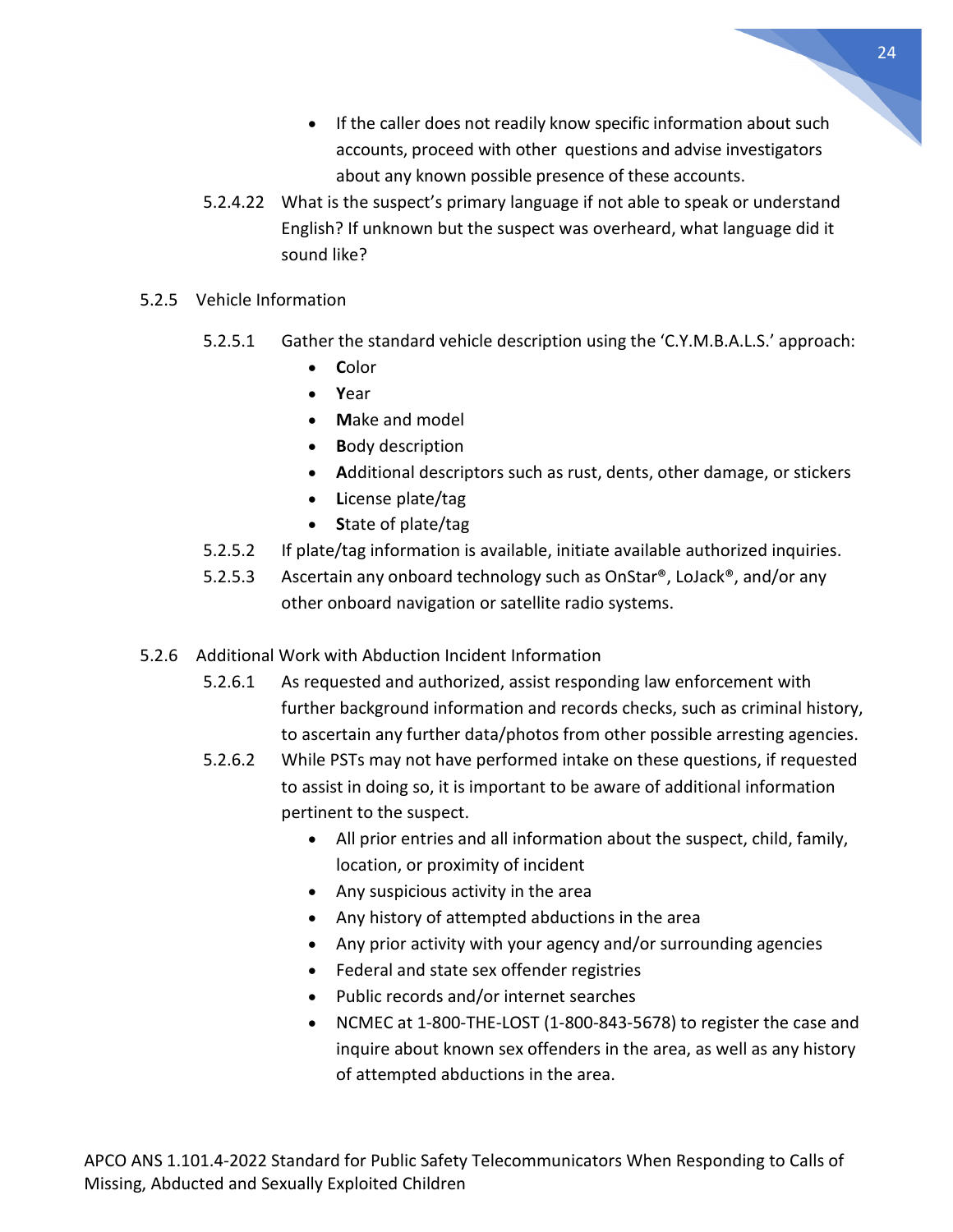- If the caller does not readily know specific information about such accounts, proceed with other questions and advise investigators about any known possible presence of these accounts.

5.2.4.22 What is the suspect's primary language if not able to speak or understand English? If unknown but the suspect was overheard, what language did it sound like?

5.2.5 Vehicle Information

5.2.5.1 Gather the standard vehicle description using the 'C.Y.M.B.A.L.S.' approach:

- **C**olor
- **Y**ear
- **M**ake and model
- **B**ody description
- **A**dditional descriptors such as rust, dents, other damage, or stickers
- **L**icense plate/tag
- **S**tate of plate/tag

5.2.5.2 If plate/tag information is available, initiate available authorized inquiries.

5.2.5.3 Ascertain any onboard technology such as OnStar®, LoJack®, and/or any other onboard navigation or satellite radio systems.

5.2.6 Additional Work with Abduction Incident Information

5.2.6.1 As requested and authorized, assist responding law enforcement with further background information and records checks, such as criminal history, to ascertain any further data/photos from other possible arresting agencies.

5.2.6.2 While PSTs may not have performed intake on these questions, if requested to assist in doing so, it is important to be aware of additional information pertinent to the suspect.

- All prior entries and all information about the suspect, child, family, location, or proximity of incident
- Any suspicious activity in the area
- Any history of attempted abductions in the area
- Any prior activity with your agency and/or surrounding agencies
- Federal and state sex offender registries
- Public records and/or internet searches
- NCMEC at 1-800-THE-LOST (1-800-843-5678) to register the case and inquire about known sex offenders in the area, as well as any history of attempted abductions in the area.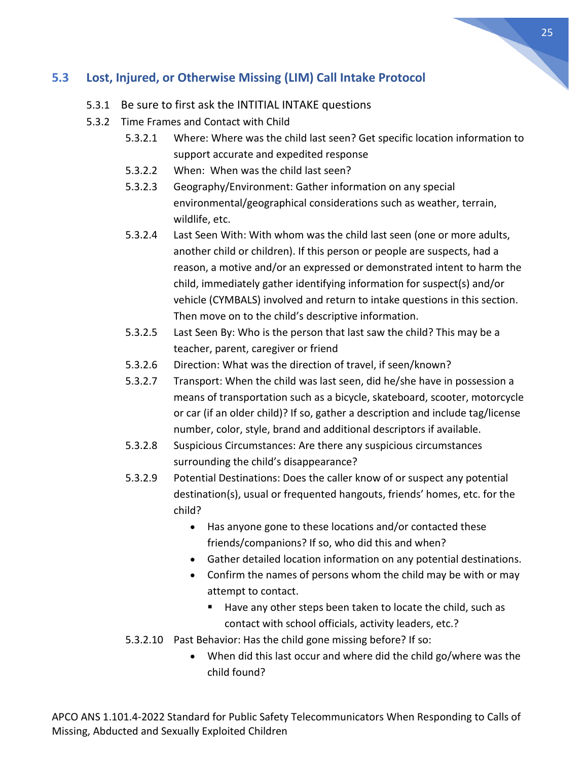## 5.3 Lost, Injured, or Otherwise Missing (LIM) Call Intake Protocol

5.3.1 Be sure to first ask the INTITIAL INTAKE questions

5.3.2 Time Frames and Contact with Child

5.3.2.1 Where: Where was the child last seen? Get specific location information to support accurate and expedited response

5.3.2.2 When: When was the child last seen?

5.3.2.3 Geography/Environment: Gather information on any special environmental/geographical considerations such as weather, terrain, wildlife, etc.

5.3.2.4 Last Seen With: With whom was the child last seen (one or more adults, another child or children). If this person or people are suspects, had a reason, a motive and/or an expressed or demonstrated intent to harm the child, immediately gather identifying information for suspect(s) and/or vehicle (CYMBALS) involved and return to intake questions in this section. Then move on to the child's descriptive information.

5.3.2.5 Last Seen By: Who is the person that last saw the child? This may be a teacher, parent, caregiver or friend

5.3.2.6 Direction: What was the direction of travel, if seen/known?

5.3.2.7 Transport: When the child was last seen, did he/she have in possession a means of transportation such as a bicycle, skateboard, scooter, motorcycle or car (if an older child)? If so, gather a description and include tag/license number, color, style, brand and additional descriptors if available.

5.3.2.8 Suspicious Circumstances: Are there any suspicious circumstances surrounding the child's disappearance?

5.3.2.9 Potential Destinations: Does the caller know of or suspect any potential destination(s), usual or frequented hangouts, friends' homes, etc. for the child?

- Has anyone gone to these locations and/or contacted these friends/companions? If so, who did this and when?
- Gather detailed location information on any potential destinations.
- Confirm the names of persons whom the child may be with or may attempt to contact.
  - Have any other steps been taken to locate the child, such as contact with school officials, activity leaders, etc.?

5.3.2.10 Past Behavior: Has the child gone missing before? If so:

- When did this last occur and where did the child go/where was the child found?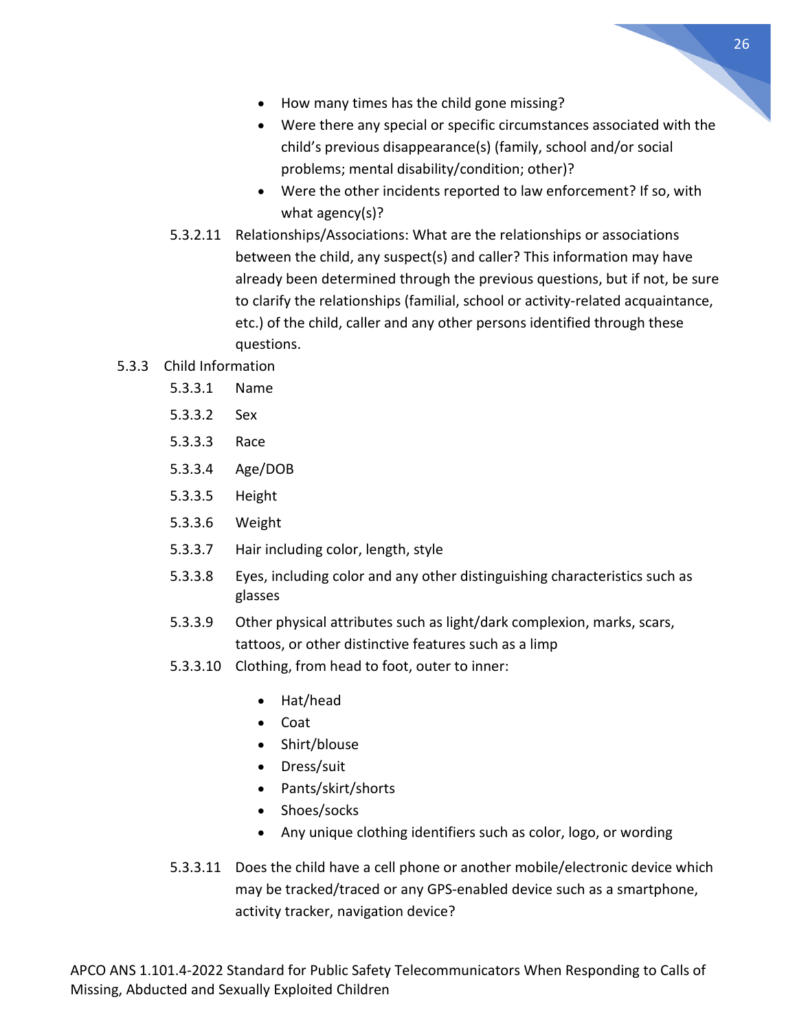- How many times has the child gone missing?
- Were there any special or specific circumstances associated with the child's previous disappearance(s) (family, school and/or social problems; mental disability/condition; other)?
- Were the other incidents reported to law enforcement? If so, with what agency(s)?

5.3.2.11 Relationships/Associations: What are the relationships or associations between the child, any suspect(s) and caller? This information may have already been determined through the previous questions, but if not, be sure to clarify the relationships (familial, school or activity-related acquaintance, etc.) of the child, caller and any other persons identified through these questions.

5.3.3 Child Information

5.3.3.1 Name

5.3.3.2 Sex

5.3.3.3 Race

5.3.3.4 Age/DOB

5.3.3.5 Height

5.3.3.6 Weight

5.3.3.7 Hair including color, length, style

5.3.3.8 Eyes, including color and any other distinguishing characteristics such as glasses

5.3.3.9 Other physical attributes such as light/dark complexion, marks, scars, tattoos, or other distinctive features such as a limp

5.3.3.10 Clothing, from head to foot, outer to inner:

- Hat/head
- Coat
- Shirt/blouse
- Dress/suit
- Pants/skirt/shorts
- Shoes/socks
- Any unique clothing identifiers such as color, logo, or wording

5.3.3.11 Does the child have a cell phone or another mobile/electronic device which may be tracked/traced or any GPS-enabled device such as a smartphone, activity tracker, navigation device?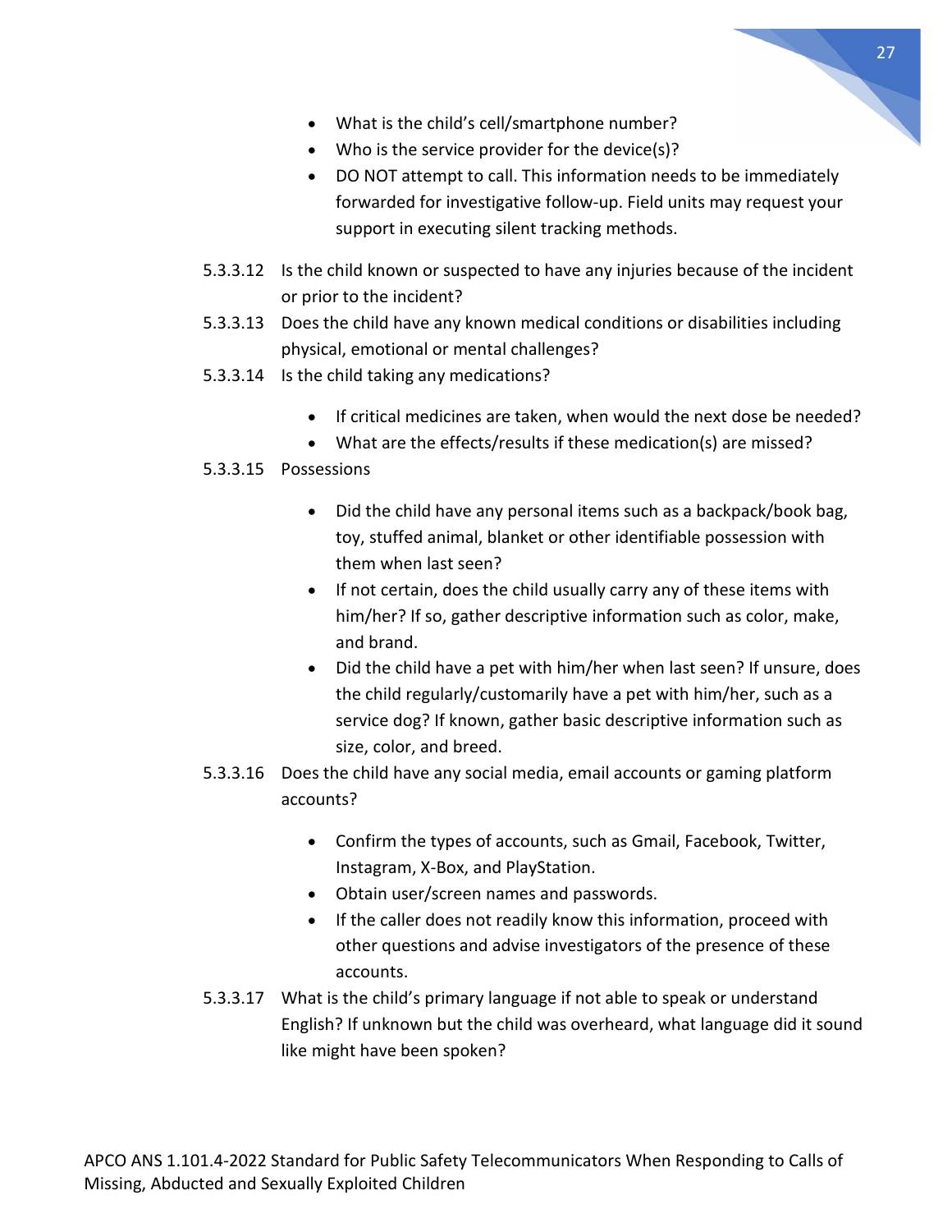- What is the child's cell/smartphone number?
- Who is the service provider for the device(s)?
- DO NOT attempt to call. This information needs to be immediately forwarded for investigative follow-up. Field units may request your support in executing silent tracking methods.

5.3.3.12 Is the child known or suspected to have any injuries because of the incident or prior to the incident?

5.3.3.13 Does the child have any known medical conditions or disabilities including physical, emotional or mental challenges?

5.3.3.14 Is the child taking any medications?

- If critical medicines are taken, when would the next dose be needed?
- What are the effects/results if these medication(s) are missed?

5.3.3.15 Possessions

- Did the child have any personal items such as a backpack/book bag, toy, stuffed animal, blanket or other identifiable possession with them when last seen?
- If not certain, does the child usually carry any of these items with him/her? If so, gather descriptive information such as color, make, and brand.
- Did the child have a pet with him/her when last seen? If unsure, does the child regularly/customarily have a pet with him/her, such as a service dog? If known, gather basic descriptive information such as size, color, and breed.

5.3.3.16 Does the child have any social media, email accounts or gaming platform accounts?

- Confirm the types of accounts, such as Gmail, Facebook, Twitter, Instagram, X-Box, and PlayStation.
- Obtain user/screen names and passwords.
- If the caller does not readily know this information, proceed with other questions and advise investigators of the presence of these accounts.

5.3.3.17 What is the child's primary language if not able to speak or understand English? If unknown but the child was overheard, what language did it sound like might have been spoken?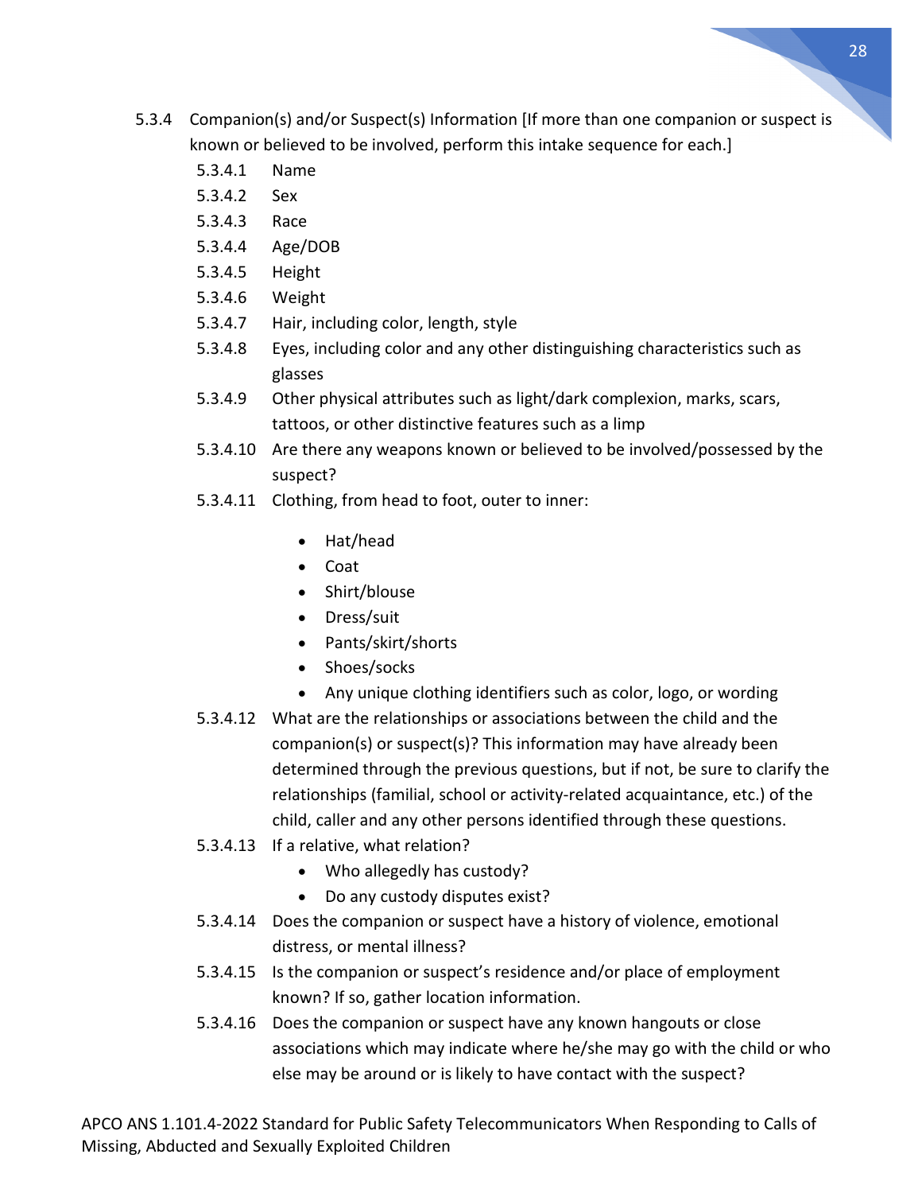5.3.4 Companion(s) and/or Suspect(s) Information [If more than one companion or suspect is known or believed to be involved, perform this intake sequence for each.]

- 5.3.4.1 Name
- 5.3.4.2 Sex
- 5.3.4.3 Race
- 5.3.4.4 Age/DOB
- 5.3.4.5 Height
- 5.3.4.6 Weight
- 5.3.4.7 Hair, including color, length, style
- 5.3.4.8 Eyes, including color and any other distinguishing characteristics such as glasses
- 5.3.4.9 Other physical attributes such as light/dark complexion, marks, scars, tattoos, or other distinctive features such as a limp
- 5.3.4.10 Are there any weapons known or believed to be involved/possessed by the suspect?
- 5.3.4.11 Clothing, from head to foot, outer to inner:
    - Hat/head
    - Coat
    - Shirt/blouse
    - Dress/suit
    - Pants/skirt/shorts
    - Shoes/socks
    - Any unique clothing identifiers such as color, logo, or wording
- 5.3.4.12 What are the relationships or associations between the child and the companion(s) or suspect(s)? This information may have already been determined through the previous questions, but if not, be sure to clarify the relationships (familial, school or activity-related acquaintance, etc.) of the child, caller and any other persons identified through these questions.
- 5.3.4.13 If a relative, what relation?
    - Who allegedly has custody?
    - Do any custody disputes exist?
- 5.3.4.14 Does the companion or suspect have a history of violence, emotional distress, or mental illness?
- 5.3.4.15 Is the companion or suspect's residence and/or place of employment known? If so, gather location information.
- 5.3.4.16 Does the companion or suspect have any known hangouts or close associations which may indicate where he/she may go with the child or who else may be around or is likely to have contact with the suspect?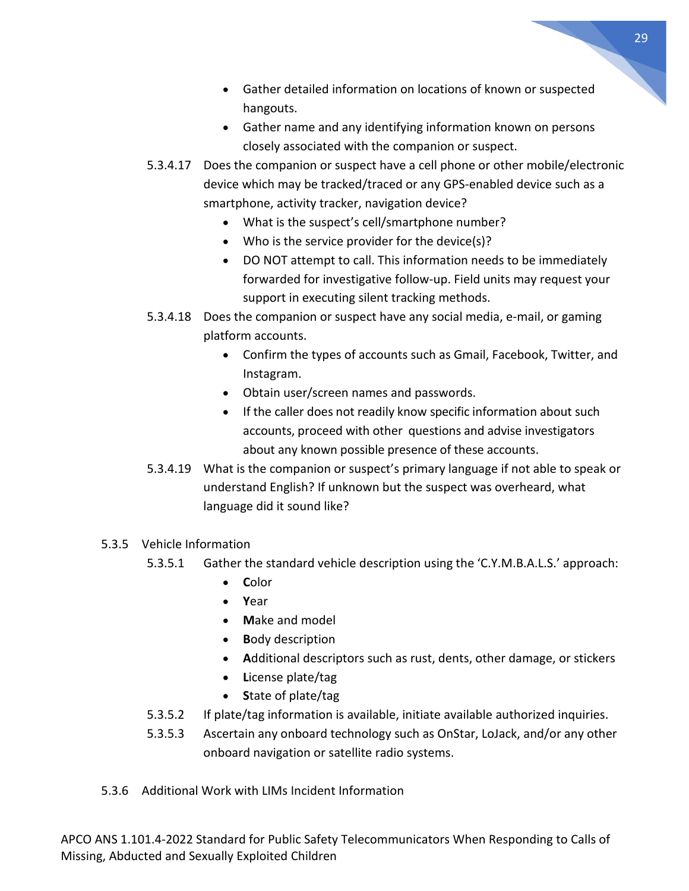- Gather detailed information on locations of known or suspected hangouts.
- Gather name and any identifying information known on persons closely associated with the companion or suspect.

5.3.4.17 Does the companion or suspect have a cell phone or other mobile/electronic device which may be tracked/traced or any GPS-enabled device such as a smartphone, activity tracker, navigation device?

- What is the suspect's cell/smartphone number?
- Who is the service provider for the device(s)?
- DO NOT attempt to call. This information needs to be immediately forwarded for investigative follow-up. Field units may request your support in executing silent tracking methods.

5.3.4.18 Does the companion or suspect have any social media, e-mail, or gaming platform accounts.

- Confirm the types of accounts such as Gmail, Facebook, Twitter, and Instagram.
- Obtain user/screen names and passwords.
- If the caller does not readily know specific information about such accounts, proceed with other questions and advise investigators about any known possible presence of these accounts.

5.3.4.19 What is the companion or suspect's primary language if not able to speak or understand English? If unknown but the suspect was overheard, what language did it sound like?

### 5.3.5 Vehicle Information

5.3.5.1 Gather the standard vehicle description using the 'C.Y.M.B.A.L.S.' approach:

- **C**olor
- **Y**ear
- **M**ake and model
- **B**ody description
- **A**dditional descriptors such as rust, dents, other damage, or stickers
- **L**icense plate/tag
- **S**tate of plate/tag

5.3.5.2 If plate/tag information is available, initiate available authorized inquiries.

5.3.5.3 Ascertain any onboard technology such as OnStar, LoJack, and/or any other onboard navigation or satellite radio systems.

### 5.3.6 Additional Work with LIMs Incident Information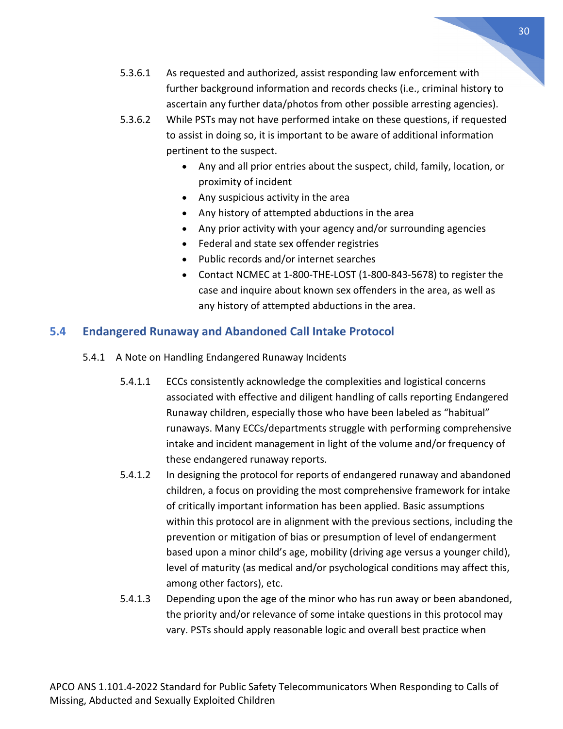5.3.6.1 As requested and authorized, assist responding law enforcement with further background information and records checks (i.e., criminal history to ascertain any further data/photos from other possible arresting agencies).

5.3.6.2 While PSTs may not have performed intake on these questions, if requested to assist in doing so, it is important to be aware of additional information pertinent to the suspect.

- Any and all prior entries about the suspect, child, family, location, or proximity of incident
- Any suspicious activity in the area
- Any history of attempted abductions in the area
- Any prior activity with your agency and/or surrounding agencies
- Federal and state sex offender registries
- Public records and/or internet searches
- Contact NCMEC at 1-800-THE-LOST (1-800-843-5678) to register the case and inquire about known sex offenders in the area, as well as any history of attempted abductions in the area.

## 5.4 Endangered Runaway and Abandoned Call Intake Protocol

5.4.1 A Note on Handling Endangered Runaway Incidents

5.4.1.1 ECCs consistently acknowledge the complexities and logistical concerns associated with effective and diligent handling of calls reporting Endangered Runaway children, especially those who have been labeled as "habitual" runaways. Many ECCs/departments struggle with performing comprehensive intake and incident management in light of the volume and/or frequency of these endangered runaway reports.

5.4.1.2 In designing the protocol for reports of endangered runaway and abandoned children, a focus on providing the most comprehensive framework for intake of critically important information has been applied. Basic assumptions within this protocol are in alignment with the previous sections, including the prevention or mitigation of bias or presumption of level of endangerment based upon a minor child's age, mobility (driving age versus a younger child), level of maturity (as medical and/or psychological conditions may affect this, among other factors), etc.

5.4.1.3 Depending upon the age of the minor who has run away or been abandoned, the priority and/or relevance of some intake questions in this protocol may vary. PSTs should apply reasonable logic and overall best practice when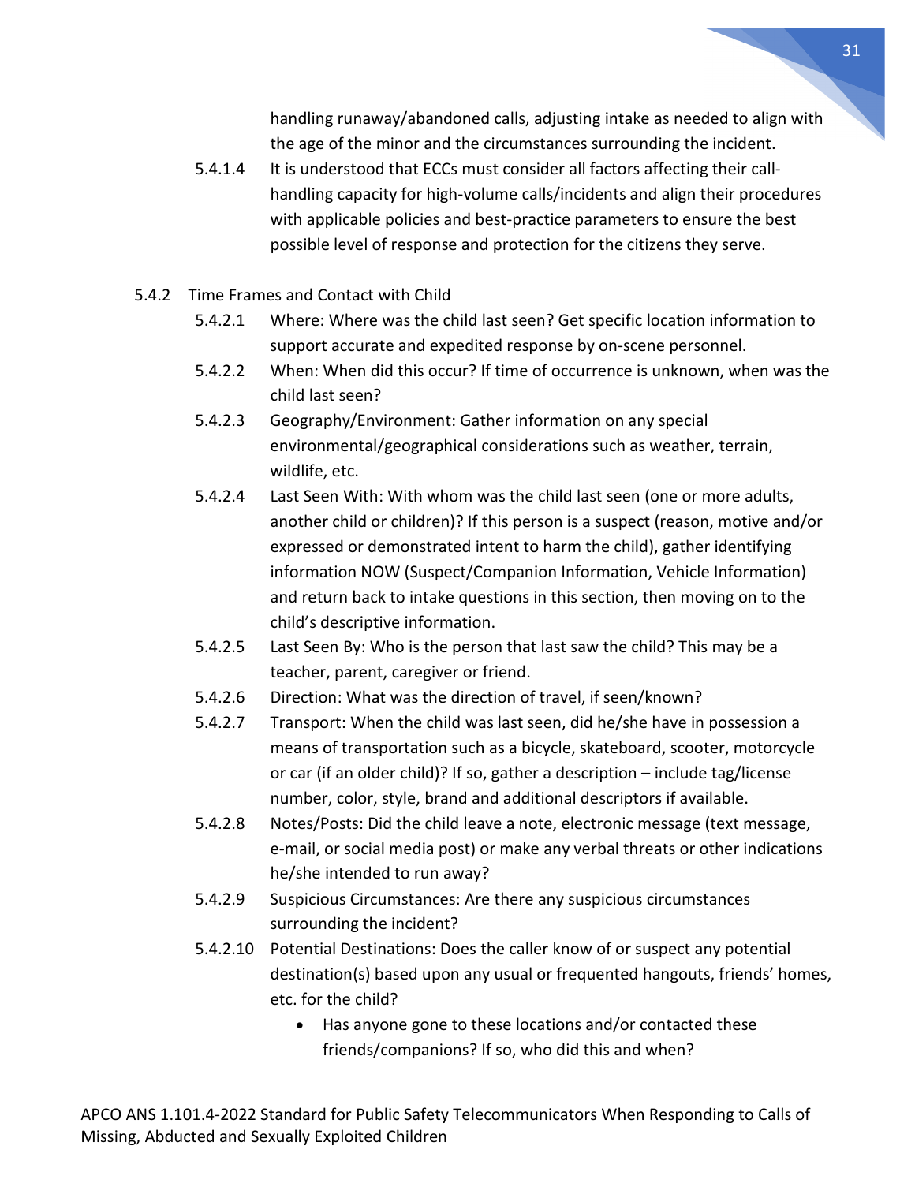handling runaway/abandoned calls, adjusting intake as needed to align with the age of the minor and the circumstances surrounding the incident.

5.4.1.4 It is understood that ECCs must consider all factors affecting their call-handling capacity for high-volume calls/incidents and align their procedures with applicable policies and best-practice parameters to ensure the best possible level of response and protection for the citizens they serve.

5.4.2 Time Frames and Contact with Child

5.4.2.1 Where: Where was the child last seen? Get specific location information to support accurate and expedited response by on-scene personnel.

5.4.2.2 When: When did this occur? If time of occurrence is unknown, when was the child last seen?

5.4.2.3 Geography/Environment: Gather information on any special environmental/geographical considerations such as weather, terrain, wildlife, etc.

5.4.2.4 Last Seen With: With whom was the child last seen (one or more adults, another child or children)? If this person is a suspect (reason, motive and/or expressed or demonstrated intent to harm the child), gather identifying information NOW (Suspect/Companion Information, Vehicle Information) and return back to intake questions in this section, then moving on to the child's descriptive information.

5.4.2.5 Last Seen By: Who is the person that last saw the child? This may be a teacher, parent, caregiver or friend.

5.4.2.6 Direction: What was the direction of travel, if seen/known?

5.4.2.7 Transport: When the child was last seen, did he/she have in possession a means of transportation such as a bicycle, skateboard, scooter, motorcycle or car (if an older child)? If so, gather a description – include tag/license number, color, style, brand and additional descriptors if available.

5.4.2.8 Notes/Posts: Did the child leave a note, electronic message (text message, e-mail, or social media post) or make any verbal threats or other indications he/she intended to run away?

5.4.2.9 Suspicious Circumstances: Are there any suspicious circumstances surrounding the incident?

5.4.2.10 Potential Destinations: Does the caller know of or suspect any potential destination(s) based upon any usual or frequented hangouts, friends' homes, etc. for the child?

- Has anyone gone to these locations and/or contacted these friends/companions? If so, who did this and when?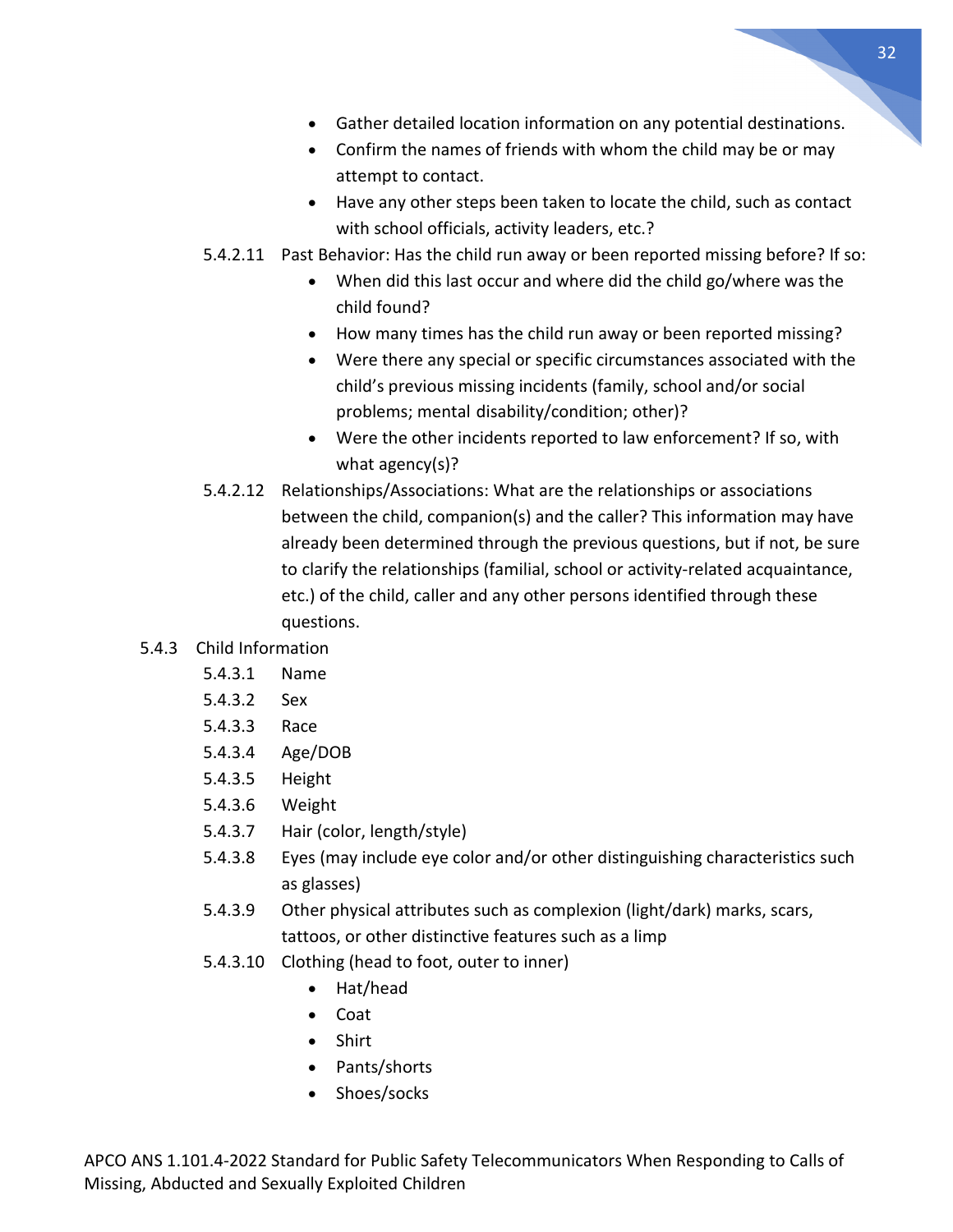- Gather detailed location information on any potential destinations.
- Confirm the names of friends with whom the child may be or may attempt to contact.
- Have any other steps been taken to locate the child, such as contact with school officials, activity leaders, etc.?

5.4.2.11 Past Behavior: Has the child run away or been reported missing before? If so:

- When did this last occur and where did the child go/where was the child found?
- How many times has the child run away or been reported missing?
- Were there any special or specific circumstances associated with the child's previous missing incidents (family, school and/or social problems; mental disability/condition; other)?
- Were the other incidents reported to law enforcement? If so, with what agency(s)?

5.4.2.12 Relationships/Associations: What are the relationships or associations between the child, companion(s) and the caller? This information may have already been determined through the previous questions, but if not, be sure to clarify the relationships (familial, school or activity-related acquaintance, etc.) of the child, caller and any other persons identified through these questions.

5.4.3 Child Information

5.4.3.1 Name

5.4.3.2 Sex

5.4.3.3 Race

5.4.3.4 Age/DOB

5.4.3.5 Height

5.4.3.6 Weight

5.4.3.7 Hair (color, length/style)

5.4.3.8 Eyes (may include eye color and/or other distinguishing characteristics such as glasses)

5.4.3.9 Other physical attributes such as complexion (light/dark) marks, scars, tattoos, or other distinctive features such as a limp

5.4.3.10 Clothing (head to foot, outer to inner)

- Hat/head
- Coat
- Shirt
- Pants/shorts
- Shoes/socks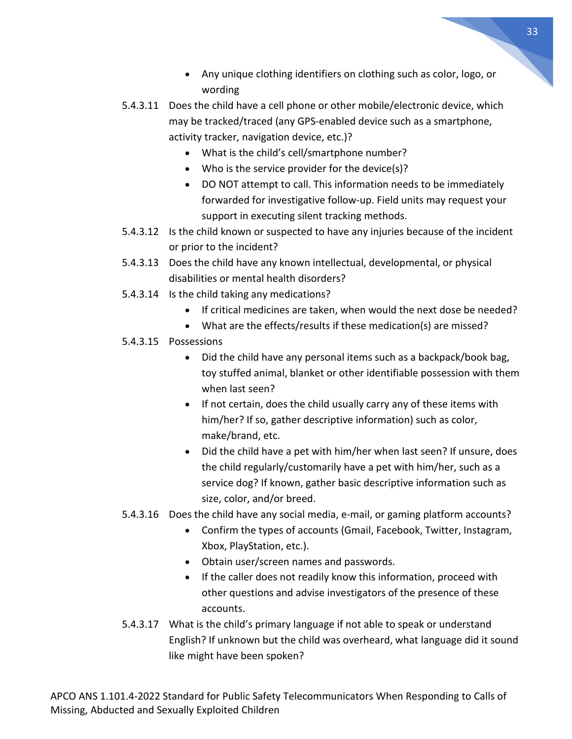- Any unique clothing identifiers on clothing such as color, logo, or wording

5.4.3.11 Does the child have a cell phone or other mobile/electronic device, which may be tracked/traced (any GPS-enabled device such as a smartphone, activity tracker, navigation device, etc.)?

- What is the child's cell/smartphone number?
- Who is the service provider for the device(s)?
- DO NOT attempt to call. This information needs to be immediately forwarded for investigative follow-up. Field units may request your support in executing silent tracking methods.

5.4.3.12 Is the child known or suspected to have any injuries because of the incident or prior to the incident?

5.4.3.13 Does the child have any known intellectual, developmental, or physical disabilities or mental health disorders?

5.4.3.14 Is the child taking any medications?

- If critical medicines are taken, when would the next dose be needed?
- What are the effects/results if these medication(s) are missed?

5.4.3.15 Possessions

- Did the child have any personal items such as a backpack/book bag, toy stuffed animal, blanket or other identifiable possession with them when last seen?
- If not certain, does the child usually carry any of these items with him/her? If so, gather descriptive information) such as color, make/brand, etc.
- Did the child have a pet with him/her when last seen? If unsure, does the child regularly/customarily have a pet with him/her, such as a service dog? If known, gather basic descriptive information such as size, color, and/or breed.

5.4.3.16 Does the child have any social media, e-mail, or gaming platform accounts?

- Confirm the types of accounts (Gmail, Facebook, Twitter, Instagram, Xbox, PlayStation, etc.).
- Obtain user/screen names and passwords.
- If the caller does not readily know this information, proceed with other questions and advise investigators of the presence of these accounts.

5.4.3.17 What is the child's primary language if not able to speak or understand English? If unknown but the child was overheard, what language did it sound like might have been spoken?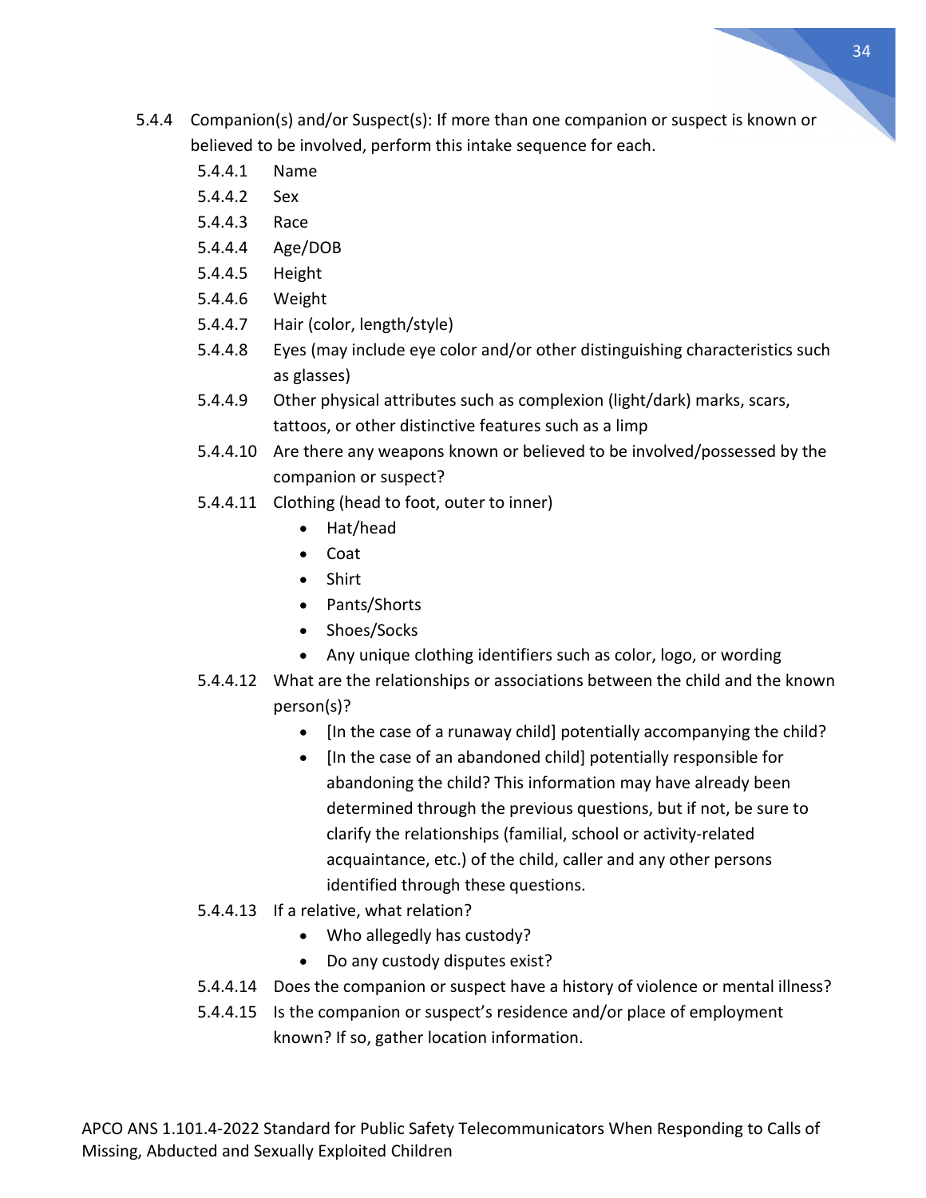5.4.4 Companion(s) and/or Suspect(s): If more than one companion or suspect is known or believed to be involved, perform this intake sequence for each.

- 5.4.4.1 Name
- 5.4.4.2 Sex
- 5.4.4.3 Race
- 5.4.4.4 Age/DOB
- 5.4.4.5 Height
- 5.4.4.6 Weight
- 5.4.4.7 Hair (color, length/style)
- 5.4.4.8 Eyes (may include eye color and/or other distinguishing characteristics such as glasses)
- 5.4.4.9 Other physical attributes such as complexion (light/dark) marks, scars, tattoos, or other distinctive features such as a limp
- 5.4.4.10 Are there any weapons known or believed to be involved/possessed by the companion or suspect?
- 5.4.4.11 Clothing (head to foot, outer to inner)
  - Hat/head
  - Coat
  - Shirt
  - Pants/Shorts
  - Shoes/Socks
  - Any unique clothing identifiers such as color, logo, or wording
- 5.4.4.12 What are the relationships or associations between the child and the known person(s)?
  - [In the case of a runaway child] potentially accompanying the child?
  - [In the case of an abandoned child] potentially responsible for abandoning the child? This information may have already been determined through the previous questions, but if not, be sure to clarify the relationships (familial, school or activity-related acquaintance, etc.) of the child, caller and any other persons identified through these questions.
- 5.4.4.13 If a relative, what relation?
  - Who allegedly has custody?
  - Do any custody disputes exist?
- 5.4.4.14 Does the companion or suspect have a history of violence or mental illness?
- 5.4.4.15 Is the companion or suspect's residence and/or place of employment known? If so, gather location information.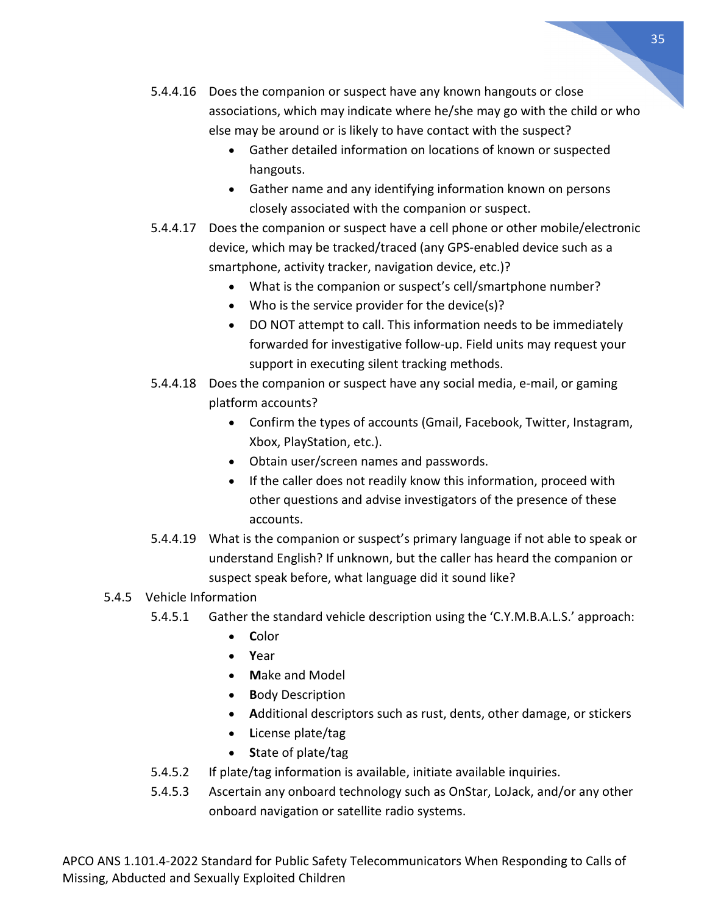5.4.4.16 Does the companion or suspect have any known hangouts or close associations, which may indicate where he/she may go with the child or who else may be around or is likely to have contact with the suspect?

- Gather detailed information on locations of known or suspected hangouts.
- Gather name and any identifying information known on persons closely associated with the companion or suspect.

5.4.4.17 Does the companion or suspect have a cell phone or other mobile/electronic device, which may be tracked/traced (any GPS-enabled device such as a smartphone, activity tracker, navigation device, etc.)?

- What is the companion or suspect's cell/smartphone number?
- Who is the service provider for the device(s)?
- DO NOT attempt to call. This information needs to be immediately forwarded for investigative follow-up. Field units may request your support in executing silent tracking methods.

5.4.4.18 Does the companion or suspect have any social media, e-mail, or gaming platform accounts?

- Confirm the types of accounts (Gmail, Facebook, Twitter, Instagram, Xbox, PlayStation, etc.).
- Obtain user/screen names and passwords.
- If the caller does not readily know this information, proceed with other questions and advise investigators of the presence of these accounts.

5.4.4.19 What is the companion or suspect's primary language if not able to speak or understand English? If unknown, but the caller has heard the companion or suspect speak before, what language did it sound like?

5.4.5 Vehicle Information

5.4.5.1 Gather the standard vehicle description using the 'C.Y.M.B.A.L.S.' approach:

- **C**olor
- **Y**ear
- **M**ake and Model
- **B**ody Description
- **A**dditional descriptors such as rust, dents, other damage, or stickers
- **L**icense plate/tag
- **S**tate of plate/tag

5.4.5.2 If plate/tag information is available, initiate available inquiries.

5.4.5.3 Ascertain any onboard technology such as OnStar, LoJack, and/or any other onboard navigation or satellite radio systems.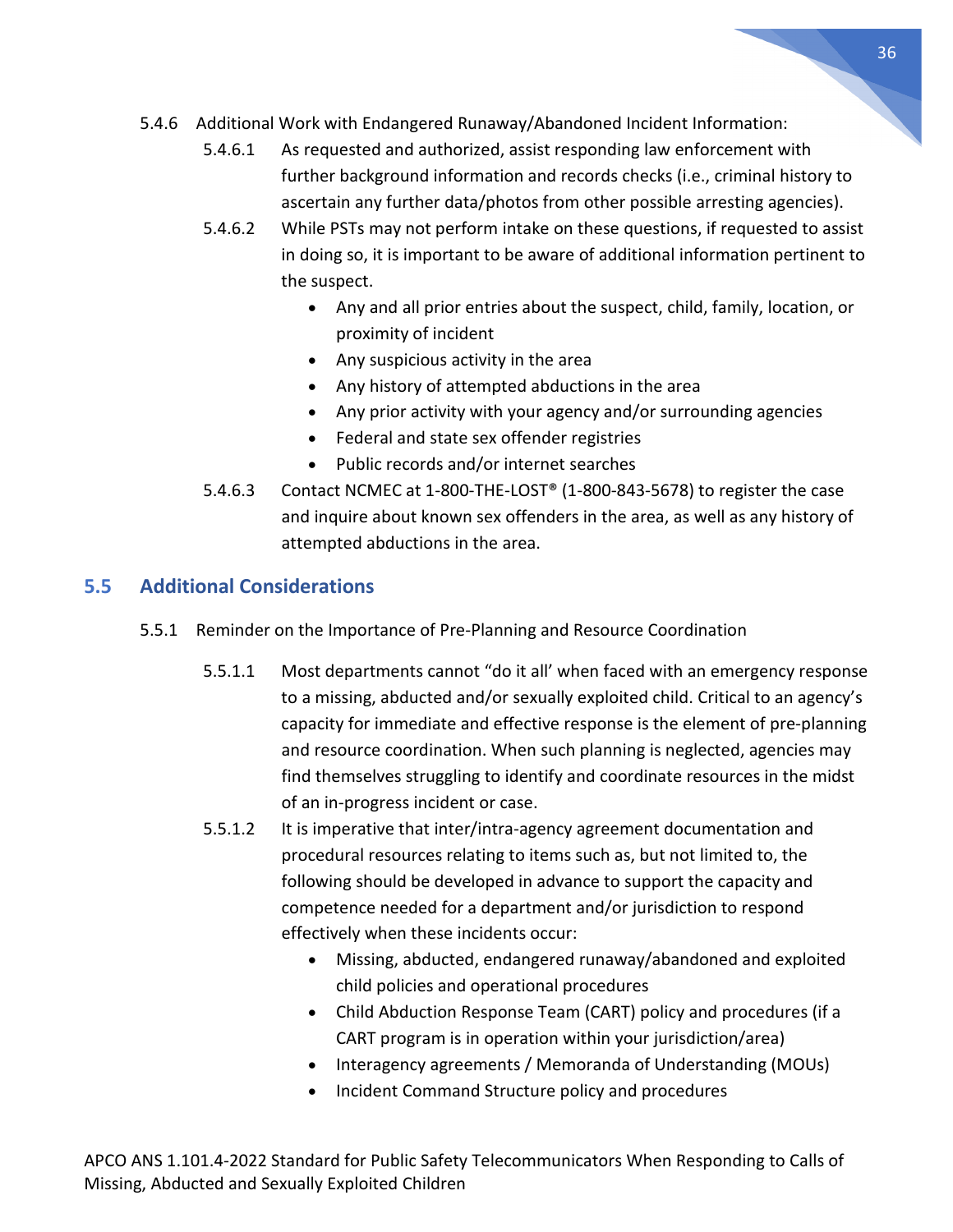5.4.6 Additional Work with Endangered Runaway/Abandoned Incident Information:

5.4.6.1 As requested and authorized, assist responding law enforcement with further background information and records checks (i.e., criminal history to ascertain any further data/photos from other possible arresting agencies).

5.4.6.2 While PSTs may not perform intake on these questions, if requested to assist in doing so, it is important to be aware of additional information pertinent to the suspect.

- Any and all prior entries about the suspect, child, family, location, or proximity of incident
- Any suspicious activity in the area
- Any history of attempted abductions in the area
- Any prior activity with your agency and/or surrounding agencies
- Federal and state sex offender registries
- Public records and/or internet searches

5.4.6.3 Contact NCMEC at 1-800-THE-LOST® (1-800-843-5678) to register the case and inquire about known sex offenders in the area, as well as any history of attempted abductions in the area.

## 5.5 Additional Considerations

5.5.1 Reminder on the Importance of Pre-Planning and Resource Coordination

5.5.1.1 Most departments cannot "do it all' when faced with an emergency response to a missing, abducted and/or sexually exploited child. Critical to an agency's capacity for immediate and effective response is the element of pre-planning and resource coordination. When such planning is neglected, agencies may find themselves struggling to identify and coordinate resources in the midst of an in-progress incident or case.

5.5.1.2 It is imperative that inter/intra-agency agreement documentation and procedural resources relating to items such as, but not limited to, the following should be developed in advance to support the capacity and competence needed for a department and/or jurisdiction to respond effectively when these incidents occur:

- Missing, abducted, endangered runaway/abandoned and exploited child policies and operational procedures
- Child Abduction Response Team (CART) policy and procedures (if a CART program is in operation within your jurisdiction/area)
- Interagency agreements / Memoranda of Understanding (MOUs)
- Incident Command Structure policy and procedures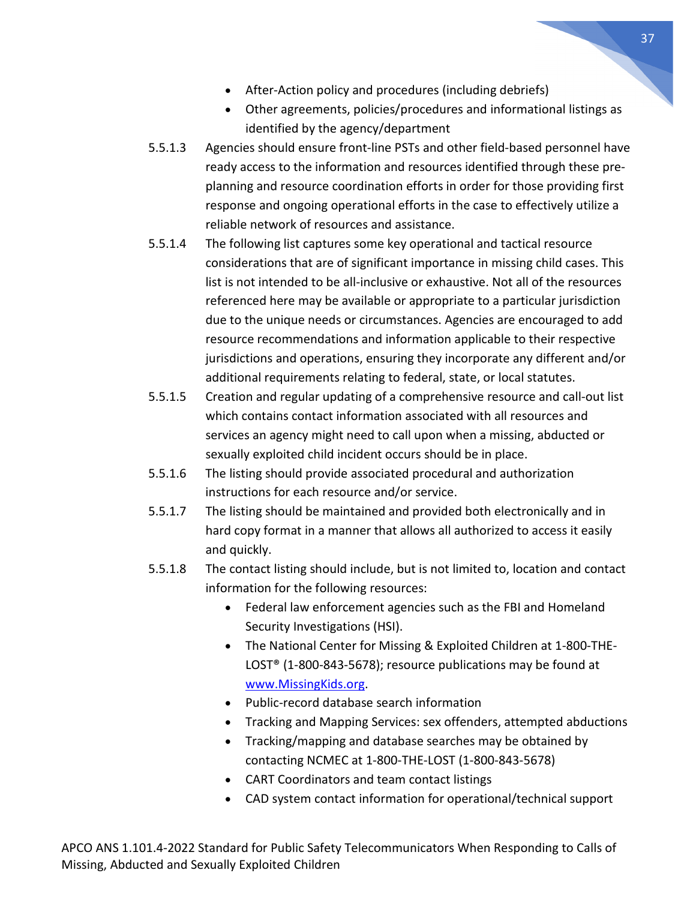- After-Action policy and procedures (including debriefs)
- Other agreements, policies/procedures and informational listings as identified by the agency/department

5.5.1.3 Agencies should ensure front-line PSTs and other field-based personnel have ready access to the information and resources identified through these pre-planning and resource coordination efforts in order for those providing first response and ongoing operational efforts in the case to effectively utilize a reliable network of resources and assistance.

5.5.1.4 The following list captures some key operational and tactical resource considerations that are of significant importance in missing child cases. This list is not intended to be all-inclusive or exhaustive. Not all of the resources referenced here may be available or appropriate to a particular jurisdiction due to the unique needs or circumstances. Agencies are encouraged to add resource recommendations and information applicable to their respective jurisdictions and operations, ensuring they incorporate any different and/or additional requirements relating to federal, state, or local statutes.

5.5.1.5 Creation and regular updating of a comprehensive resource and call-out list which contains contact information associated with all resources and services an agency might need to call upon when a missing, abducted or sexually exploited child incident occurs should be in place.

5.5.1.6 The listing should provide associated procedural and authorization instructions for each resource and/or service.

5.5.1.7 The listing should be maintained and provided both electronically and in hard copy format in a manner that allows all authorized to access it easily and quickly.

5.5.1.8 The contact listing should include, but is not limited to, location and contact information for the following resources:

- Federal law enforcement agencies such as the FBI and Homeland Security Investigations (HSI).
- The National Center for Missing & Exploited Children at 1-800-THE-LOST® (1-800-843-5678); resource publications may be found at [www.MissingKids.org](http://www.MissingKids.org).
- Public-record database search information
- Tracking and Mapping Services: sex offenders, attempted abductions
- Tracking/mapping and database searches may be obtained by contacting NCMEC at 1-800-THE-LOST (1-800-843-5678)
- CART Coordinators and team contact listings
- CAD system contact information for operational/technical support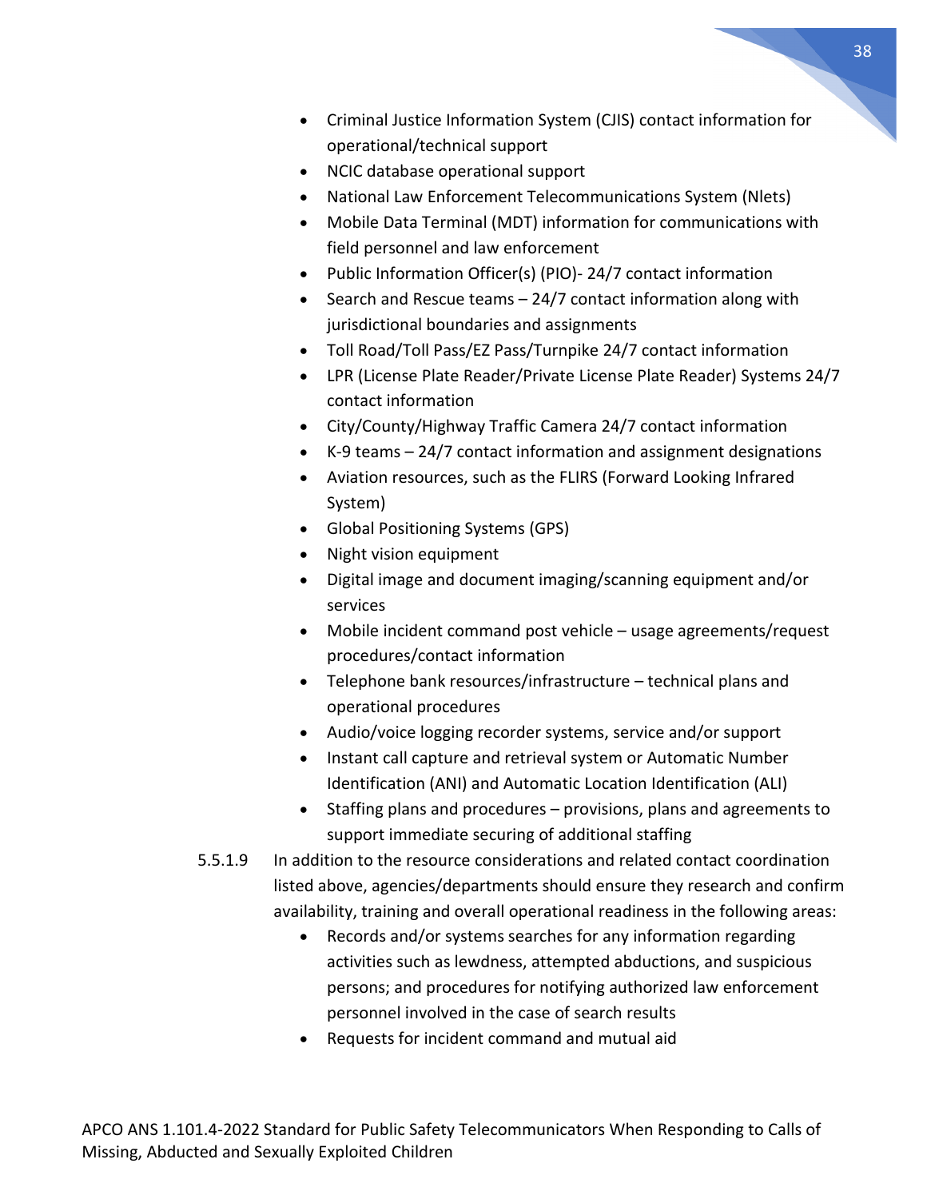- Criminal Justice Information System (CJIS) contact information for operational/technical support
- NCIC database operational support
- National Law Enforcement Telecommunications System (Nlets)
- Mobile Data Terminal (MDT) information for communications with field personnel and law enforcement
- Public Information Officer(s) (PIO)- 24/7 contact information
- Search and Rescue teams – 24/7 contact information along with jurisdictional boundaries and assignments
- Toll Road/Toll Pass/EZ Pass/Turnpike 24/7 contact information
- LPR (License Plate Reader/Private License Plate Reader) Systems 24/7 contact information
- City/County/Highway Traffic Camera 24/7 contact information
- K-9 teams – 24/7 contact information and assignment designations
- Aviation resources, such as the FLIRS (Forward Looking Infrared System)
- Global Positioning Systems (GPS)
- Night vision equipment
- Digital image and document imaging/scanning equipment and/or services
- Mobile incident command post vehicle – usage agreements/request procedures/contact information
- Telephone bank resources/infrastructure – technical plans and operational procedures
- Audio/voice logging recorder systems, service and/or support
- Instant call capture and retrieval system or Automatic Number Identification (ANI) and Automatic Location Identification (ALI)
- Staffing plans and procedures – provisions, plans and agreements to support immediate securing of additional staffing

5.5.1.9 In addition to the resource considerations and related contact coordination listed above, agencies/departments should ensure they research and confirm availability, training and overall operational readiness in the following areas:

- Records and/or systems searches for any information regarding activities such as lewdness, attempted abductions, and suspicious persons; and procedures for notifying authorized law enforcement personnel involved in the case of search results
- Requests for incident command and mutual aid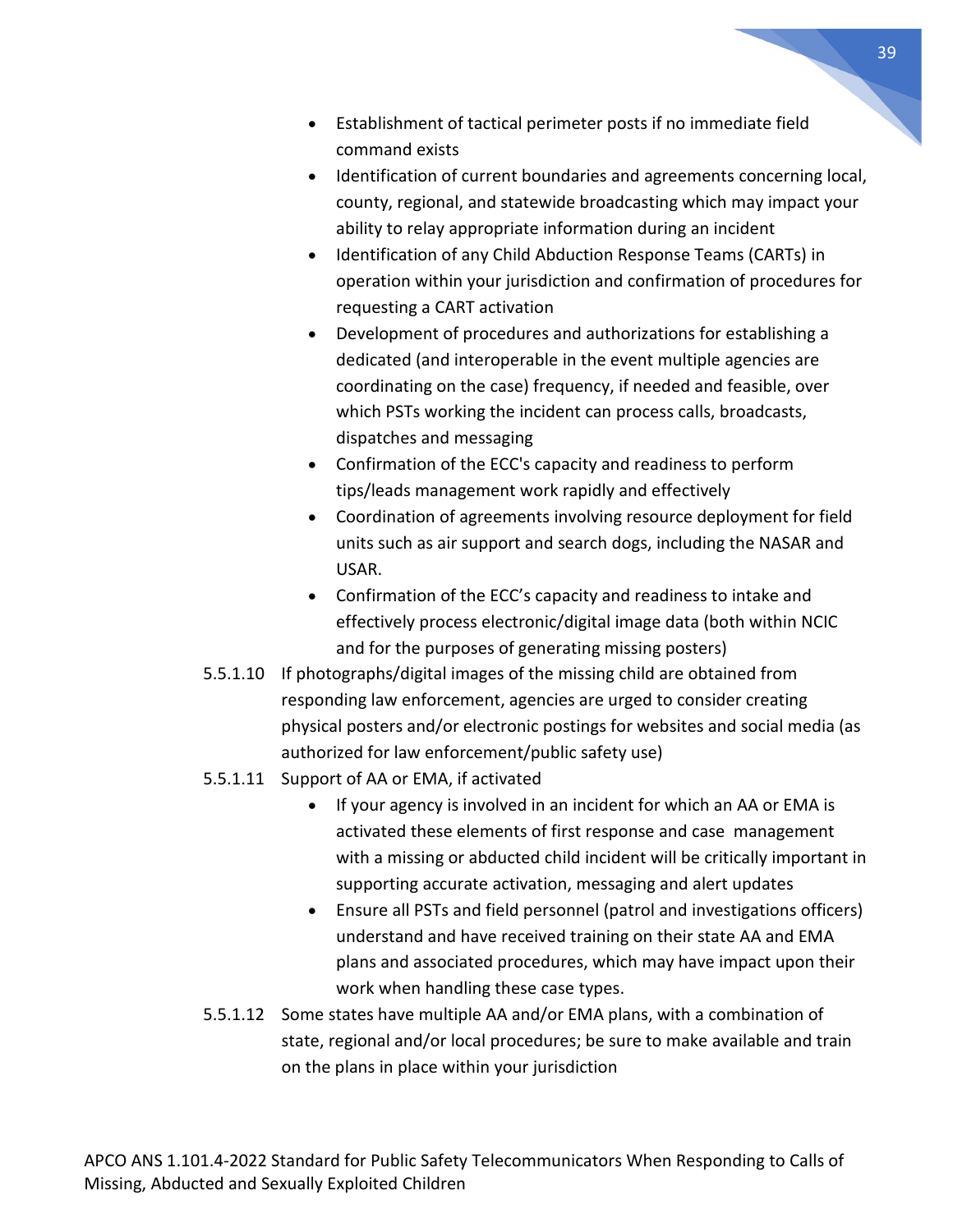- Establishment of tactical perimeter posts if no immediate field command exists
- Identification of current boundaries and agreements concerning local, county, regional, and statewide broadcasting which may impact your ability to relay appropriate information during an incident
- Identification of any Child Abduction Response Teams (CARTs) in operation within your jurisdiction and confirmation of procedures for requesting a CART activation
- Development of procedures and authorizations for establishing a dedicated (and interoperable in the event multiple agencies are coordinating on the case) frequency, if needed and feasible, over which PSTs working the incident can process calls, broadcasts, dispatches and messaging
- Confirmation of the ECC's capacity and readiness to perform tips/leads management work rapidly and effectively
- Coordination of agreements involving resource deployment for field units such as air support and search dogs, including the NASAR and USAR.
- Confirmation of the ECC's capacity and readiness to intake and effectively process electronic/digital image data (both within NCIC and for the purposes of generating missing posters)

5.5.1.10 If photographs/digital images of the missing child are obtained from responding law enforcement, agencies are urged to consider creating physical posters and/or electronic postings for websites and social media (as authorized for law enforcement/public safety use)

5.5.1.11 Support of AA or EMA, if activated

- If your agency is involved in an incident for which an AA or EMA is activated these elements of first response and case management with a missing or abducted child incident will be critically important in supporting accurate activation, messaging and alert updates
- Ensure all PSTs and field personnel (patrol and investigations officers) understand and have received training on their state AA and EMA plans and associated procedures, which may have impact upon their work when handling these case types.

5.5.1.12 Some states have multiple AA and/or EMA plans, with a combination of state, regional and/or local procedures; be sure to make available and train on the plans in place within your jurisdiction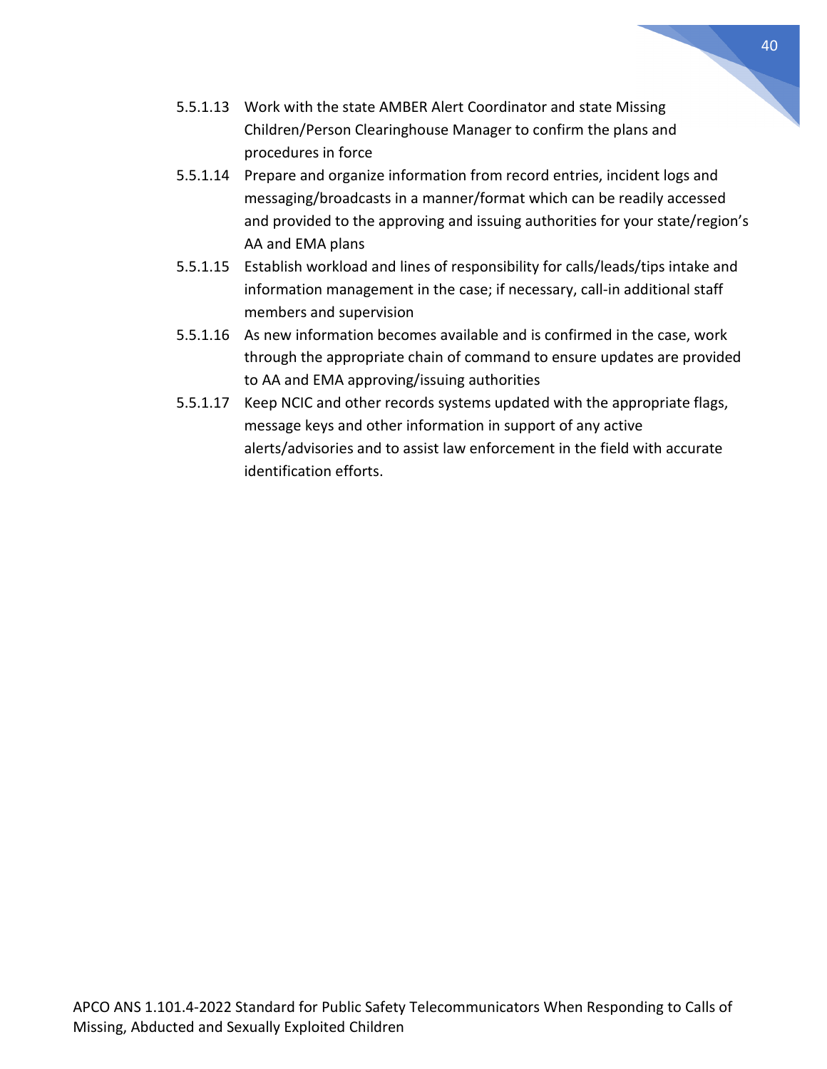5.5.1.13 Work with the state AMBER Alert Coordinator and state Missing Children/Person Clearinghouse Manager to confirm the plans and procedures in force

5.5.1.14 Prepare and organize information from record entries, incident logs and messaging/broadcasts in a manner/format which can be readily accessed and provided to the approving and issuing authorities for your state/region's AA and EMA plans

5.5.1.15 Establish workload and lines of responsibility for calls/leads/tips intake and information management in the case; if necessary, call-in additional staff members and supervision

5.5.1.16 As new information becomes available and is confirmed in the case, work through the appropriate chain of command to ensure updates are provided to AA and EMA approving/issuing authorities

5.5.1.17 Keep NCIC and other records systems updated with the appropriate flags, message keys and other information in support of any active alerts/advisories and to assist law enforcement in the field with accurate identification efforts.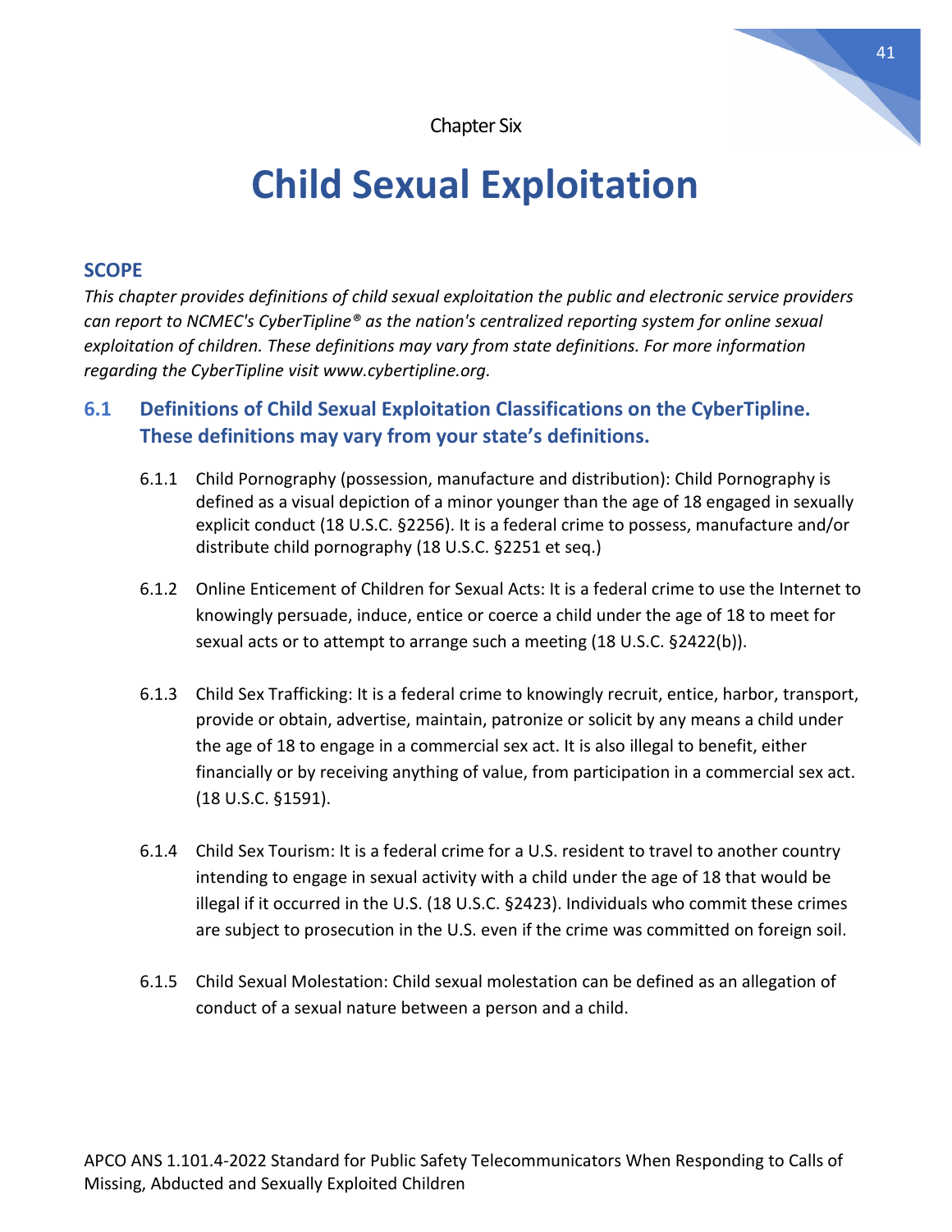Chapter Six

# Child Sexual Exploitation

## SCOPE

*This chapter provides definitions of child sexual exploitation the public and electronic service providers can report to NCMEC's CyberTipline® as the nation's centralized reporting system for online sexual exploitation of children. These definitions may vary from state definitions. For more information regarding the CyberTipline visit www.cybertipline.org.*

## 6.1 Definitions of Child Sexual Exploitation Classifications on the CyberTipline. These definitions may vary from your state's definitions.

6.1.1 Child Pornography (possession, manufacture and distribution): Child Pornography is defined as a visual depiction of a minor younger than the age of 18 engaged in sexually explicit conduct (18 U.S.C. §2256). It is a federal crime to possess, manufacture and/or distribute child pornography (18 U.S.C. §2251 et seq.)

6.1.2 Online Enticement of Children for Sexual Acts: It is a federal crime to use the Internet to knowingly persuade, induce, entice or coerce a child under the age of 18 to meet for sexual acts or to attempt to arrange such a meeting (18 U.S.C. §2422(b)).

6.1.3 Child Sex Trafficking: It is a federal crime to knowingly recruit, entice, harbor, transport, provide or obtain, advertise, maintain, patronize or solicit by any means a child under the age of 18 to engage in a commercial sex act. It is also illegal to benefit, either financially or by receiving anything of value, from participation in a commercial sex act. (18 U.S.C. §1591).

6.1.4 Child Sex Tourism: It is a federal crime for a U.S. resident to travel to another country intending to engage in sexual activity with a child under the age of 18 that would be illegal if it occurred in the U.S. (18 U.S.C. §2423). Individuals who commit these crimes are subject to prosecution in the U.S. even if the crime was committed on foreign soil.

6.1.5 Child Sexual Molestation: Child sexual molestation can be defined as an allegation of conduct of a sexual nature between a person and a child.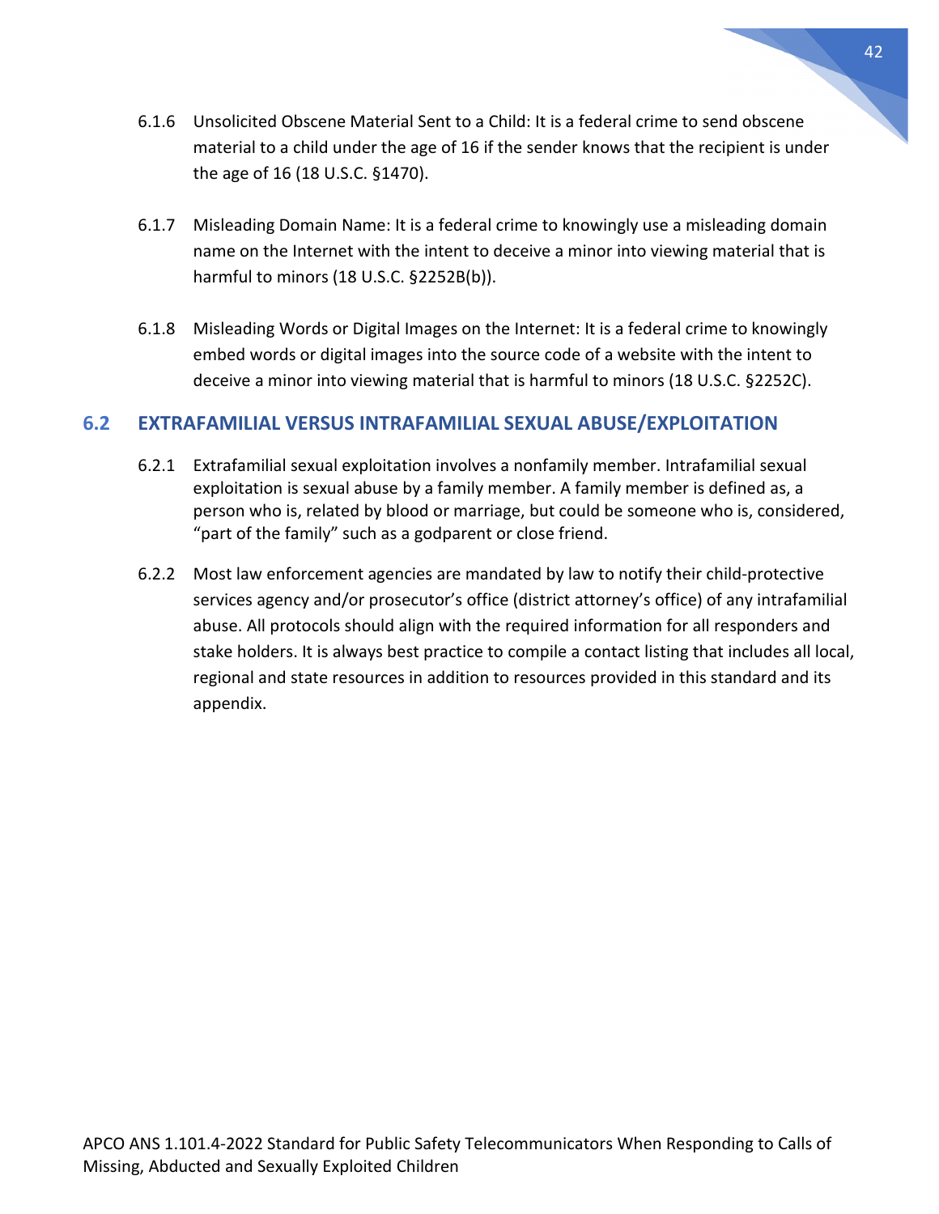6.1.6 Unsolicited Obscene Material Sent to a Child: It is a federal crime to send obscene material to a child under the age of 16 if the sender knows that the recipient is under the age of 16 (18 U.S.C. §1470).

6.1.7 Misleading Domain Name: It is a federal crime to knowingly use a misleading domain name on the Internet with the intent to deceive a minor into viewing material that is harmful to minors (18 U.S.C. §2252B(b)).

6.1.8 Misleading Words or Digital Images on the Internet: It is a federal crime to knowingly embed words or digital images into the source code of a website with the intent to deceive a minor into viewing material that is harmful to minors (18 U.S.C. §2252C).

## 6.2 EXTRAFAMILIAL VERSUS INTRAFAMILIAL SEXUAL ABUSE/EXPLOITATION

6.2.1 Extrafamilial sexual exploitation involves a nonfamily member. Intrafamilial sexual exploitation is sexual abuse by a family member. A family member is defined as, a person who is, related by blood or marriage, but could be someone who is, considered, "part of the family" such as a godparent or close friend.

6.2.2 Most law enforcement agencies are mandated by law to notify their child-protective services agency and/or prosecutor's office (district attorney's office) of any intrafamilial abuse. All protocols should align with the required information for all responders and stake holders. It is always best practice to compile a contact listing that includes all local, regional and state resources in addition to resources provided in this standard and its appendix.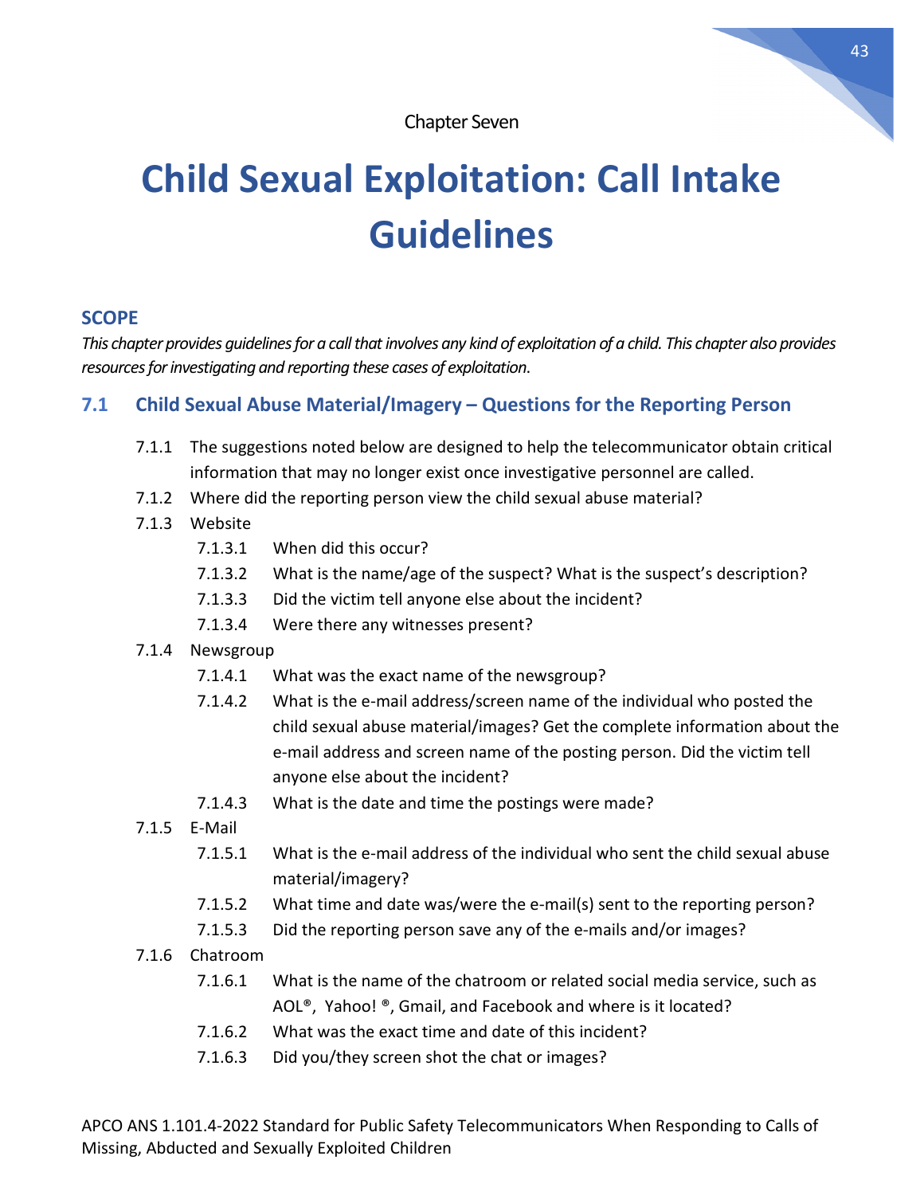Chapter Seven

# Child Sexual Exploitation: Call Intake Guidelines

## SCOPE

*This chapter provides guidelines for a call that involves any kind of exploitation of a child. This chapter also provides resources for investigating and reporting these cases of exploitation.*

## 7.1 Child Sexual Abuse Material/Imagery – Questions for the Reporting Person

- 7.1.1 The suggestions noted below are designed to help the telecommunicator obtain critical information that may no longer exist once investigative personnel are called.
- 7.1.2 Where did the reporting person view the child sexual abuse material?
- 7.1.3 Website
  - 7.1.3.1 When did this occur?
  - 7.1.3.2 What is the name/age of the suspect? What is the suspect's description?
  - 7.1.3.3 Did the victim tell anyone else about the incident?
  - 7.1.3.4 Were there any witnesses present?
- 7.1.4 Newsgroup
  - 7.1.4.1 What was the exact name of the newsgroup?
  - 7.1.4.2 What is the e-mail address/screen name of the individual who posted the child sexual abuse material/images? Get the complete information about the e-mail address and screen name of the posting person. Did the victim tell anyone else about the incident?
  - 7.1.4.3 What is the date and time the postings were made?
- 7.1.5 E-Mail
  - 7.1.5.1 What is the e-mail address of the individual who sent the child sexual abuse material/imagery?
  - 7.1.5.2 What time and date was/were the e-mail(s) sent to the reporting person?
  - 7.1.5.3 Did the reporting person save any of the e-mails and/or images?
- 7.1.6 Chatroom
  - 7.1.6.1 What is the name of the chatroom or related social media service, such as AOL®, Yahoo! ®, Gmail, and Facebook and where is it located?
  - 7.1.6.2 What was the exact time and date of this incident?
  - 7.1.6.3 Did you/they screen shot the chat or images?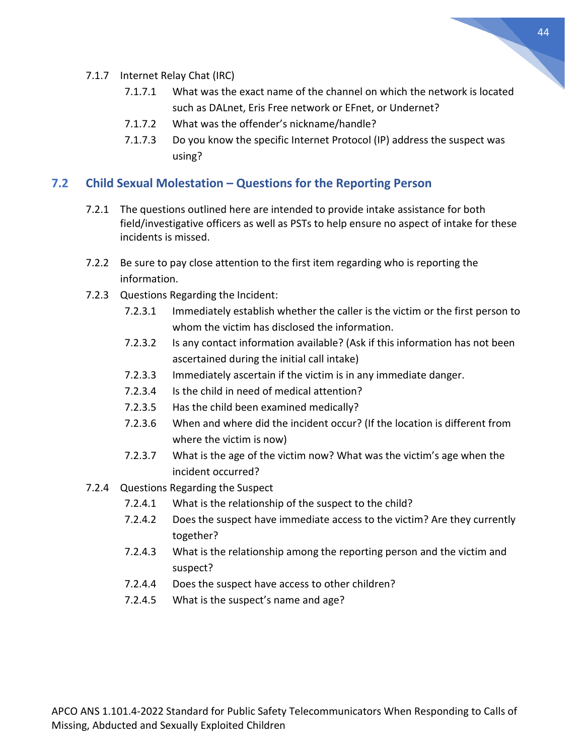7.1.7 Internet Relay Chat (IRC)

- 7.1.7.1 What was the exact name of the channel on which the network is located such as DALnet, Eris Free network or EFnet, or Undernet?
- 7.1.7.2 What was the offender's nickname/handle?
- 7.1.7.3 Do you know the specific Internet Protocol (IP) address the suspect was using?

## 7.2 Child Sexual Molestation – Questions for the Reporting Person

7.2.1 The questions outlined here are intended to provide intake assistance for both field/investigative officers as well as PSTs to help ensure no aspect of intake for these incidents is missed.

7.2.2 Be sure to pay close attention to the first item regarding who is reporting the information.

7.2.3 Questions Regarding the Incident:

- 7.2.3.1 Immediately establish whether the caller is the victim or the first person to whom the victim has disclosed the information.
- 7.2.3.2 Is any contact information available? (Ask if this information has not been ascertained during the initial call intake)
- 7.2.3.3 Immediately ascertain if the victim is in any immediate danger.
- 7.2.3.4 Is the child in need of medical attention?
- 7.2.3.5 Has the child been examined medically?
- 7.2.3.6 When and where did the incident occur? (If the location is different from where the victim is now)
- 7.2.3.7 What is the age of the victim now? What was the victim's age when the incident occurred?

7.2.4 Questions Regarding the Suspect

- 7.2.4.1 What is the relationship of the suspect to the child?
- 7.2.4.2 Does the suspect have immediate access to the victim? Are they currently together?
- 7.2.4.3 What is the relationship among the reporting person and the victim and suspect?
- 7.2.4.4 Does the suspect have access to other children?
- 7.2.4.5 What is the suspect's name and age?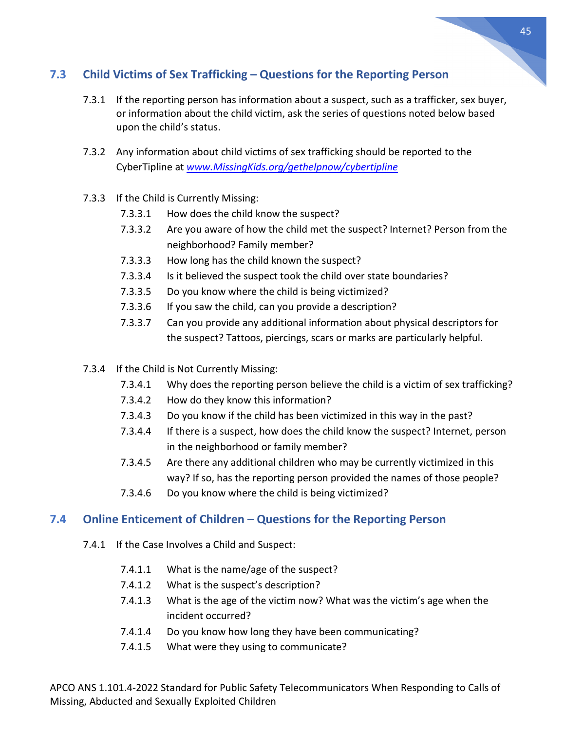## 7.3 Child Victims of Sex Trafficking – Questions for the Reporting Person

7.3.1 If the reporting person has information about a suspect, such as a trafficker, sex buyer, or information about the child victim, ask the series of questions noted below based upon the child's status.

7.3.2 Any information about child victims of sex trafficking should be reported to the CyberTipline at *www.MissingKids.org/gethelpnow/cybertipline*

7.3.3 If the Child is Currently Missing:

- 7.3.3.1 How does the child know the suspect?
- 7.3.3.2 Are you aware of how the child met the suspect? Internet? Person from the neighborhood? Family member?
- 7.3.3.3 How long has the child known the suspect?
- 7.3.3.4 Is it believed the suspect took the child over state boundaries?
- 7.3.3.5 Do you know where the child is being victimized?
- 7.3.3.6 If you saw the child, can you provide a description?
- 7.3.3.7 Can you provide any additional information about physical descriptors for the suspect? Tattoos, piercings, scars or marks are particularly helpful.

7.3.4 If the Child is Not Currently Missing:

- 7.3.4.1 Why does the reporting person believe the child is a victim of sex trafficking?
- 7.3.4.2 How do they know this information?
- 7.3.4.3 Do you know if the child has been victimized in this way in the past?
- 7.3.4.4 If there is a suspect, how does the child know the suspect? Internet, person in the neighborhood or family member?
- 7.3.4.5 Are there any additional children who may be currently victimized in this way? If so, has the reporting person provided the names of those people?
- 7.3.4.6 Do you know where the child is being victimized?

## 7.4 Online Enticement of Children – Questions for the Reporting Person

7.4.1 If the Case Involves a Child and Suspect:

- 7.4.1.1 What is the name/age of the suspect?
- 7.4.1.2 What is the suspect's description?
- 7.4.1.3 What is the age of the victim now? What was the victim's age when the incident occurred?
- 7.4.1.4 Do you know how long they have been communicating?
- 7.4.1.5 What were they using to communicate?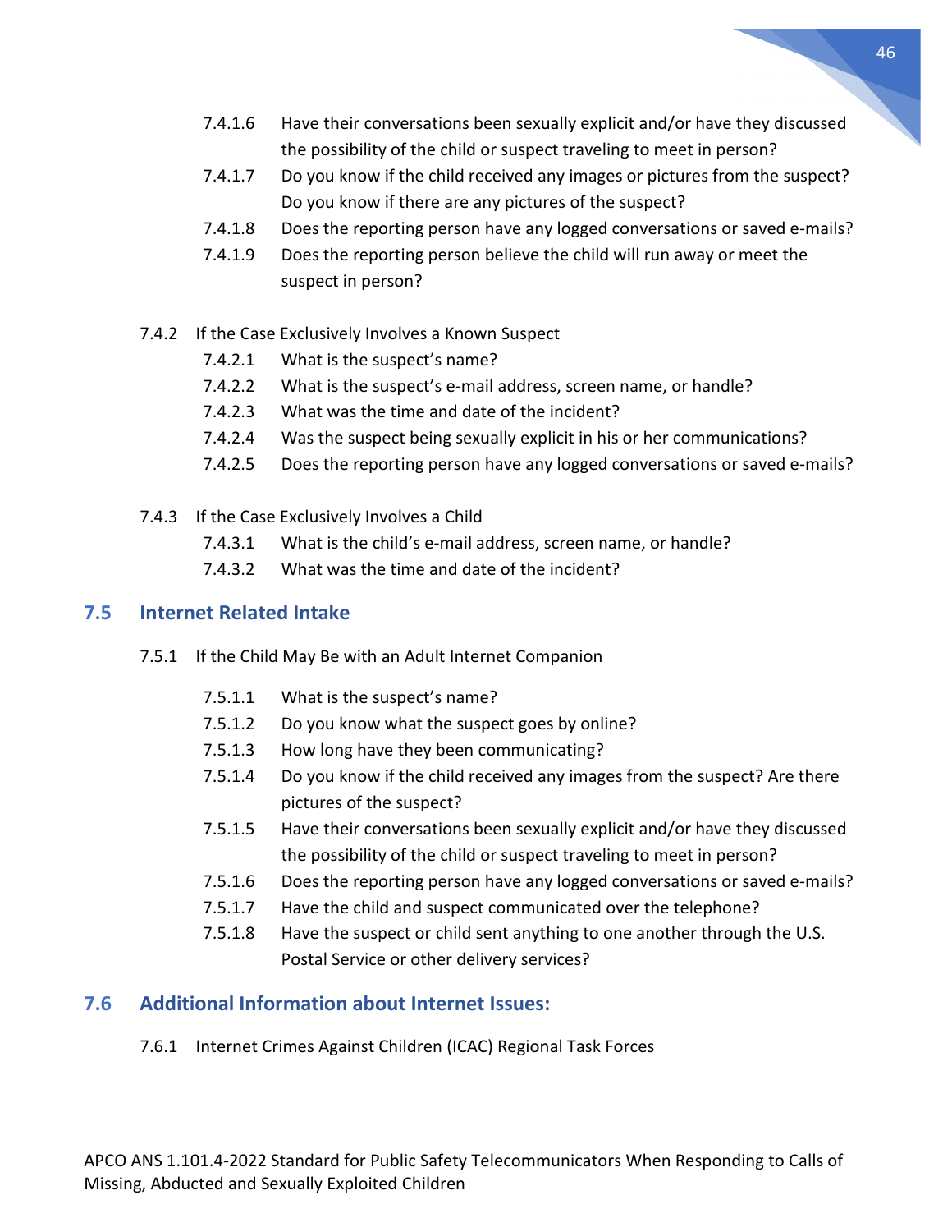- 7.4.1.6 Have their conversations been sexually explicit and/or have they discussed the possibility of the child or suspect traveling to meet in person?
- 7.4.1.7 Do you know if the child received any images or pictures from the suspect? Do you know if there are any pictures of the suspect?
- 7.4.1.8 Does the reporting person have any logged conversations or saved e-mails?
- 7.4.1.9 Does the reporting person believe the child will run away or meet the suspect in person?

7.4.2 If the Case Exclusively Involves a Known Suspect

- 7.4.2.1 What is the suspect's name?
- 7.4.2.2 What is the suspect's e-mail address, screen name, or handle?
- 7.4.2.3 What was the time and date of the incident?
- 7.4.2.4 Was the suspect being sexually explicit in his or her communications?
- 7.4.2.5 Does the reporting person have any logged conversations or saved e-mails?

7.4.3 If the Case Exclusively Involves a Child

- 7.4.3.1 What is the child's e-mail address, screen name, or handle?
- 7.4.3.2 What was the time and date of the incident?

## 7.5 Internet Related Intake

7.5.1 If the Child May Be with an Adult Internet Companion

- 7.5.1.1 What is the suspect's name?
- 7.5.1.2 Do you know what the suspect goes by online?
- 7.5.1.3 How long have they been communicating?
- 7.5.1.4 Do you know if the child received any images from the suspect? Are there pictures of the suspect?
- 7.5.1.5 Have their conversations been sexually explicit and/or have they discussed the possibility of the child or suspect traveling to meet in person?
- 7.5.1.6 Does the reporting person have any logged conversations or saved e-mails?
- 7.5.1.7 Have the child and suspect communicated over the telephone?
- 7.5.1.8 Have the suspect or child sent anything to one another through the U.S. Postal Service or other delivery services?

## 7.6 Additional Information about Internet Issues:

7.6.1 Internet Crimes Against Children (ICAC) Regional Task Forces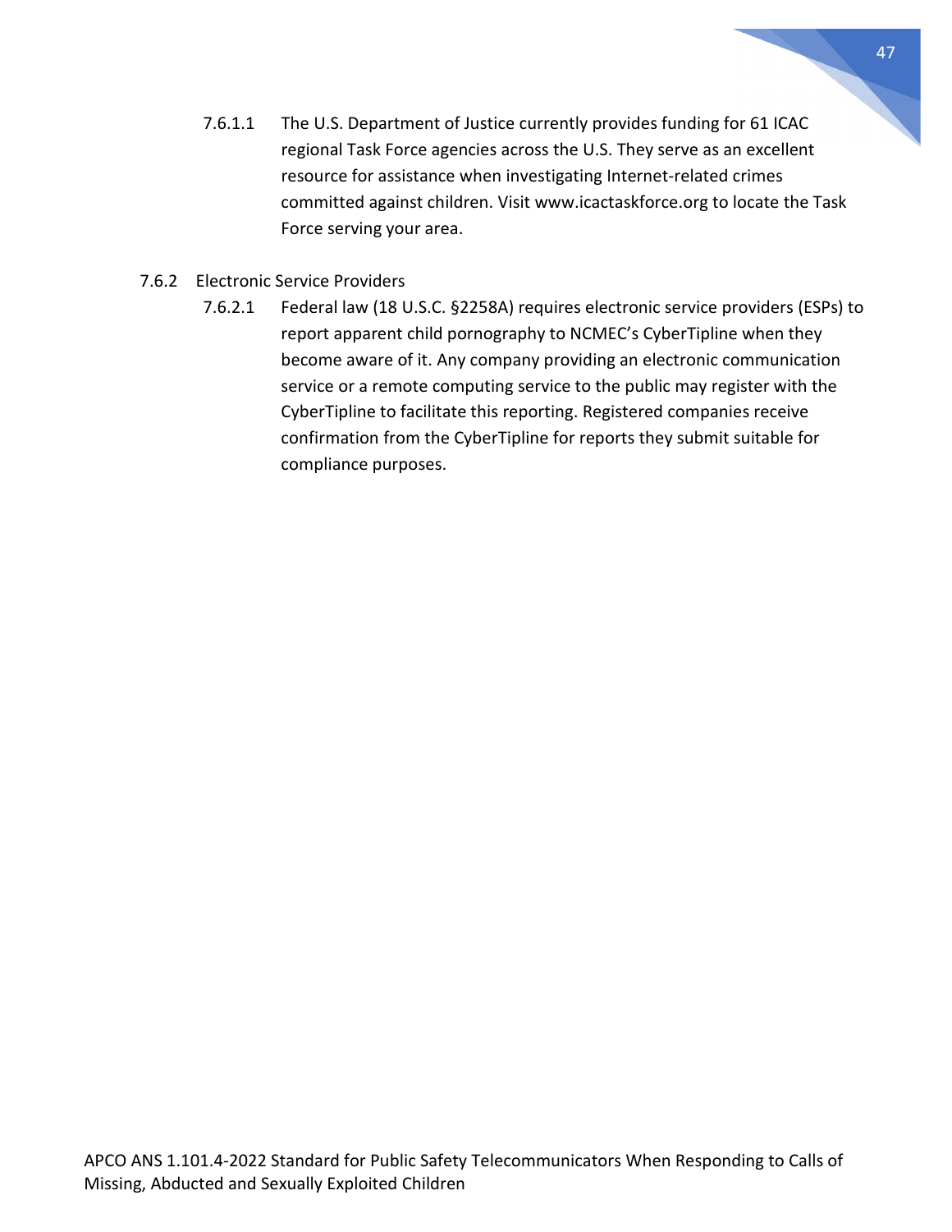7.6.1.1 The U.S. Department of Justice currently provides funding for 61 ICAC regional Task Force agencies across the U.S. They serve as an excellent resource for assistance when investigating Internet-related crimes committed against children. Visit www.icactaskforce.org to locate the Task Force serving your area.

7.6.2 Electronic Service Providers

7.6.2.1 Federal law (18 U.S.C. §2258A) requires electronic service providers (ESPs) to report apparent child pornography to NCMEC's CyberTipline when they become aware of it. Any company providing an electronic communication service or a remote computing service to the public may register with the CyberTipline to facilitate this reporting. Registered companies receive confirmation from the CyberTipline for reports they submit suitable for compliance purposes.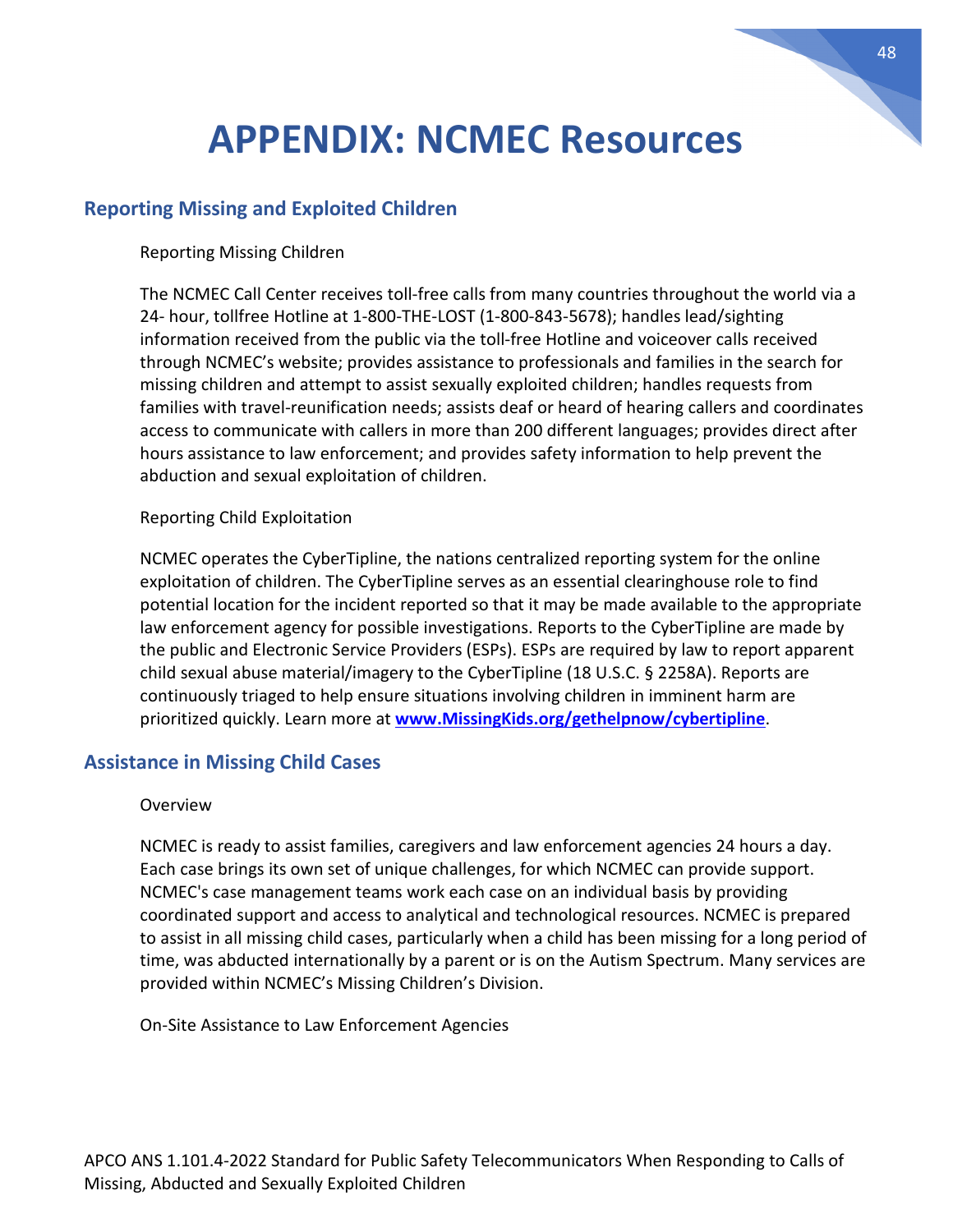# APPENDIX: NCMEC Resources

## Reporting Missing and Exploited Children

Reporting Missing Children

The NCMEC Call Center receives toll-free calls from many countries throughout the world via a 24- hour, tollfree Hotline at 1-800-THE-LOST (1-800-843-5678); handles lead/sighting information received from the public via the toll-free Hotline and voiceover calls received through NCMEC's website; provides assistance to professionals and families in the search for missing children and attempt to assist sexually exploited children; handles requests from families with travel-reunification needs; assists deaf or heard of hearing callers and coordinates access to communicate with callers in more than 200 different languages; provides direct after hours assistance to law enforcement; and provides safety information to help prevent the abduction and sexual exploitation of children.

Reporting Child Exploitation

NCMEC operates the CyberTipline, the nations centralized reporting system for the online exploitation of children. The CyberTipline serves as an essential clearinghouse role to find potential location for the incident reported so that it may be made available to the appropriate law enforcement agency for possible investigations. Reports to the CyberTipline are made by the public and Electronic Service Providers (ESPs). ESPs are required by law to report apparent child sexual abuse material/imagery to the CyberTipline (18 U.S.C. § 2258A). Reports are continuously triaged to help ensure situations involving children in imminent harm are prioritized quickly. Learn more at **www.MissingKids.org/gethelpnow/cybertipline**.

## Assistance in Missing Child Cases

Overview

NCMEC is ready to assist families, caregivers and law enforcement agencies 24 hours a day. Each case brings its own set of unique challenges, for which NCMEC can provide support. NCMEC's case management teams work each case on an individual basis by providing coordinated support and access to analytical and technological resources. NCMEC is prepared to assist in all missing child cases, particularly when a child has been missing for a long period of time, was abducted internationally by a parent or is on the Autism Spectrum. Many services are provided within NCMEC's Missing Children's Division.

On-Site Assistance to Law Enforcement Agencies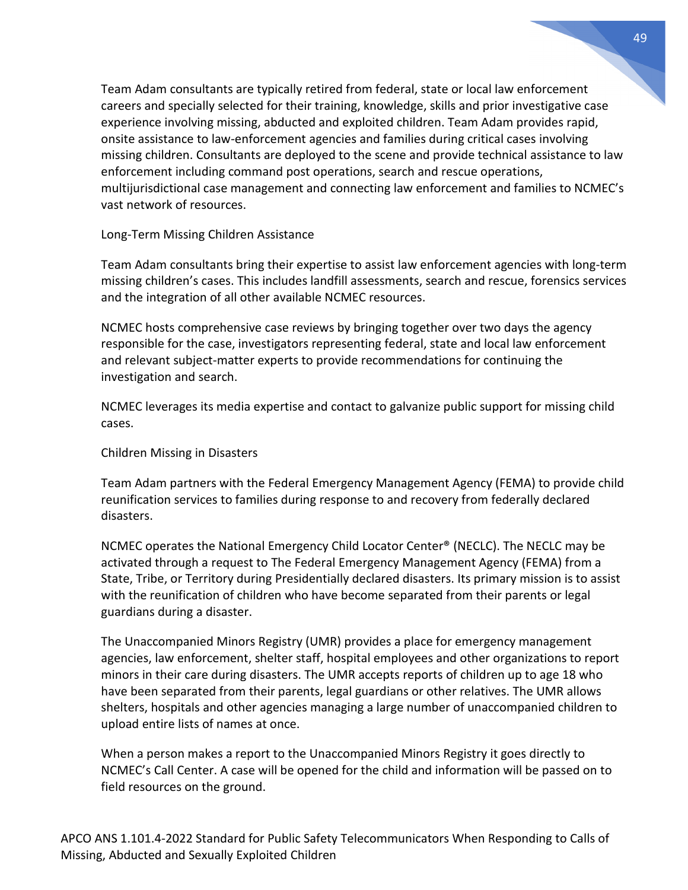Team Adam consultants are typically retired from federal, state or local law enforcement careers and specially selected for their training, knowledge, skills and prior investigative case experience involving missing, abducted and exploited children. Team Adam provides rapid, onsite assistance to law-enforcement agencies and families during critical cases involving missing children. Consultants are deployed to the scene and provide technical assistance to law enforcement including command post operations, search and rescue operations, multijurisdictional case management and connecting law enforcement and families to NCMEC's vast network of resources.

Long-Term Missing Children Assistance

Team Adam consultants bring their expertise to assist law enforcement agencies with long-term missing children's cases. This includes landfill assessments, search and rescue, forensics services and the integration of all other available NCMEC resources.

NCMEC hosts comprehensive case reviews by bringing together over two days the agency responsible for the case, investigators representing federal, state and local law enforcement and relevant subject-matter experts to provide recommendations for continuing the investigation and search.

NCMEC leverages its media expertise and contact to galvanize public support for missing child cases.

Children Missing in Disasters

Team Adam partners with the Federal Emergency Management Agency (FEMA) to provide child reunification services to families during response to and recovery from federally declared disasters.

NCMEC operates the National Emergency Child Locator Center® (NECLC). The NECLC may be activated through a request to The Federal Emergency Management Agency (FEMA) from a State, Tribe, or Territory during Presidentially declared disasters. Its primary mission is to assist with the reunification of children who have become separated from their parents or legal guardians during a disaster.

The Unaccompanied Minors Registry (UMR) provides a place for emergency management agencies, law enforcement, shelter staff, hospital employees and other organizations to report minors in their care during disasters. The UMR accepts reports of children up to age 18 who have been separated from their parents, legal guardians or other relatives. The UMR allows shelters, hospitals and other agencies managing a large number of unaccompanied children to upload entire lists of names at once.

When a person makes a report to the Unaccompanied Minors Registry it goes directly to NCMEC's Call Center. A case will be opened for the child and information will be passed on to field resources on the ground.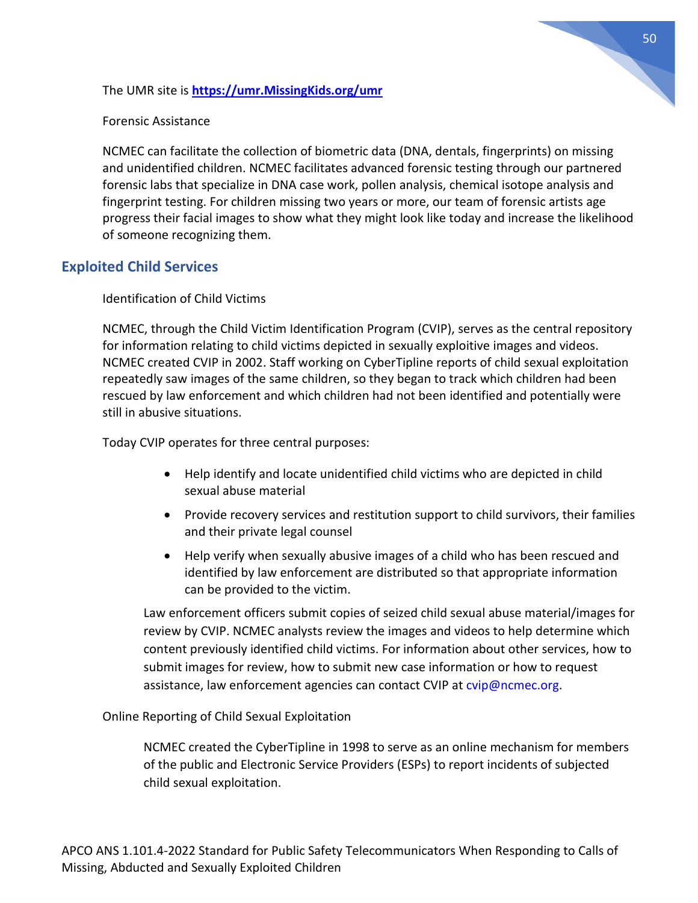The UMR site is **[https://umr.MissingKids.org/umr](https://umr.MissingKids.org/umr)**

Forensic Assistance

NCMEC can facilitate the collection of biometric data (DNA, dentals, fingerprints) on missing and unidentified children. NCMEC facilitates advanced forensic testing through our partnered forensic labs that specialize in DNA case work, pollen analysis, chemical isotope analysis and fingerprint testing. For children missing two years or more, our team of forensic artists age progress their facial images to show what they might look like today and increase the likelihood of someone recognizing them.

## Exploited Child Services

Identification of Child Victims

NCMEC, through the Child Victim Identification Program (CVIP), serves as the central repository for information relating to child victims depicted in sexually exploitive images and videos. NCMEC created CVIP in 2002. Staff working on CyberTipline reports of child sexual exploitation repeatedly saw images of the same children, so they began to track which children had been rescued by law enforcement and which children had not been identified and potentially were still in abusive situations.

Today CVIP operates for three central purposes:

- Help identify and locate unidentified child victims who are depicted in child sexual abuse material
- Provide recovery services and restitution support to child survivors, their families and their private legal counsel
- Help verify when sexually abusive images of a child who has been rescued and identified by law enforcement are distributed so that appropriate information can be provided to the victim.

Law enforcement officers submit copies of seized child sexual abuse material/images for review by CVIP. NCMEC analysts review the images and videos to help determine which content previously identified child victims. For information about other services, how to submit images for review, how to submit new case information or how to request assistance, law enforcement agencies can contact CVIP at cvip@ncmec.org.

Online Reporting of Child Sexual Exploitation

NCMEC created the CyberTipline in 1998 to serve as an online mechanism for members of the public and Electronic Service Providers (ESPs) to report incidents of subjected child sexual exploitation.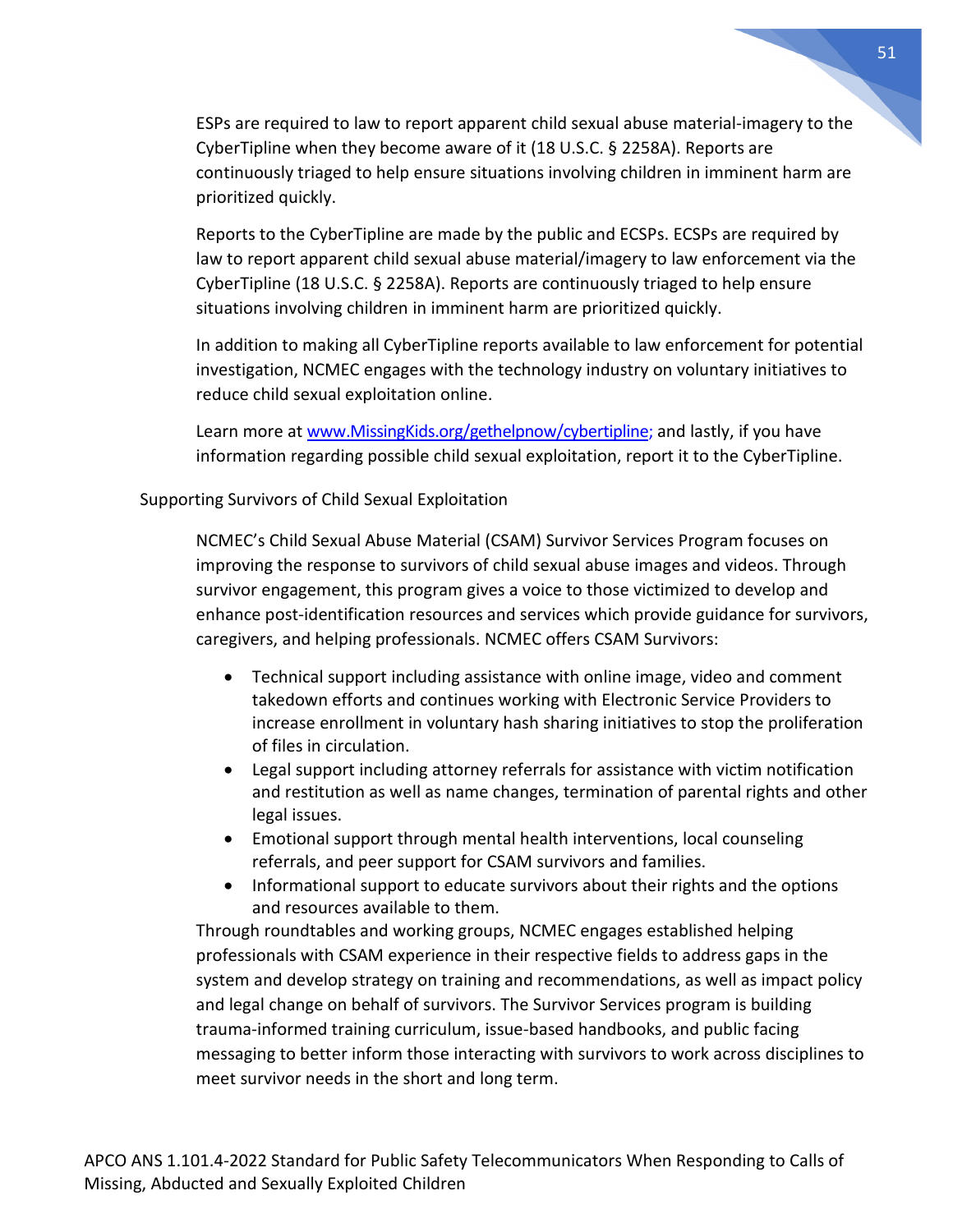ESPs are required to law to report apparent child sexual abuse material-imagery to the CyberTipline when they become aware of it (18 U.S.C. § 2258A). Reports are continuously triaged to help ensure situations involving children in imminent harm are prioritized quickly.

Reports to the CyberTipline are made by the public and ECSPs. ECSPs are required by law to report apparent child sexual abuse material/imagery to law enforcement via the CyberTipline (18 U.S.C. § 2258A). Reports are continuously triaged to help ensure situations involving children in imminent harm are prioritized quickly.

In addition to making all CyberTipline reports available to law enforcement for potential investigation, NCMEC engages with the technology industry on voluntary initiatives to reduce child sexual exploitation online.

Learn more at www.MissingKids.org/gethelpnow/cybertipline; and lastly, if you have information regarding possible child sexual exploitation, report it to the CyberTipline.

## Supporting Survivors of Child Sexual Exploitation

NCMEC's Child Sexual Abuse Material (CSAM) Survivor Services Program focuses on improving the response to survivors of child sexual abuse images and videos. Through survivor engagement, this program gives a voice to those victimized to develop and enhance post-identification resources and services which provide guidance for survivors, caregivers, and helping professionals. NCMEC offers CSAM Survivors:

- Technical support including assistance with online image, video and comment takedown efforts and continues working with Electronic Service Providers to increase enrollment in voluntary hash sharing initiatives to stop the proliferation of files in circulation.
- Legal support including attorney referrals for assistance with victim notification and restitution as well as name changes, termination of parental rights and other legal issues.
- Emotional support through mental health interventions, local counseling referrals, and peer support for CSAM survivors and families.
- Informational support to educate survivors about their rights and the options and resources available to them.

Through roundtables and working groups, NCMEC engages established helping professionals with CSAM experience in their respective fields to address gaps in the system and develop strategy on training and recommendations, as well as impact policy and legal change on behalf of survivors. The Survivor Services program is building trauma-informed training curriculum, issue-based handbooks, and public facing messaging to better inform those interacting with survivors to work across disciplines to meet survivor needs in the short and long term.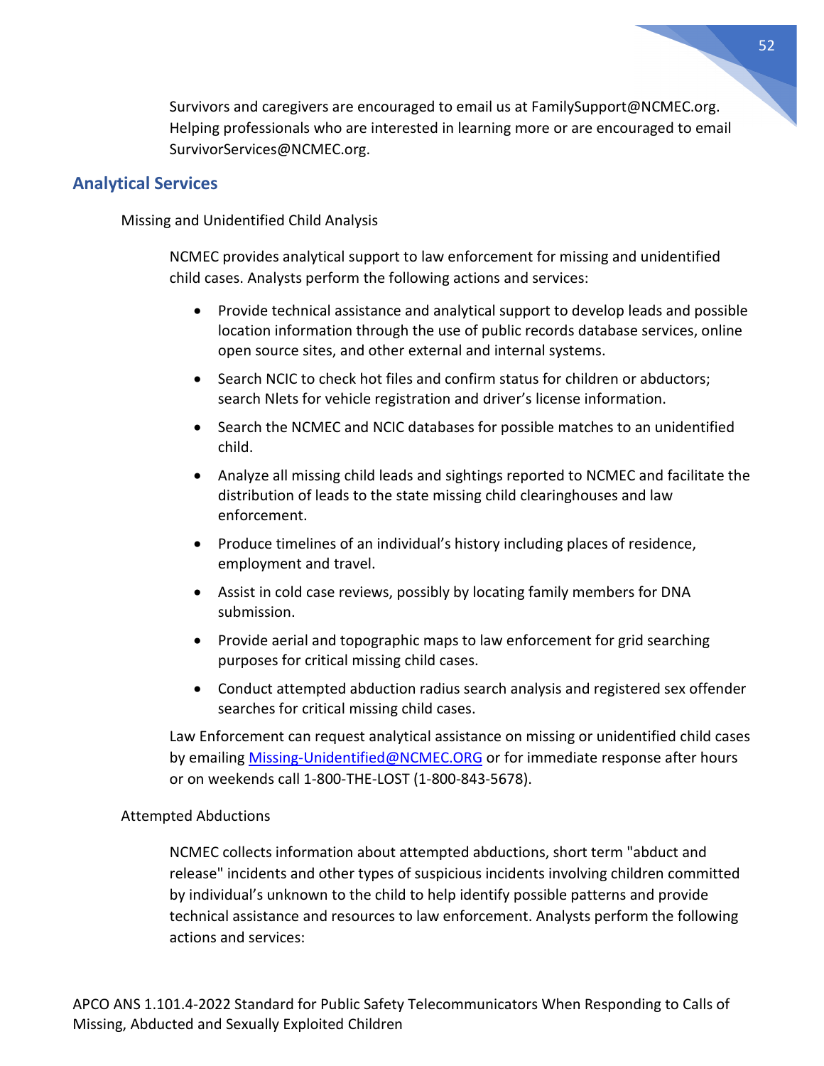Survivors and caregivers are encouraged to email us at FamilySupport@NCMEC.org. Helping professionals who are interested in learning more or are encouraged to email SurvivorServices@NCMEC.org.

## Analytical Services

### Missing and Unidentified Child Analysis

NCMEC provides analytical support to law enforcement for missing and unidentified child cases. Analysts perform the following actions and services:

- Provide technical assistance and analytical support to develop leads and possible location information through the use of public records database services, online open source sites, and other external and internal systems.
- Search NCIC to check hot files and confirm status for children or abductors; search Nlets for vehicle registration and driver's license information.
- Search the NCMEC and NCIC databases for possible matches to an unidentified child.
- Analyze all missing child leads and sightings reported to NCMEC and facilitate the distribution of leads to the state missing child clearinghouses and law enforcement.
- Produce timelines of an individual's history including places of residence, employment and travel.
- Assist in cold case reviews, possibly by locating family members for DNA submission.
- Provide aerial and topographic maps to law enforcement for grid searching purposes for critical missing child cases.
- Conduct attempted abduction radius search analysis and registered sex offender searches for critical missing child cases.

Law Enforcement can request analytical assistance on missing or unidentified child cases by emailing Missing-Unidentified@NCMEC.ORG or for immediate response after hours or on weekends call 1-800-THE-LOST (1-800-843-5678).

### Attempted Abductions

NCMEC collects information about attempted abductions, short term "abduct and release" incidents and other types of suspicious incidents involving children committed by individual's unknown to the child to help identify possible patterns and provide technical assistance and resources to law enforcement. Analysts perform the following actions and services: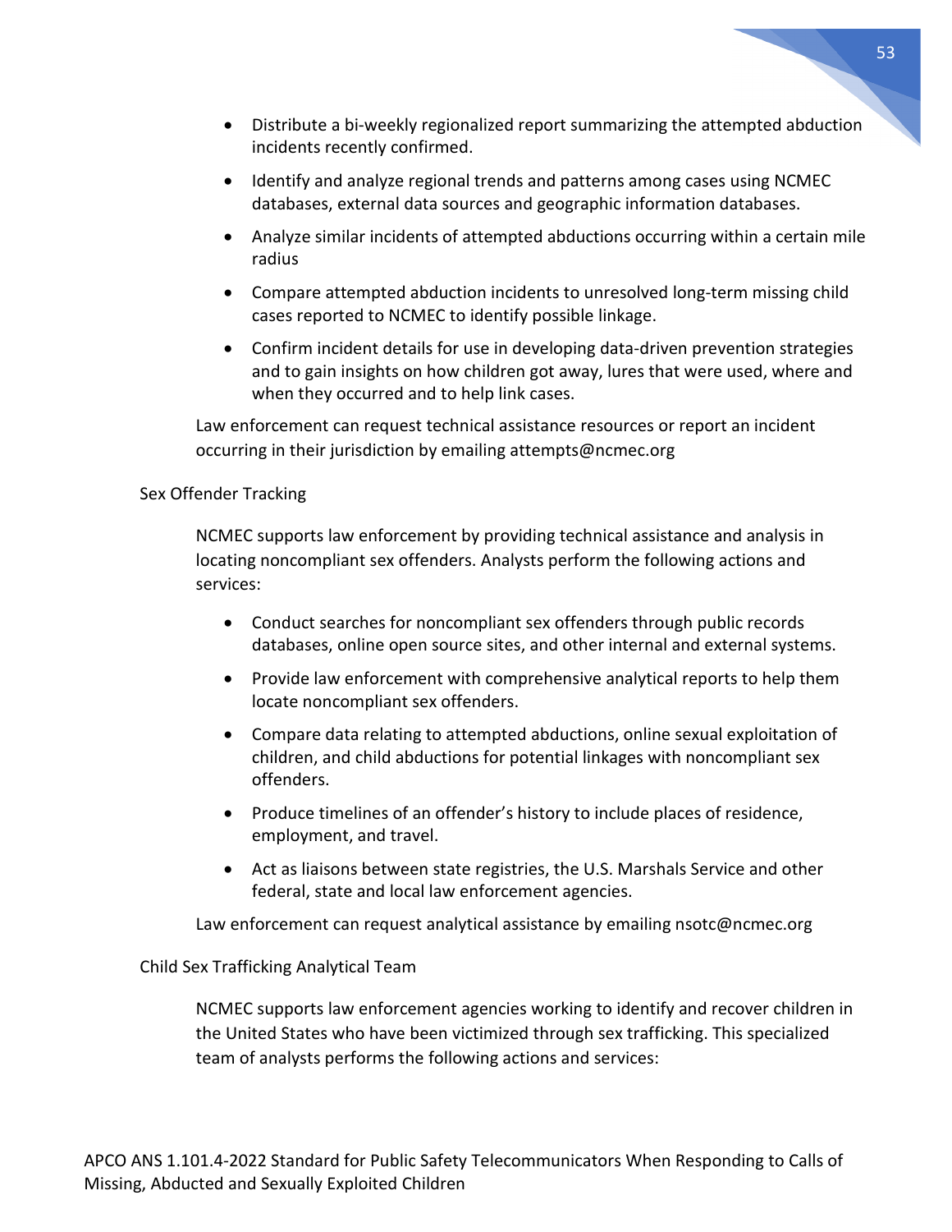- Distribute a bi-weekly regionalized report summarizing the attempted abduction incidents recently confirmed.
- Identify and analyze regional trends and patterns among cases using NCMEC databases, external data sources and geographic information databases.
- Analyze similar incidents of attempted abductions occurring within a certain mile radius
- Compare attempted abduction incidents to unresolved long-term missing child cases reported to NCMEC to identify possible linkage.
- Confirm incident details for use in developing data-driven prevention strategies and to gain insights on how children got away, lures that were used, where and when they occurred and to help link cases.

Law enforcement can request technical assistance resources or report an incident occurring in their jurisdiction by emailing attempts@ncmec.org

### Sex Offender Tracking

NCMEC supports law enforcement by providing technical assistance and analysis in locating noncompliant sex offenders. Analysts perform the following actions and services:

- Conduct searches for noncompliant sex offenders through public records databases, online open source sites, and other internal and external systems.
- Provide law enforcement with comprehensive analytical reports to help them locate noncompliant sex offenders.
- Compare data relating to attempted abductions, online sexual exploitation of children, and child abductions for potential linkages with noncompliant sex offenders.
- Produce timelines of an offender's history to include places of residence, employment, and travel.
- Act as liaisons between state registries, the U.S. Marshals Service and other federal, state and local law enforcement agencies.

Law enforcement can request analytical assistance by emailing nsotc@ncmec.org

### Child Sex Trafficking Analytical Team

NCMEC supports law enforcement agencies working to identify and recover children in the United States who have been victimized through sex trafficking. This specialized team of analysts performs the following actions and services: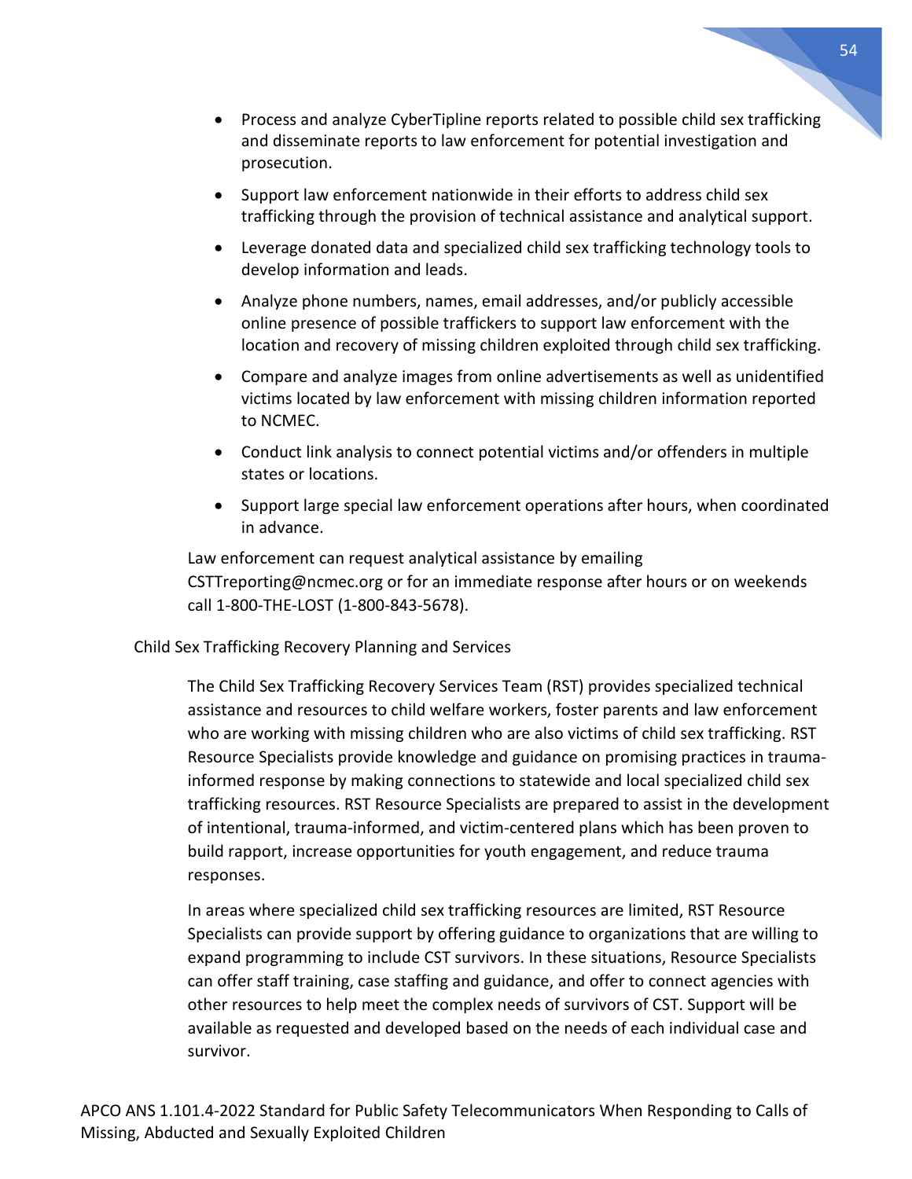- Process and analyze CyberTipline reports related to possible child sex trafficking and disseminate reports to law enforcement for potential investigation and prosecution.
- Support law enforcement nationwide in their efforts to address child sex trafficking through the provision of technical assistance and analytical support.
- Leverage donated data and specialized child sex trafficking technology tools to develop information and leads.
- Analyze phone numbers, names, email addresses, and/or publicly accessible online presence of possible traffickers to support law enforcement with the location and recovery of missing children exploited through child sex trafficking.
- Compare and analyze images from online advertisements as well as unidentified victims located by law enforcement with missing children information reported to NCMEC.
- Conduct link analysis to connect potential victims and/or offenders in multiple states or locations.
- Support large special law enforcement operations after hours, when coordinated in advance.

Law enforcement can request analytical assistance by emailing CSTTreporting@ncmec.org or for an immediate response after hours or on weekends call 1-800-THE-LOST (1-800-843-5678).

Child Sex Trafficking Recovery Planning and Services

The Child Sex Trafficking Recovery Services Team (RST) provides specialized technical assistance and resources to child welfare workers, foster parents and law enforcement who are working with missing children who are also victims of child sex trafficking. RST Resource Specialists provide knowledge and guidance on promising practices in trauma-informed response by making connections to statewide and local specialized child sex trafficking resources. RST Resource Specialists are prepared to assist in the development of intentional, trauma-informed, and victim-centered plans which has been proven to build rapport, increase opportunities for youth engagement, and reduce trauma responses.

In areas where specialized child sex trafficking resources are limited, RST Resource Specialists can provide support by offering guidance to organizations that are willing to expand programming to include CST survivors. In these situations, Resource Specialists can offer staff training, case staffing and guidance, and offer to connect agencies with other resources to help meet the complex needs of survivors of CST. Support will be available as requested and developed based on the needs of each individual case and survivor.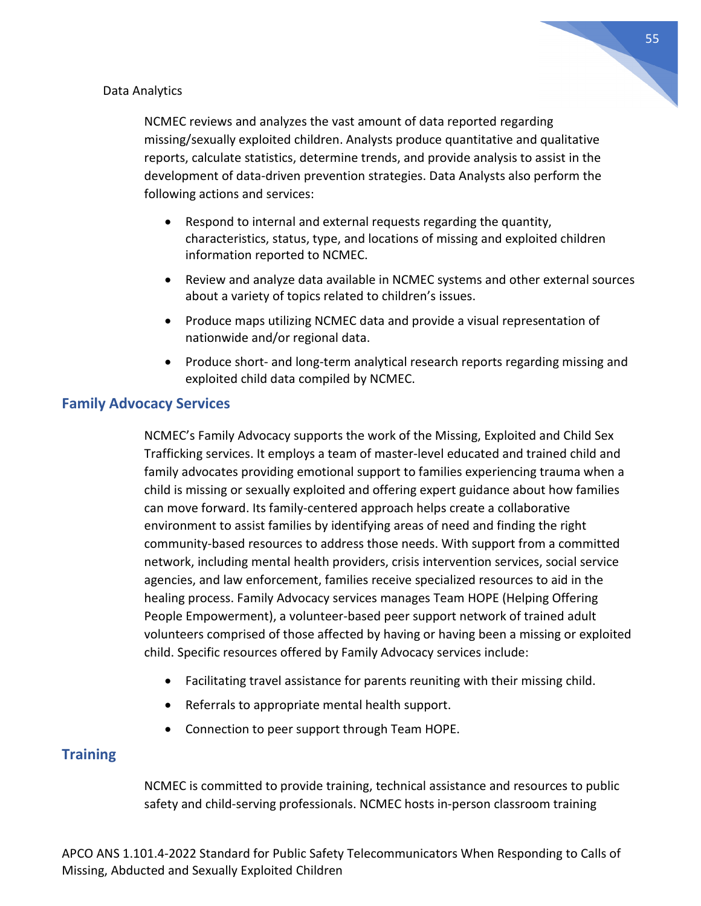### Data Analytics

NCMEC reviews and analyzes the vast amount of data reported regarding missing/sexually exploited children. Analysts produce quantitative and qualitative reports, calculate statistics, determine trends, and provide analysis to assist in the development of data-driven prevention strategies. Data Analysts also perform the following actions and services:

- Respond to internal and external requests regarding the quantity, characteristics, status, type, and locations of missing and exploited children information reported to NCMEC.
- Review and analyze data available in NCMEC systems and other external sources about a variety of topics related to children's issues.
- Produce maps utilizing NCMEC data and provide a visual representation of nationwide and/or regional data.
- Produce short- and long-term analytical research reports regarding missing and exploited child data compiled by NCMEC.

## Family Advocacy Services

NCMEC's Family Advocacy supports the work of the Missing, Exploited and Child Sex Trafficking services. It employs a team of master-level educated and trained child and family advocates providing emotional support to families experiencing trauma when a child is missing or sexually exploited and offering expert guidance about how families can move forward. Its family-centered approach helps create a collaborative environment to assist families by identifying areas of need and finding the right community-based resources to address those needs. With support from a committed network, including mental health providers, crisis intervention services, social service agencies, and law enforcement, families receive specialized resources to aid in the healing process. Family Advocacy services manages Team HOPE (Helping Offering People Empowerment), a volunteer-based peer support network of trained adult volunteers comprised of those affected by having or having been a missing or exploited child. Specific resources offered by Family Advocacy services include:

- Facilitating travel assistance for parents reuniting with their missing child.
- Referrals to appropriate mental health support.
- Connection to peer support through Team HOPE.

## Training

NCMEC is committed to provide training, technical assistance and resources to public safety and child-serving professionals. NCMEC hosts in-person classroom training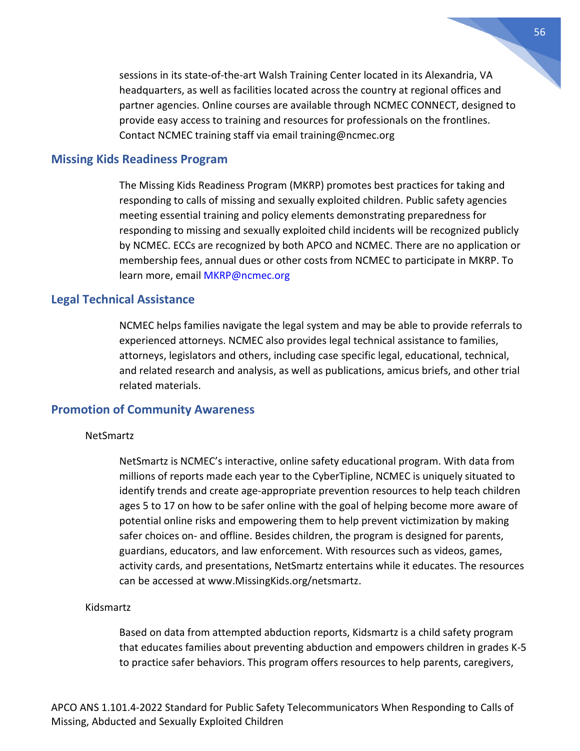sessions in its state-of-the-art Walsh Training Center located in its Alexandria, VA headquarters, as well as facilities located across the country at regional offices and partner agencies. Online courses are available through NCMEC CONNECT, designed to provide easy access to training and resources for professionals on the frontlines. Contact NCMEC training staff via email training@ncmec.org

## Missing Kids Readiness Program

The Missing Kids Readiness Program (MKRP) promotes best practices for taking and responding to calls of missing and sexually exploited children. Public safety agencies meeting essential training and policy elements demonstrating preparedness for responding to missing and sexually exploited child incidents will be recognized publicly by NCMEC. ECCs are recognized by both APCO and NCMEC. There are no application or membership fees, annual dues or other costs from NCMEC to participate in MKRP. To learn more, email MKRP@ncmec.org

## Legal Technical Assistance

NCMEC helps families navigate the legal system and may be able to provide referrals to experienced attorneys. NCMEC also provides legal technical assistance to families, attorneys, legislators and others, including case specific legal, educational, technical, and related research and analysis, as well as publications, amicus briefs, and other trial related materials.

## Promotion of Community Awareness

NetSmartz

NetSmartz is NCMEC's interactive, online safety educational program. With data from millions of reports made each year to the CyberTipline, NCMEC is uniquely situated to identify trends and create age-appropriate prevention resources to help teach children ages 5 to 17 on how to be safer online with the goal of helping become more aware of potential online risks and empowering them to help prevent victimization by making safer choices on- and offline. Besides children, the program is designed for parents, guardians, educators, and law enforcement. With resources such as videos, games, activity cards, and presentations, NetSmartz entertains while it educates. The resources can be accessed at www.MissingKids.org/netsmartz.

Kidsmartz

Based on data from attempted abduction reports, Kidsmartz is a child safety program that educates families about preventing abduction and empowers children in grades K-5 to practice safer behaviors. This program offers resources to help parents, caregivers,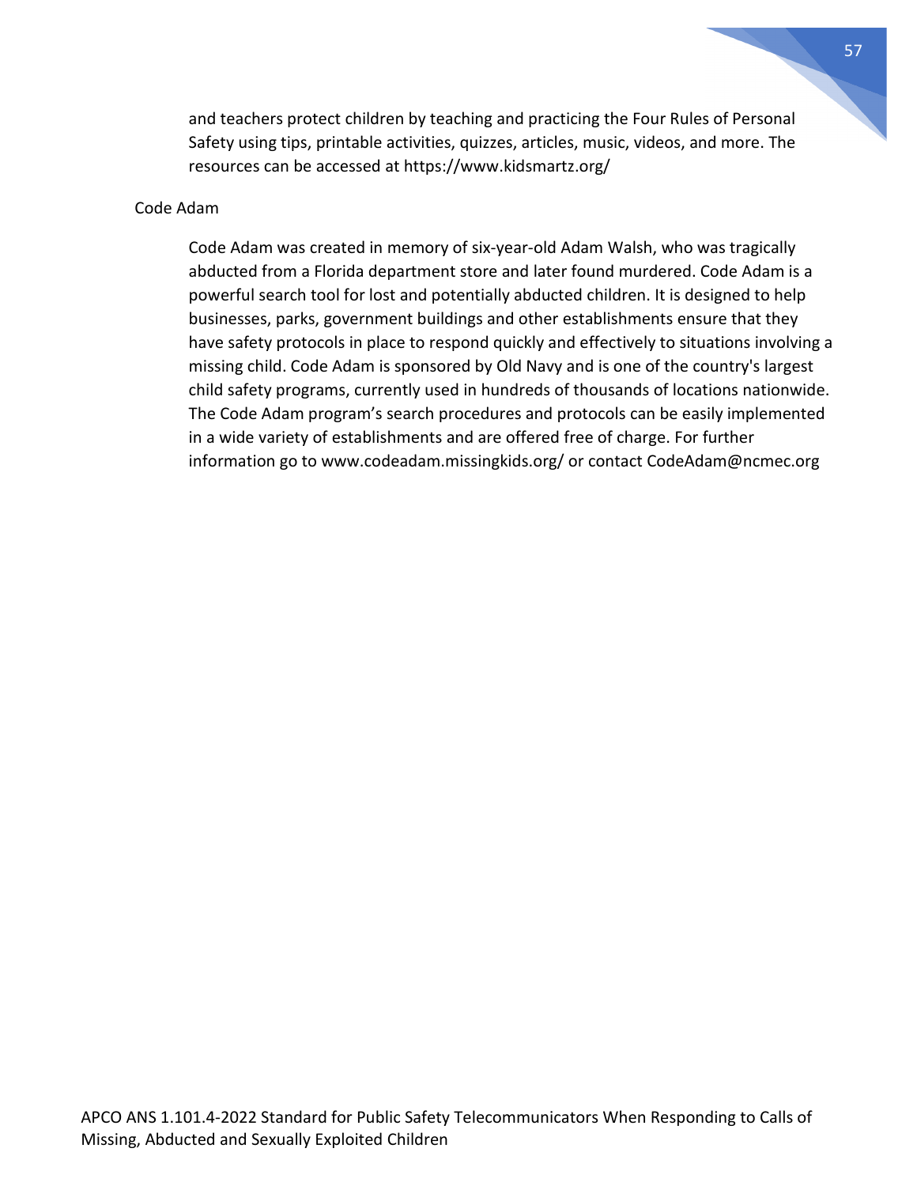and teachers protect children by teaching and practicing the Four Rules of Personal Safety using tips, printable activities, quizzes, articles, music, videos, and more. The resources can be accessed at https://www.kidsmartz.org/

Code Adam

Code Adam was created in memory of six-year-old Adam Walsh, who was tragically abducted from a Florida department store and later found murdered. Code Adam is a powerful search tool for lost and potentially abducted children. It is designed to help businesses, parks, government buildings and other establishments ensure that they have safety protocols in place to respond quickly and effectively to situations involving a missing child. Code Adam is sponsored by Old Navy and is one of the country's largest child safety programs, currently used in hundreds of thousands of locations nationwide. The Code Adam program's search procedures and protocols can be easily implemented in a wide variety of establishments and are offered free of charge. For further information go to www.codeadam.missingkids.org/ or contact CodeAdam@ncmec.org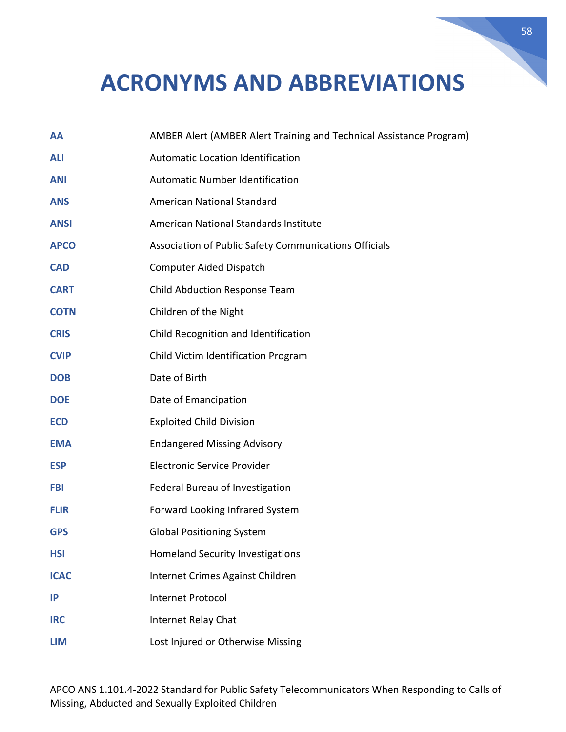# ACRONYMS AND ABBREVIATIONS

| | |
|---|---|
| **AA** | AMBER Alert (AMBER Alert Training and Technical Assistance Program) |
| **ALI** | Automatic Location Identification |
| **ANI** | Automatic Number Identification |
| **ANS** | American National Standard |
| **ANSI** | American National Standards Institute |
| **APCO** | Association of Public Safety Communications Officials |
| **CAD** | Computer Aided Dispatch |
| **CART** | Child Abduction Response Team |
| **COTN** | Children of the Night |
| **CRIS** | Child Recognition and Identification |
| **CVIP** | Child Victim Identification Program |
| **DOB** | Date of Birth |
| **DOE** | Date of Emancipation |
| **ECD** | Exploited Child Division |
| **EMA** | Endangered Missing Advisory |
| **ESP** | Electronic Service Provider |
| **FBI** | Federal Bureau of Investigation |
| **FLIR** | Forward Looking Infrared System |
| **GPS** | Global Positioning System |
| **HSI** | Homeland Security Investigations |
| **ICAC** | Internet Crimes Against Children |
| **IP** | Internet Protocol |
| **IRC** | Internet Relay Chat |
| **LIM** | Lost Injured or Otherwise Missing |

APCO ANS 1.101.4-2022 Standard for Public Safety Telecommunicators When Responding to Calls of Missing, Abducted and Sexually Exploited Children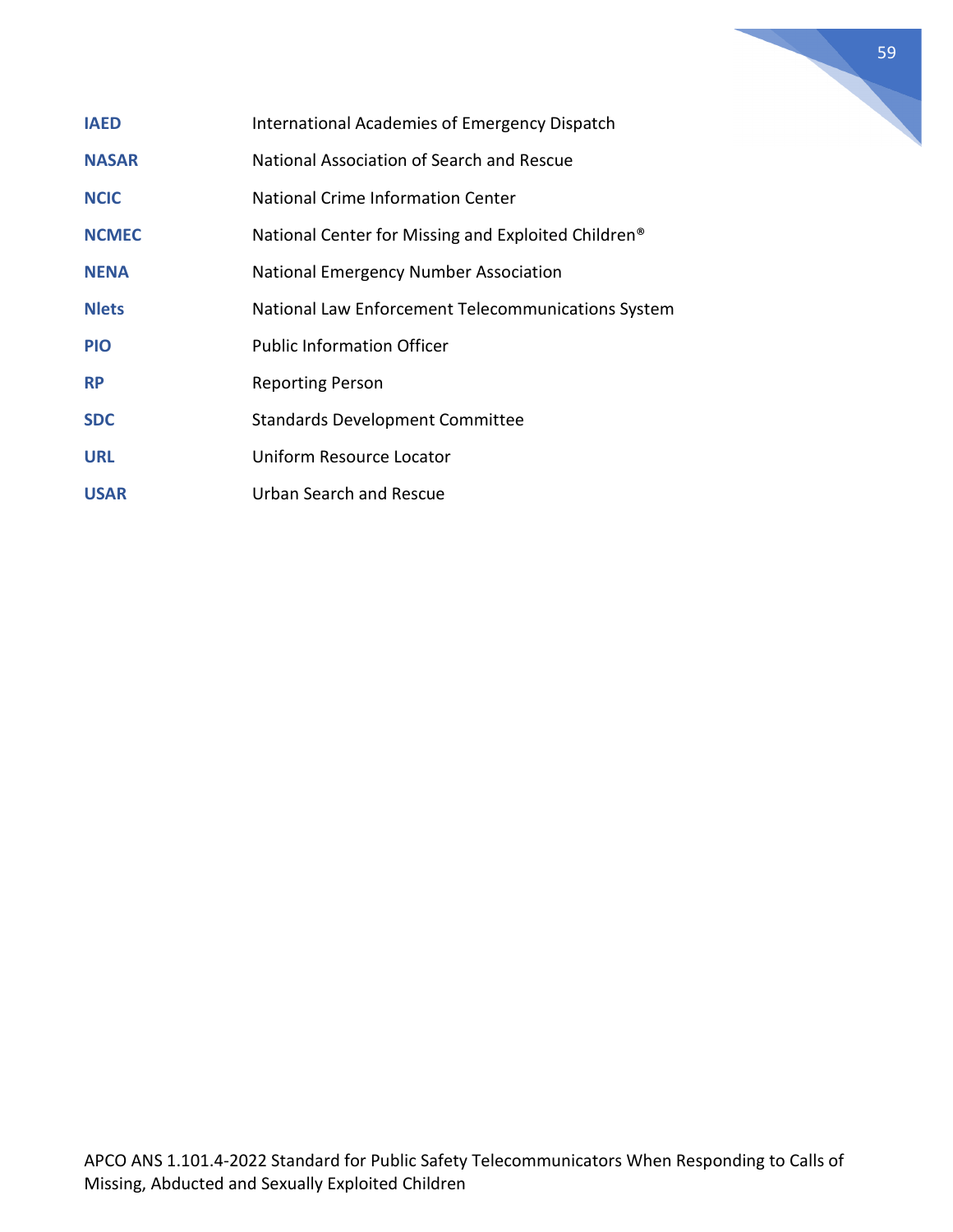| | |
|---|---|
| **IAED** | International Academies of Emergency Dispatch |
| **NASAR** | National Association of Search and Rescue |
| **NCIC** | National Crime Information Center |
| **NCMEC** | National Center for Missing and Exploited Children® |
| **NENA** | National Emergency Number Association |
| **Nlets** | National Law Enforcement Telecommunications System |
| **PIO** | Public Information Officer |
| **RP** | Reporting Person |
| **SDC** | Standards Development Committee |
| **URL** | Uniform Resource Locator |
| **USAR** | Urban Search and Rescue |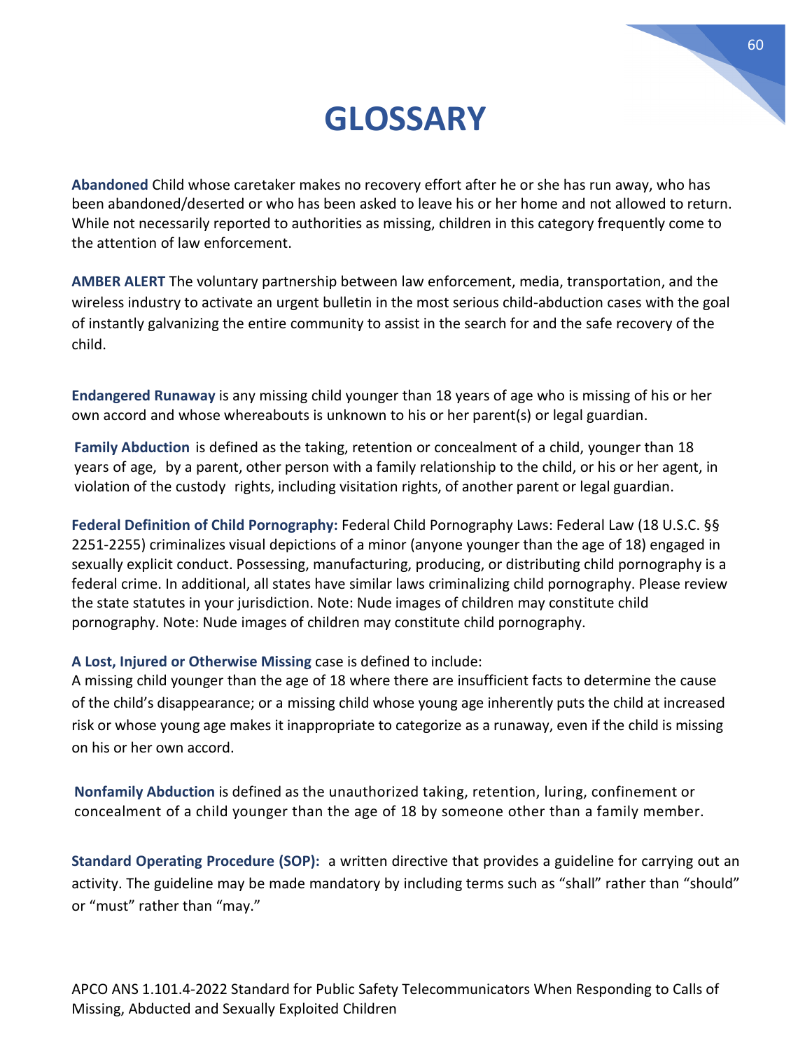# GLOSSARY

**Abandoned** Child whose caretaker makes no recovery effort after he or she has run away, who has been abandoned/deserted or who has been asked to leave his or her home and not allowed to return. While not necessarily reported to authorities as missing, children in this category frequently come to the attention of law enforcement.

**AMBER ALERT** The voluntary partnership between law enforcement, media, transportation, and the wireless industry to activate an urgent bulletin in the most serious child-abduction cases with the goal of instantly galvanizing the entire community to assist in the search for and the safe recovery of the child.

**Endangered Runaway** is any missing child younger than 18 years of age who is missing of his or her own accord and whose whereabouts is unknown to his or her parent(s) or legal guardian.

**Family Abduction** is defined as the taking, retention or concealment of a child, younger than 18 years of age, by a parent, other person with a family relationship to the child, or his or her agent, in violation of the custody rights, including visitation rights, of another parent or legal guardian.

**Federal Definition of Child Pornography:** Federal Child Pornography Laws: Federal Law (18 U.S.C. §§ 2251-2255) criminalizes visual depictions of a minor (anyone younger than the age of 18) engaged in sexually explicit conduct. Possessing, manufacturing, producing, or distributing child pornography is a federal crime. In additional, all states have similar laws criminalizing child pornography. Please review the state statutes in your jurisdiction. Note: Nude images of children may constitute child pornography. Note: Nude images of children may constitute child pornography.

**A Lost, Injured or Otherwise Missing** case is defined to include:
A missing child younger than the age of 18 where there are insufficient facts to determine the cause of the child's disappearance; or a missing child whose young age inherently puts the child at increased risk or whose young age makes it inappropriate to categorize as a runaway, even if the child is missing on his or her own accord.

**Nonfamily Abduction** is defined as the unauthorized taking, retention, luring, confinement or concealment of a child younger than the age of 18 by someone other than a family member.

**Standard Operating Procedure (SOP):** a written directive that provides a guideline for carrying out an activity. The guideline may be made mandatory by including terms such as "shall" rather than "should" or "must" rather than "may."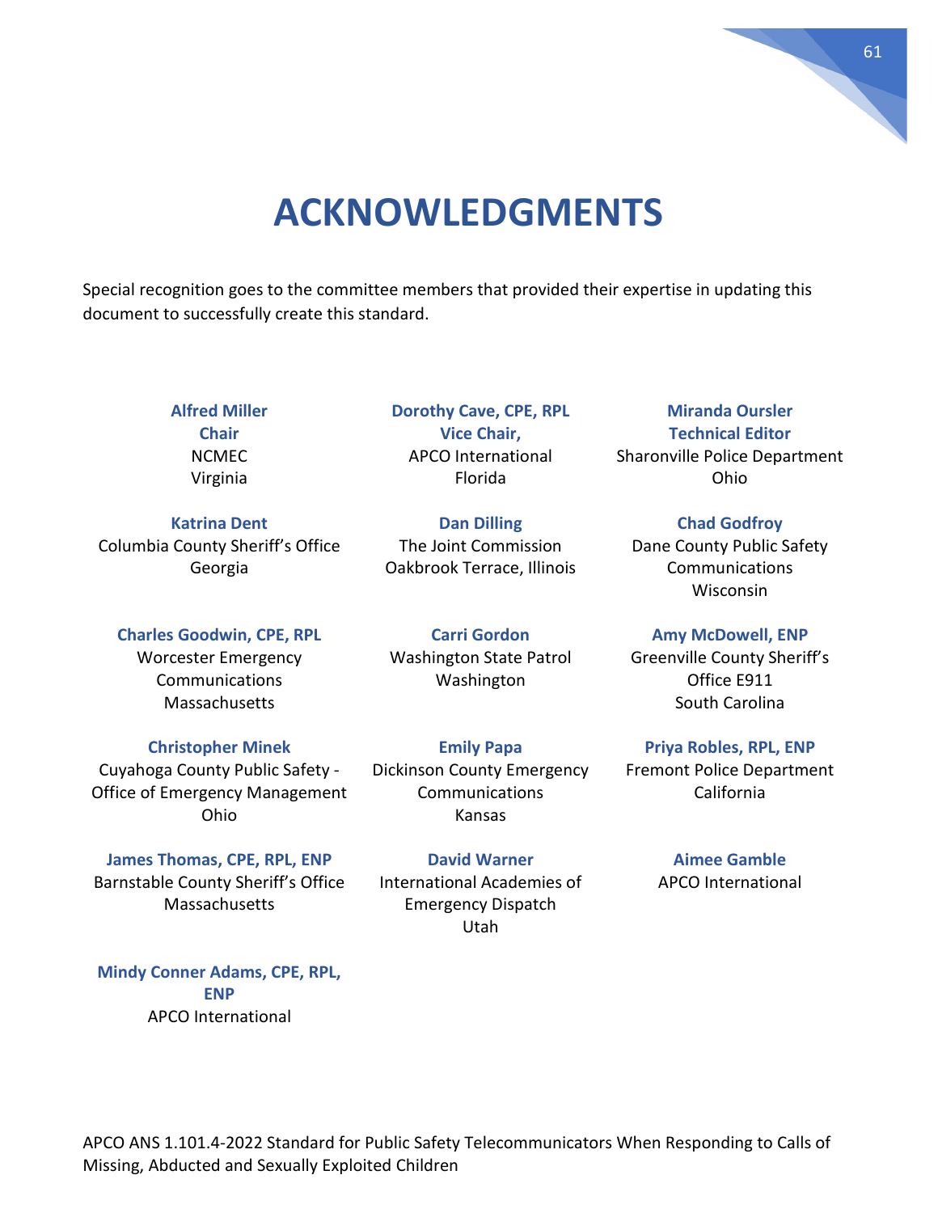# ACKNOWLEDGMENTS

Special recognition goes to the committee members that provided their expertise in updating this document to successfully create this standard.

**Alfred Miller**
**Chair**
NCMEC
Virginia

**Dorothy Cave, CPE, RPL**
**Vice Chair,**
APCO International
Florida

**Miranda Oursler**
**Technical Editor**
Sharonville Police Department
Ohio

**Katrina Dent**
Columbia County Sheriff's Office
Georgia

**Dan Dilling**
The Joint Commission
Oakbrook Terrace, Illinois

**Chad Godfroy**
Dane County Public Safety Communications
Wisconsin

**Charles Goodwin, CPE, RPL**
Worcester Emergency Communications
Massachusetts

**Carri Gordon**
Washington State Patrol
Washington

**Amy McDowell, ENP**
Greenville County Sheriff's Office E911
South Carolina

**Christopher Minek**
Cuyahoga County Public Safety - Office of Emergency Management
Ohio

**Emily Papa**
Dickinson County Emergency Communications
Kansas

**Priya Robles, RPL, ENP**
Fremont Police Department
California

**James Thomas, CPE, RPL, ENP**
Barnstable County Sheriff's Office
Massachusetts

**David Warner**
International Academies of Emergency Dispatch
Utah

**Aimee Gamble**
APCO International

**Mindy Conner Adams, CPE, RPL, ENP**
APCO International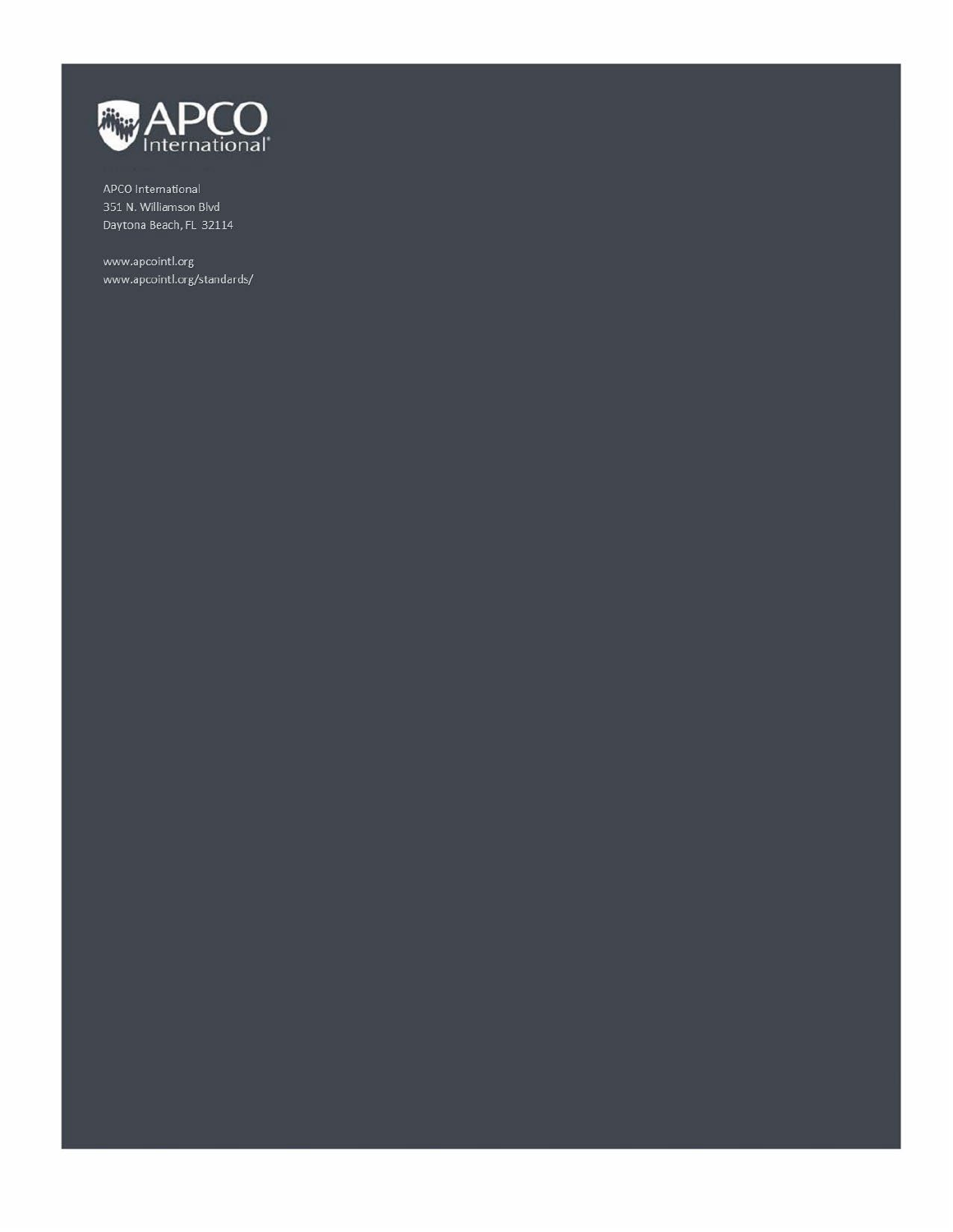APCO International
351 N. Williamson Blvd
Daytona Beach, FL 32114

www.apcointl.org
www.apcointl.org/standards/